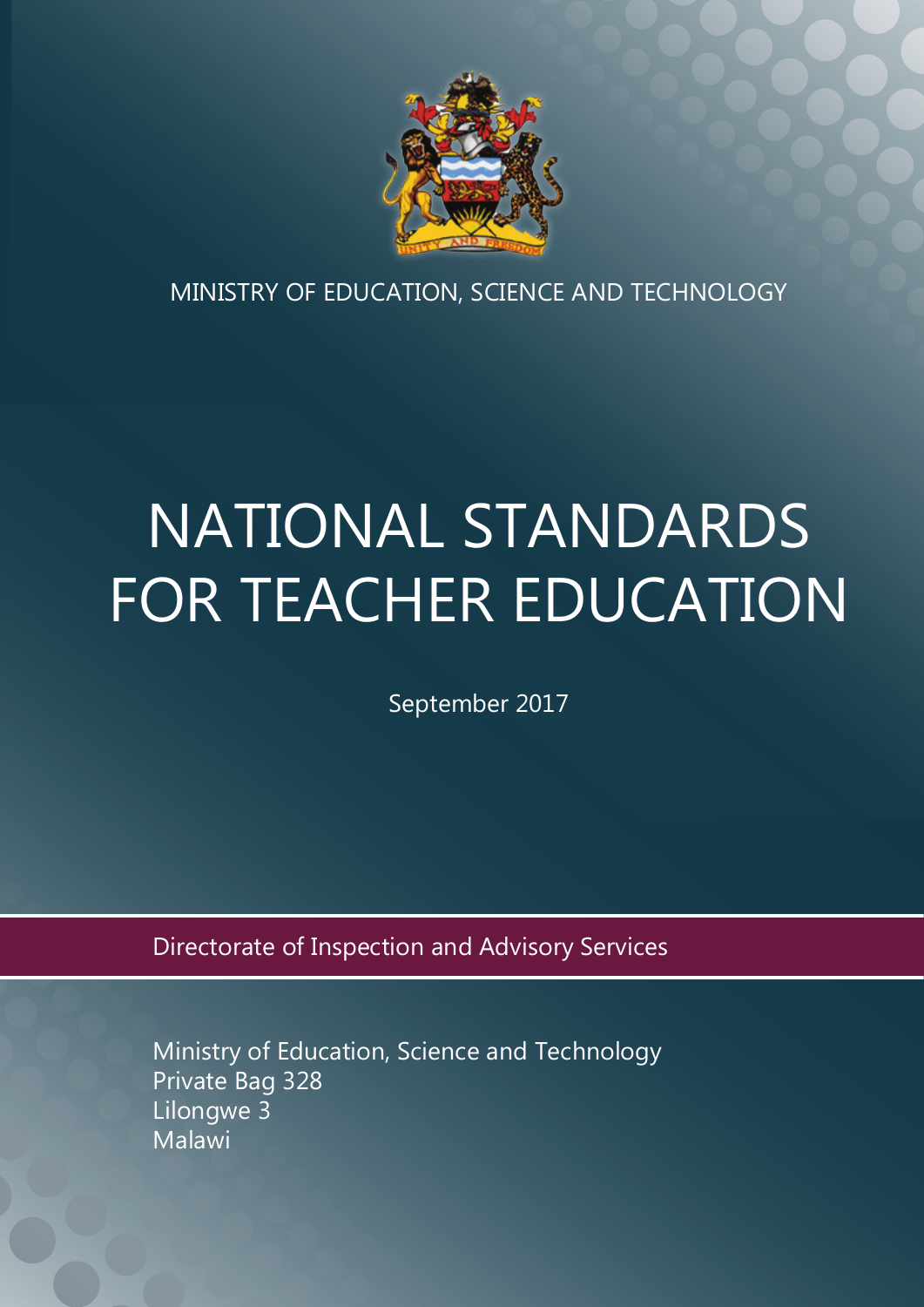MINISTRY OF EDUCATION, SCIENCE AND TECHNOLOGY

# NATIONAL STANDARDS FOR TEACHER EDUCATION

September 2017

Directorate of Inspection and Advisory Services

Ministry of Education, Science and Technology
Private Bag 328
Lilongwe 3
Malawi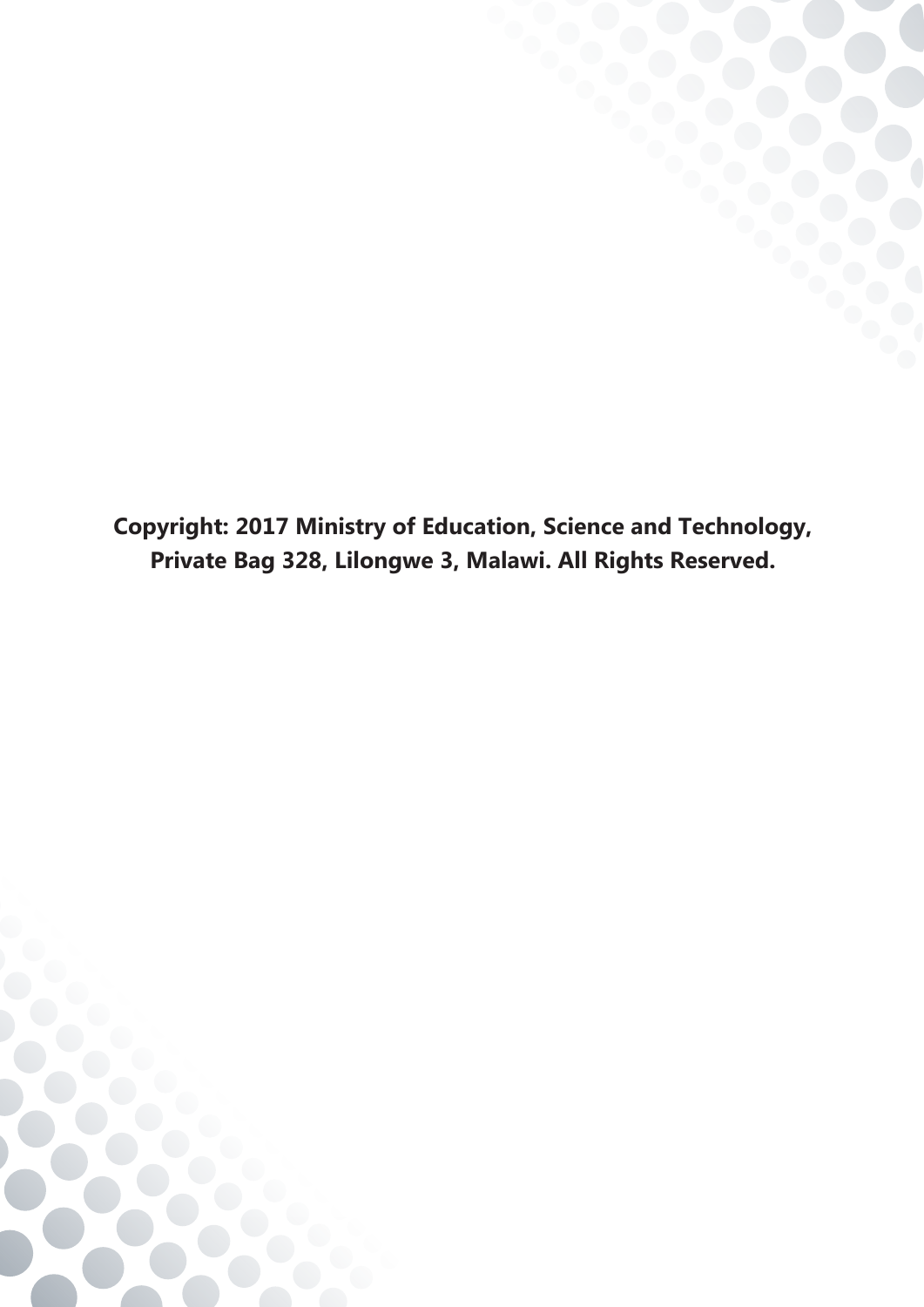**Copyright: 2017 Ministry of Education, Science and Technology, Private Bag 328, Lilongwe 3, Malawi. All Rights Reserved.**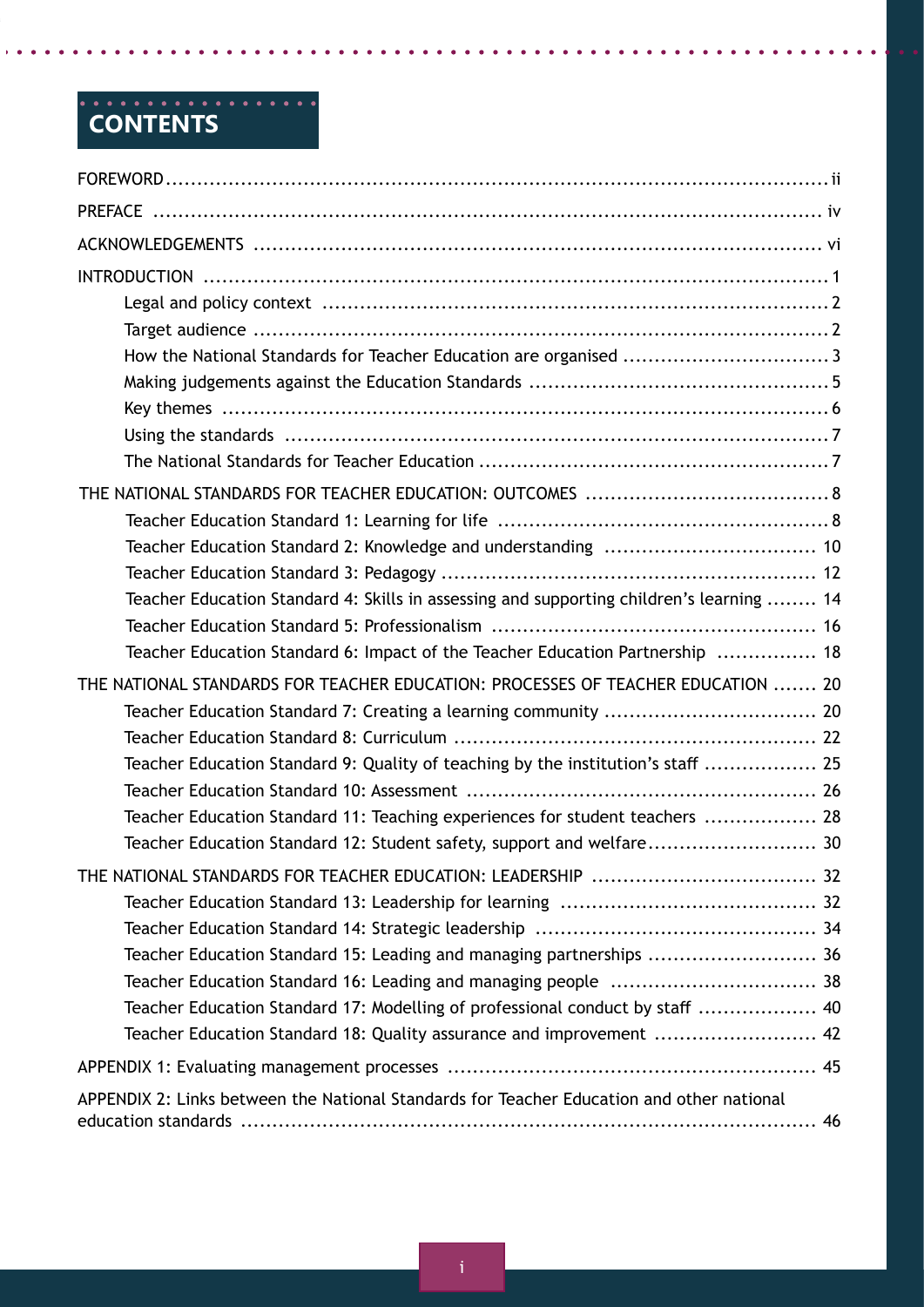# CONTENTS

FOREWORD ... ii

PREFACE ... iv

ACKNOWLEDGEMENTS ... vi

INTRODUCTION ... 1

- Legal and policy context ... 2
- Target audience ... 2
- How the National Standards for Teacher Education are organised ... 3
- Making judgements against the Education Standards ... 5
- Key themes ... 6
- Using the standards ... 7
- The National Standards for Teacher Education ... 7

THE NATIONAL STANDARDS FOR TEACHER EDUCATION: OUTCOMES ... 8

- Teacher Education Standard 1: Learning for life ... 8
- Teacher Education Standard 2: Knowledge and understanding ... 10
- Teacher Education Standard 3: Pedagogy ... 12
- Teacher Education Standard 4: Skills in assessing and supporting children's learning ... 14
- Teacher Education Standard 5: Professionalism ... 16
- Teacher Education Standard 6: Impact of the Teacher Education Partnership ... 18

THE NATIONAL STANDARDS FOR TEACHER EDUCATION: PROCESSES OF TEACHER EDUCATION ... 20

- Teacher Education Standard 7: Creating a learning community ... 20
- Teacher Education Standard 8: Curriculum ... 22
- Teacher Education Standard 9: Quality of teaching by the institution's staff ... 25
- Teacher Education Standard 10: Assessment ... 26
- Teacher Education Standard 11: Teaching experiences for student teachers ... 28
- Teacher Education Standard 12: Student safety, support and welfare ... 30

THE NATIONAL STANDARDS FOR TEACHER EDUCATION: LEADERSHIP ... 32

- Teacher Education Standard 13: Leadership for learning ... 32
- Teacher Education Standard 14: Strategic leadership ... 34
- Teacher Education Standard 15: Leading and managing partnerships ... 36
- Teacher Education Standard 16: Leading and managing people ... 38
- Teacher Education Standard 17: Modelling of professional conduct by staff ... 40
- Teacher Education Standard 18: Quality assurance and improvement ... 42

APPENDIX 1: Evaluating management processes ... 45

APPENDIX 2: Links between the National Standards for Teacher Education and other national education standards ... 46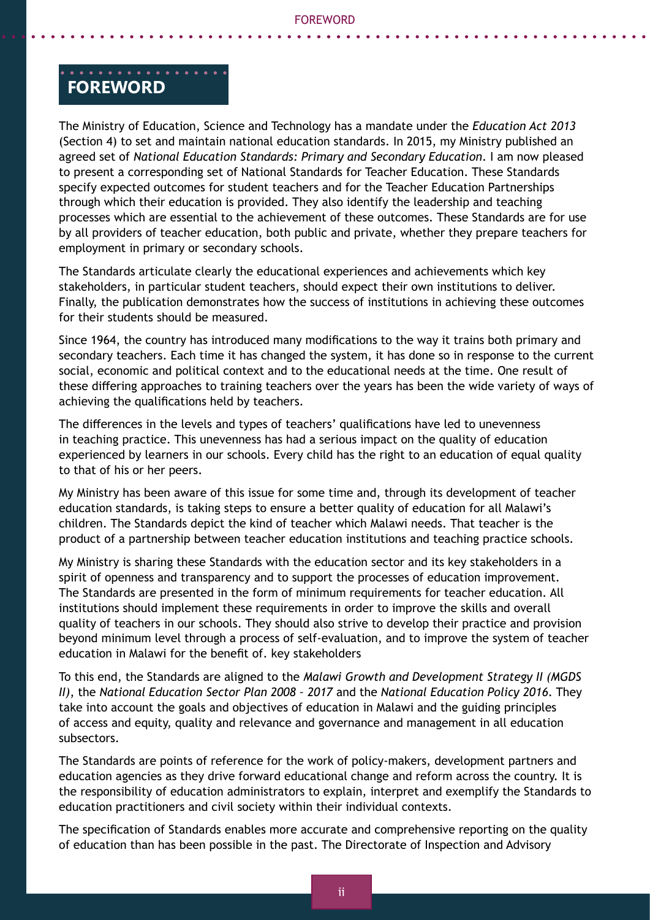# FOREWORD

The Ministry of Education, Science and Technology has a mandate under the *Education Act 2013* (Section 4) to set and maintain national education standards. In 2015, my Ministry published an agreed set of *National Education Standards: Primary and Secondary Education*. I am now pleased to present a corresponding set of National Standards for Teacher Education. These Standards specify expected outcomes for student teachers and for the Teacher Education Partnerships through which their education is provided. They also identify the leadership and teaching processes which are essential to the achievement of these outcomes. These Standards are for use by all providers of teacher education, both public and private, whether they prepare teachers for employment in primary or secondary schools.

The Standards articulate clearly the educational experiences and achievements which key stakeholders, in particular student teachers, should expect their own institutions to deliver. Finally, the publication demonstrates how the success of institutions in achieving these outcomes for their students should be measured.

Since 1964, the country has introduced many modifications to the way it trains both primary and secondary teachers. Each time it has changed the system, it has done so in response to the current social, economic and political context and to the educational needs at the time. One result of these differing approaches to training teachers over the years has been the wide variety of ways of achieving the qualifications held by teachers.

The differences in the levels and types of teachers' qualifications have led to unevenness in teaching practice. This unevenness has had a serious impact on the quality of education experienced by learners in our schools. Every child has the right to an education of equal quality to that of his or her peers.

My Ministry has been aware of this issue for some time and, through its development of teacher education standards, is taking steps to ensure a better quality of education for all Malawi's children. The Standards depict the kind of teacher which Malawi needs. That teacher is the product of a partnership between teacher education institutions and teaching practice schools.

My Ministry is sharing these Standards with the education sector and its key stakeholders in a spirit of openness and transparency and to support the processes of education improvement. The Standards are presented in the form of minimum requirements for teacher education. All institutions should implement these requirements in order to improve the skills and overall quality of teachers in our schools. They should also strive to develop their practice and provision beyond minimum level through a process of self-evaluation, and to improve the system of teacher education in Malawi for the benefit of. key stakeholders

To this end, the Standards are aligned to the *Malawi Growth and Development Strategy II (MGDS II)*, the *National Education Sector Plan 2008 – 2017* and the *National Education Policy 2016*. They take into account the goals and objectives of education in Malawi and the guiding principles of access and equity, quality and relevance and governance and management in all education subsectors.

The Standards are points of reference for the work of policy-makers, development partners and education agencies as they drive forward educational change and reform across the country. It is the responsibility of education administrators to explain, interpret and exemplify the Standards to education practitioners and civil society within their individual contexts.

The specification of Standards enables more accurate and comprehensive reporting on the quality of education than has been possible in the past. The Directorate of Inspection and Advisory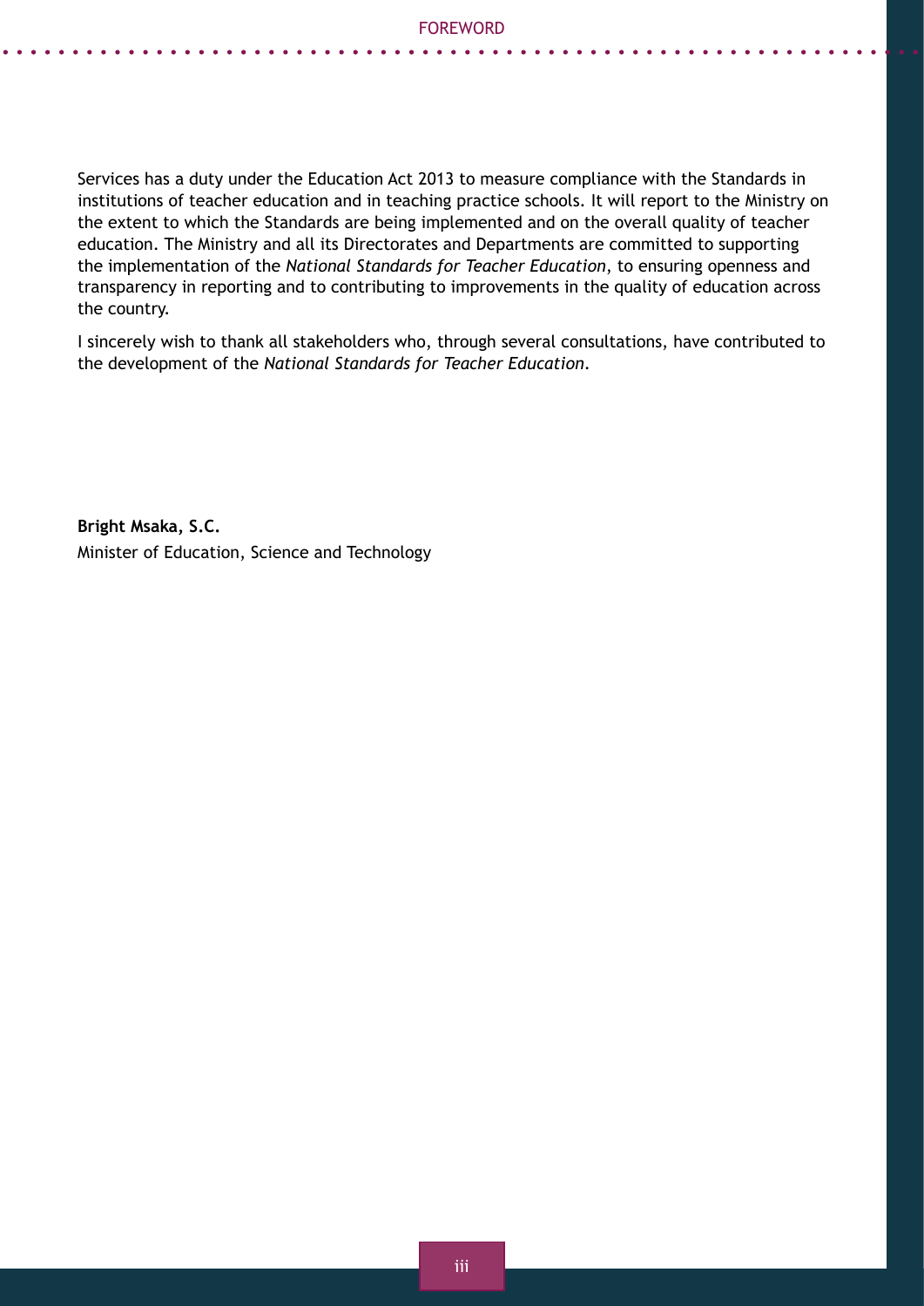Services has a duty under the Education Act 2013 to measure compliance with the Standards in institutions of teacher education and in teaching practice schools. It will report to the Ministry on the extent to which the Standards are being implemented and on the overall quality of teacher education. The Ministry and all its Directorates and Departments are committed to supporting the implementation of the *National Standards for Teacher Education*, to ensuring openness and transparency in reporting and to contributing to improvements in the quality of education across the country.

I sincerely wish to thank all stakeholders who, through several consultations, have contributed to the development of the *National Standards for Teacher Education*.

**Bright Msaka, S.C.**
Minister of Education, Science and Technology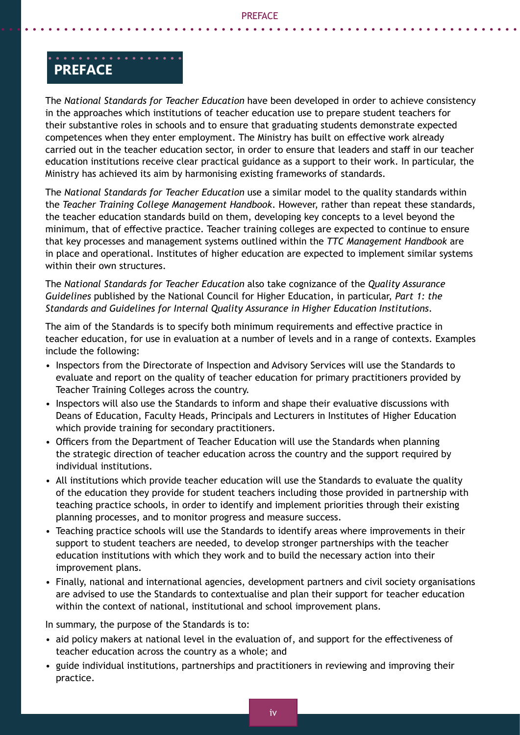# PREFACE

The *National Standards for Teacher Education* have been developed in order to achieve consistency in the approaches which institutions of teacher education use to prepare student teachers for their substantive roles in schools and to ensure that graduating students demonstrate expected competences when they enter employment. The Ministry has built on effective work already carried out in the teacher education sector, in order to ensure that leaders and staff in our teacher education institutions receive clear practical guidance as a support to their work. In particular, the Ministry has achieved its aim by harmonising existing frameworks of standards.

The *National Standards for Teacher Education* use a similar model to the quality standards within the *Teacher Training College Management Handbook*. However, rather than repeat these standards, the teacher education standards build on them, developing key concepts to a level beyond the minimum, that of effective practice. Teacher training colleges are expected to continue to ensure that key processes and management systems outlined within the *TTC Management Handbook* are in place and operational. Institutes of higher education are expected to implement similar systems within their own structures.

The *National Standards for Teacher Education* also take cognizance of the *Quality Assurance Guidelines* published by the National Council for Higher Education, in particular, *Part 1: the Standards and Guidelines for Internal Quality Assurance in Higher Education Institutions*.

The aim of the Standards is to specify both minimum requirements and effective practice in teacher education, for use in evaluation at a number of levels and in a range of contexts. Examples include the following:

- Inspectors from the Directorate of Inspection and Advisory Services will use the Standards to evaluate and report on the quality of teacher education for primary practitioners provided by Teacher Training Colleges across the country.
- Inspectors will also use the Standards to inform and shape their evaluative discussions with Deans of Education, Faculty Heads, Principals and Lecturers in Institutes of Higher Education which provide training for secondary practitioners.
- Officers from the Department of Teacher Education will use the Standards when planning the strategic direction of teacher education across the country and the support required by individual institutions.
- All institutions which provide teacher education will use the Standards to evaluate the quality of the education they provide for student teachers including those provided in partnership with teaching practice schools, in order to identify and implement priorities through their existing planning processes, and to monitor progress and measure success.
- Teaching practice schools will use the Standards to identify areas where improvements in their support to student teachers are needed, to develop stronger partnerships with the teacher education institutions with which they work and to build the necessary action into their improvement plans.
- Finally, national and international agencies, development partners and civil society organisations are advised to use the Standards to contextualise and plan their support for teacher education within the context of national, institutional and school improvement plans.

In summary, the purpose of the Standards is to:

- aid policy makers at national level in the evaluation of, and support for the effectiveness of teacher education across the country as a whole; and
- guide individual institutions, partnerships and practitioners in reviewing and improving their practice.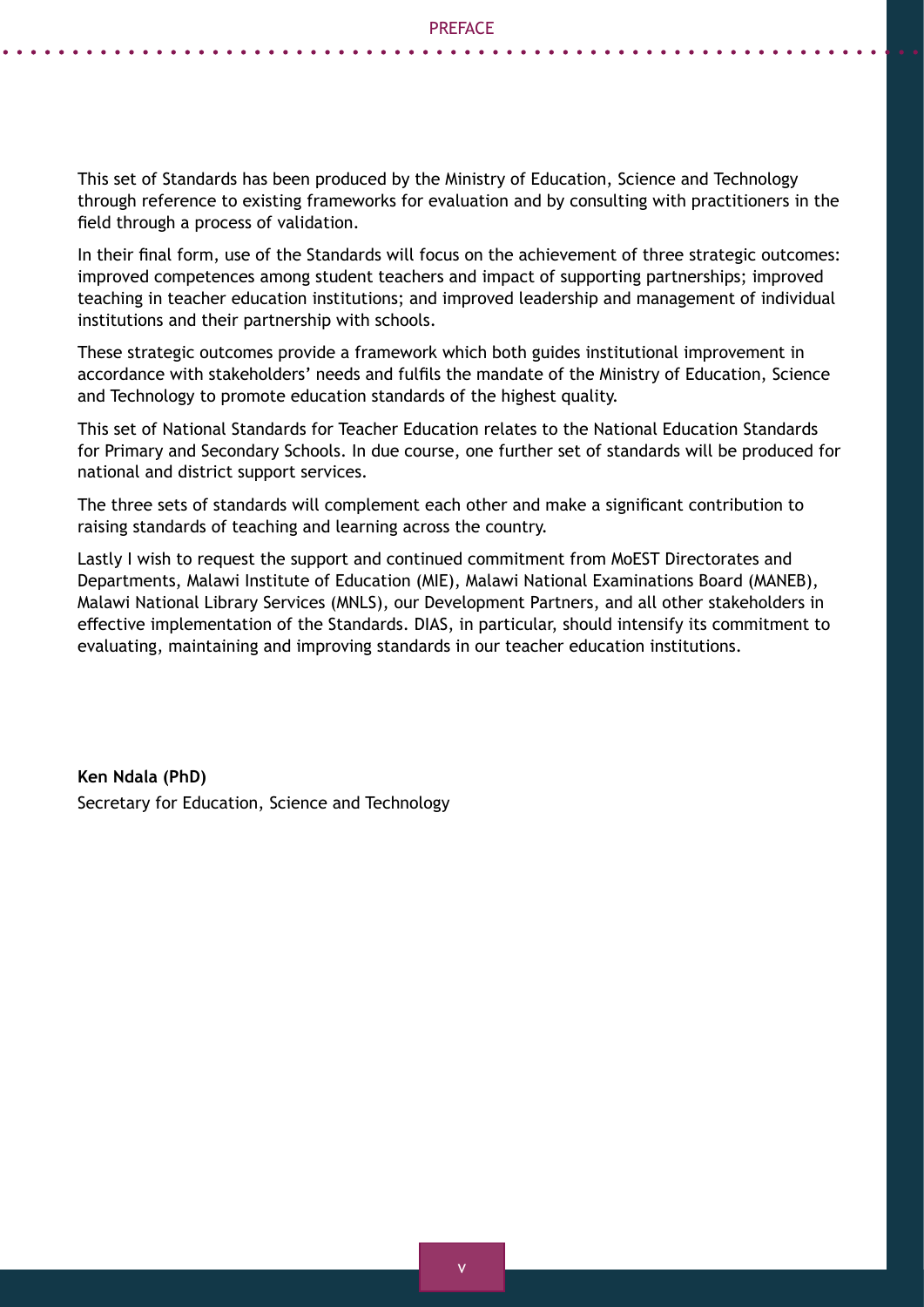This set of Standards has been produced by the Ministry of Education, Science and Technology through reference to existing frameworks for evaluation and by consulting with practitioners in the field through a process of validation.

In their final form, use of the Standards will focus on the achievement of three strategic outcomes: improved competences among student teachers and impact of supporting partnerships; improved teaching in teacher education institutions; and improved leadership and management of individual institutions and their partnership with schools.

These strategic outcomes provide a framework which both guides institutional improvement in accordance with stakeholders' needs and fulfils the mandate of the Ministry of Education, Science and Technology to promote education standards of the highest quality.

This set of National Standards for Teacher Education relates to the National Education Standards for Primary and Secondary Schools. In due course, one further set of standards will be produced for national and district support services.

The three sets of standards will complement each other and make a significant contribution to raising standards of teaching and learning across the country.

Lastly I wish to request the support and continued commitment from MoEST Directorates and Departments, Malawi Institute of Education (MIE), Malawi National Examinations Board (MANEB), Malawi National Library Services (MNLS), our Development Partners, and all other stakeholders in effective implementation of the Standards. DIAS, in particular, should intensify its commitment to evaluating, maintaining and improving standards in our teacher education institutions.

**Ken Ndala (PhD)**
Secretary for Education, Science and Technology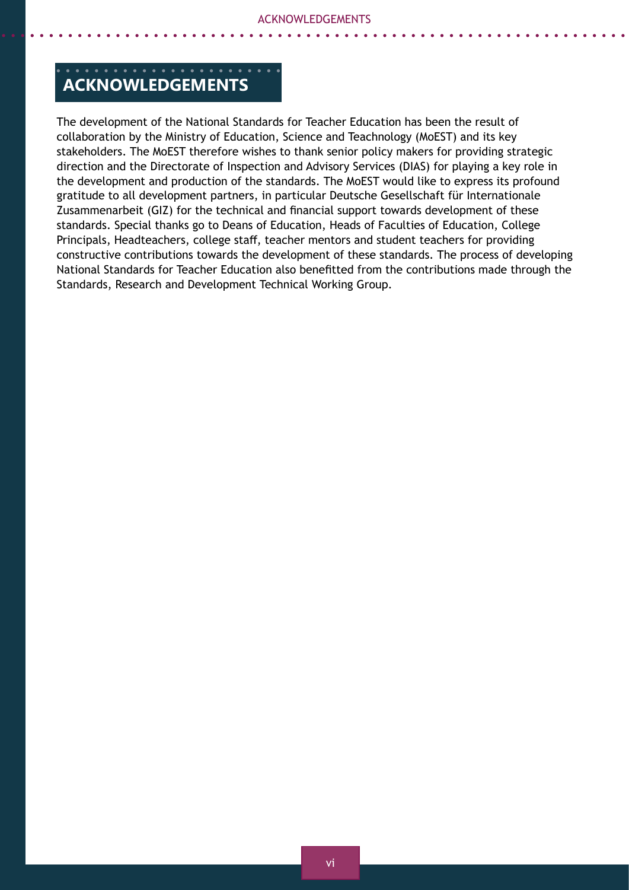# ACKNOWLEDGEMENTS

The development of the National Standards for Teacher Education has been the result of collaboration by the Ministry of Education, Science and Teachnology (MoEST) and its key stakeholders. The MoEST therefore wishes to thank senior policy makers for providing strategic direction and the Directorate of Inspection and Advisory Services (DIAS) for playing a key role in the development and production of the standards. The MoEST would like to express its profound gratitude to all development partners, in particular Deutsche Gesellschaft für Internationale Zusammenarbeit (GIZ) for the technical and financial support towards development of these standards. Special thanks go to Deans of Education, Heads of Faculties of Education, College Principals, Headteachers, college staff, teacher mentors and student teachers for providing constructive contributions towards the development of these standards. The process of developing National Standards for Teacher Education also benefitted from the contributions made through the Standards, Research and Development Technical Working Group.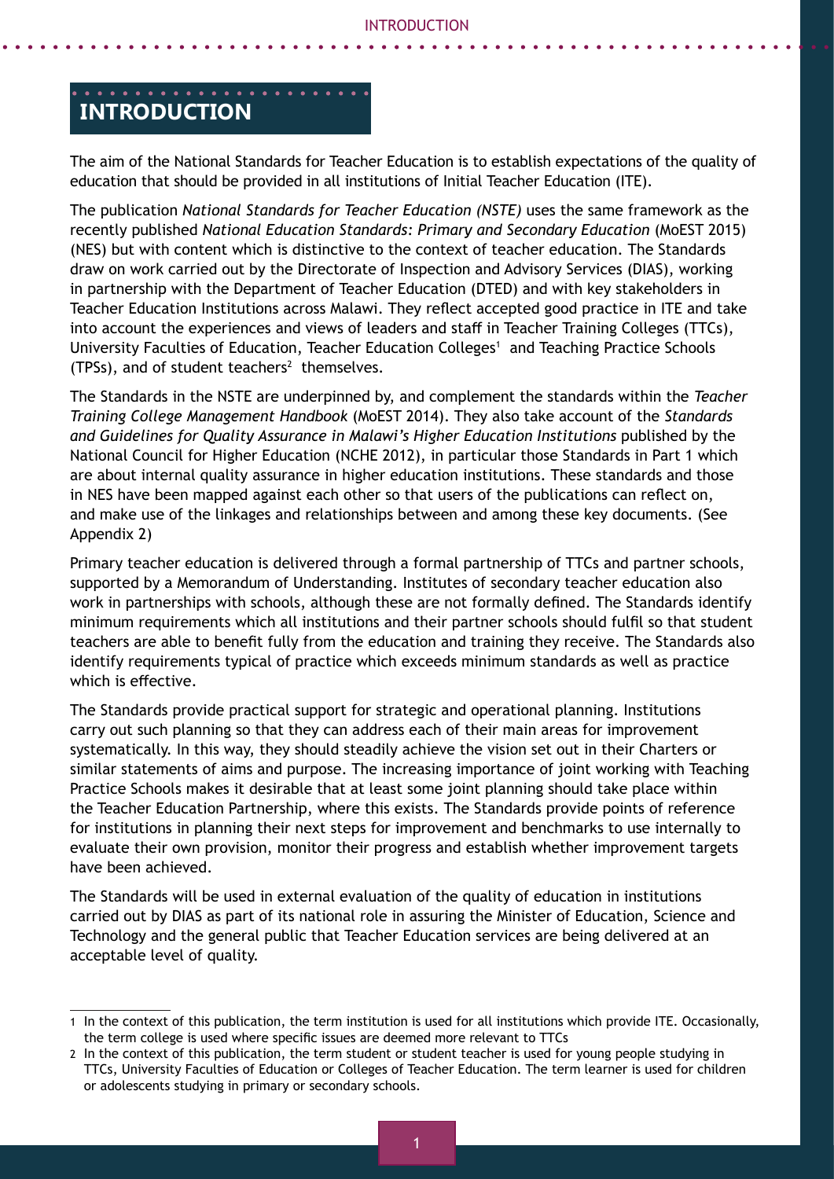# INTRODUCTION

The aim of the National Standards for Teacher Education is to establish expectations of the quality of education that should be provided in all institutions of Initial Teacher Education (ITE).

The publication *National Standards for Teacher Education (NSTE)* uses the same framework as the recently published *National Education Standards: Primary and Secondary Education* (MoEST 2015) (NES) but with content which is distinctive to the context of teacher education. The Standards draw on work carried out by the Directorate of Inspection and Advisory Services (DIAS), working in partnership with the Department of Teacher Education (DTED) and with key stakeholders in Teacher Education Institutions across Malawi. They reflect accepted good practice in ITE and take into account the experiences and views of leaders and staff in Teacher Training Colleges (TTCs), University Faculties of Education, Teacher Education Colleges[1] and Teaching Practice Schools (TPSs), and of student teachers[2] themselves.

The Standards in the NSTE are underpinned by, and complement the standards within the *Teacher Training College Management Handbook* (MoEST 2014). They also take account of the *Standards and Guidelines for Quality Assurance in Malawi's Higher Education Institutions* published by the National Council for Higher Education (NCHE 2012), in particular those Standards in Part 1 which are about internal quality assurance in higher education institutions. These standards and those in NES have been mapped against each other so that users of the publications can reflect on, and make use of the linkages and relationships between and among these key documents. (See Appendix 2)

Primary teacher education is delivered through a formal partnership of TTCs and partner schools, supported by a Memorandum of Understanding. Institutes of secondary teacher education also work in partnerships with schools, although these are not formally defined. The Standards identify minimum requirements which all institutions and their partner schools should fulfil so that student teachers are able to benefit fully from the education and training they receive. The Standards also identify requirements typical of practice which exceeds minimum standards as well as practice which is effective.

The Standards provide practical support for strategic and operational planning. Institutions carry out such planning so that they can address each of their main areas for improvement systematically. In this way, they should steadily achieve the vision set out in their Charters or similar statements of aims and purpose. The increasing importance of joint working with Teaching Practice Schools makes it desirable that at least some joint planning should take place within the Teacher Education Partnership, where this exists. The Standards provide points of reference for institutions in planning their next steps for improvement and benchmarks to use internally to evaluate their own provision, monitor their progress and establish whether improvement targets have been achieved.

The Standards will be used in external evaluation of the quality of education in institutions carried out by DIAS as part of its national role in assuring the Minister of Education, Science and Technology and the general public that Teacher Education services are being delivered at an acceptable level of quality.

---

1 In the context of this publication, the term institution is used for all institutions which provide ITE. Occasionally, the term college is used where specific issues are deemed more relevant to TTCs

2 In the context of this publication, the term student or student teacher is used for young people studying in TTCs, University Faculties of Education or Colleges of Teacher Education. The term learner is used for children or adolescents studying in primary or secondary schools.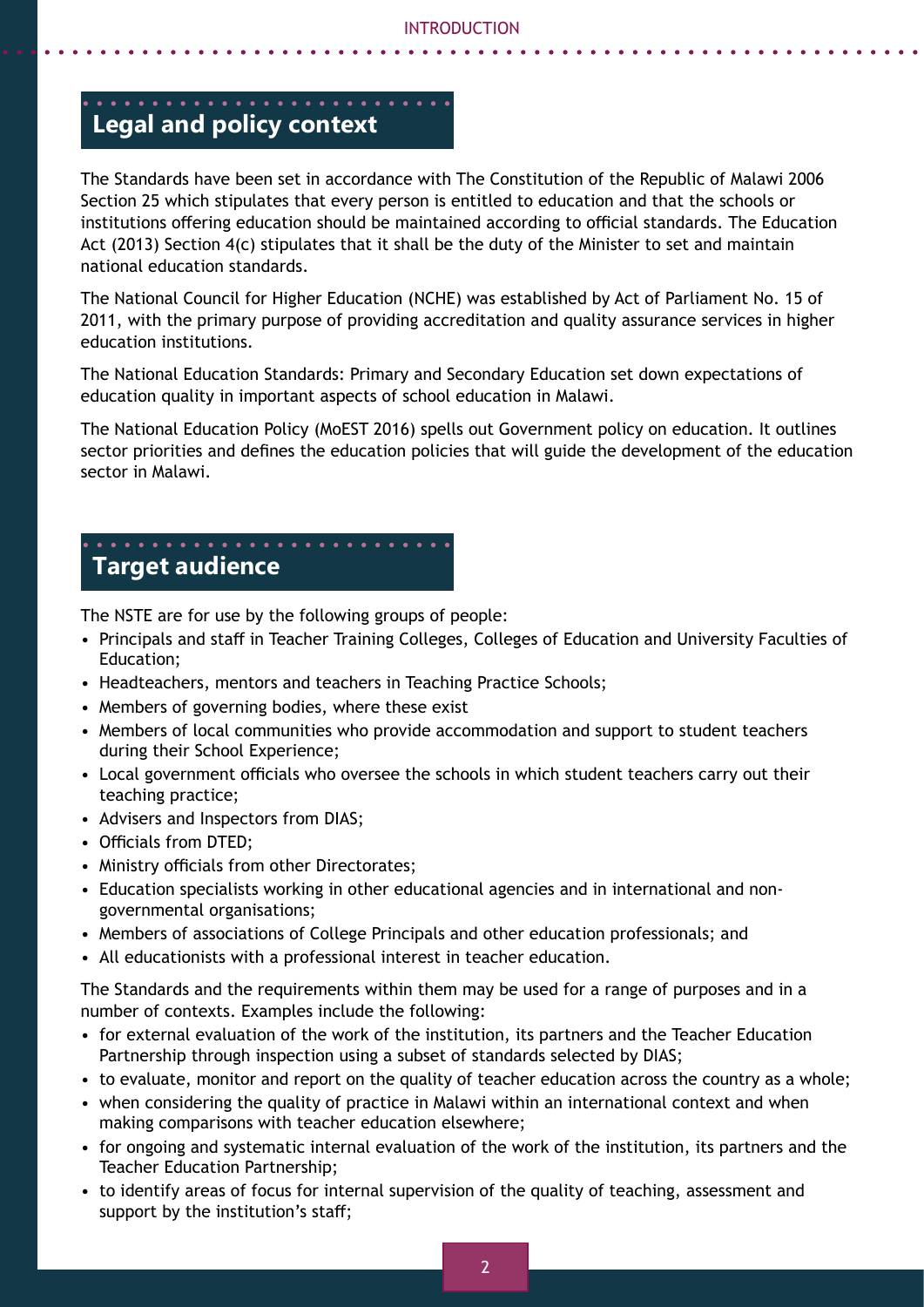## Legal and policy context

The Standards have been set in accordance with The Constitution of the Republic of Malawi 2006 Section 25 which stipulates that every person is entitled to education and that the schools or institutions offering education should be maintained according to official standards. The Education Act (2013) Section 4(c) stipulates that it shall be the duty of the Minister to set and maintain national education standards.

The National Council for Higher Education (NCHE) was established by Act of Parliament No. 15 of 2011, with the primary purpose of providing accreditation and quality assurance services in higher education institutions.

The National Education Standards: Primary and Secondary Education set down expectations of education quality in important aspects of school education in Malawi.

The National Education Policy (MoEST 2016) spells out Government policy on education. It outlines sector priorities and defines the education policies that will guide the development of the education sector in Malawi.

## Target audience

The NSTE are for use by the following groups of people:

- Principals and staff in Teacher Training Colleges, Colleges of Education and University Faculties of Education;
- Headteachers, mentors and teachers in Teaching Practice Schools;
- Members of governing bodies, where these exist
- Members of local communities who provide accommodation and support to student teachers during their School Experience;
- Local government officials who oversee the schools in which student teachers carry out their teaching practice;
- Advisers and Inspectors from DIAS;
- Officials from DTED;
- Ministry officials from other Directorates;
- Education specialists working in other educational agencies and in international and non-governmental organisations;
- Members of associations of College Principals and other education professionals; and
- All educationists with a professional interest in teacher education.

The Standards and the requirements within them may be used for a range of purposes and in a number of contexts. Examples include the following:

- for external evaluation of the work of the institution, its partners and the Teacher Education Partnership through inspection using a subset of standards selected by DIAS;
- to evaluate, monitor and report on the quality of teacher education across the country as a whole;
- when considering the quality of practice in Malawi within an international context and when making comparisons with teacher education elsewhere;
- for ongoing and systematic internal evaluation of the work of the institution, its partners and the Teacher Education Partnership;
- to identify areas of focus for internal supervision of the quality of teaching, assessment and support by the institution's staff;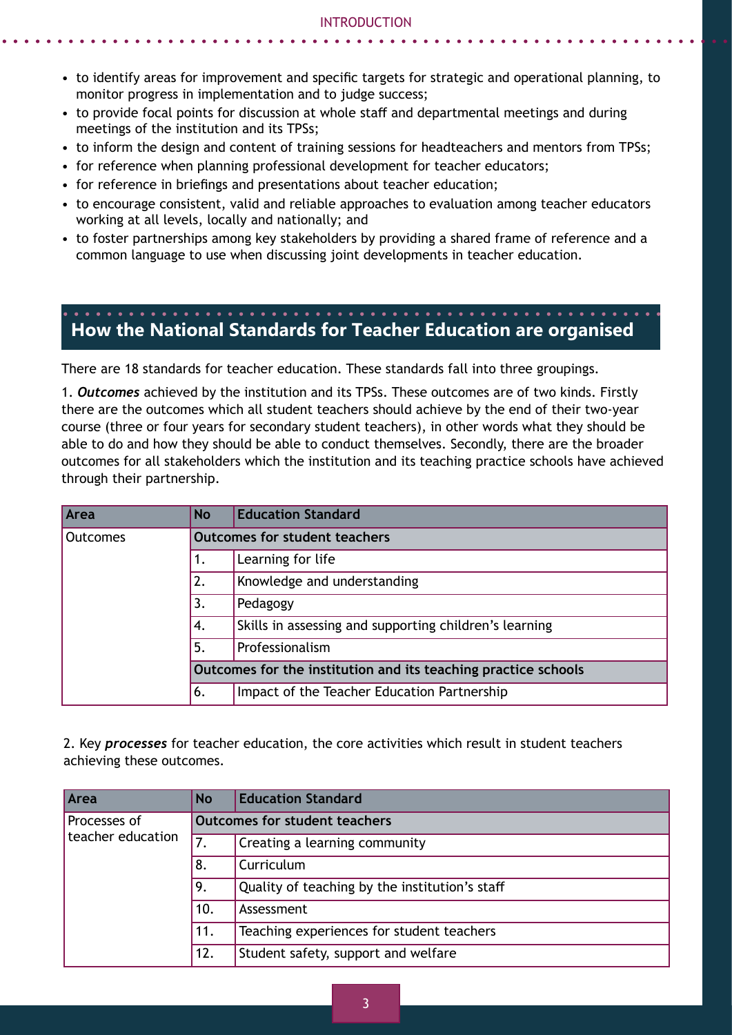- to identify areas for improvement and specific targets for strategic and operational planning, to monitor progress in implementation and to judge success;
- to provide focal points for discussion at whole staff and departmental meetings and during meetings of the institution and its TPSs;
- to inform the design and content of training sessions for headteachers and mentors from TPSs;
- for reference when planning professional development for teacher educators;
- for reference in briefings and presentations about teacher education;
- to encourage consistent, valid and reliable approaches to evaluation among teacher educators working at all levels, locally and nationally; and
- to foster partnerships among key stakeholders by providing a shared frame of reference and a common language to use when discussing joint developments in teacher education.

## How the National Standards for Teacher Education are organised

There are 18 standards for teacher education. These standards fall into three groupings.

1. ***Outcomes*** achieved by the institution and its TPSs. These outcomes are of two kinds. Firstly there are the outcomes which all student teachers should achieve by the end of their two-year course (three or four years for secondary student teachers), in other words what they should be able to do and how they should be able to conduct themselves. Secondly, there are the broader outcomes for all stakeholders which the institution and its teaching practice schools have achieved through their partnership.

| Area | No | Education Standard |
|---|---|---|
| Outcomes | **Outcomes for student teachers** | |
| | 1. | Learning for life |
| | 2. | Knowledge and understanding |
| | 3. | Pedagogy |
| | 4. | Skills in assessing and supporting children's learning |
| | 5. | Professionalism |
| | **Outcomes for the institution and its teaching practice schools** | |
| | 6. | Impact of the Teacher Education Partnership |

2. Key ***processes*** for teacher education, the core activities which result in student teachers achieving these outcomes.

| Area | No | Education Standard |
|---|---|---|
| Processes of teacher education | **Outcomes for student teachers** | |
| | 7. | Creating a learning community |
| | 8. | Curriculum |
| | 9. | Quality of teaching by the institution's staff |
| | 10. | Assessment |
| | 11. | Teaching experiences for student teachers |
| | 12. | Student safety, support and welfare |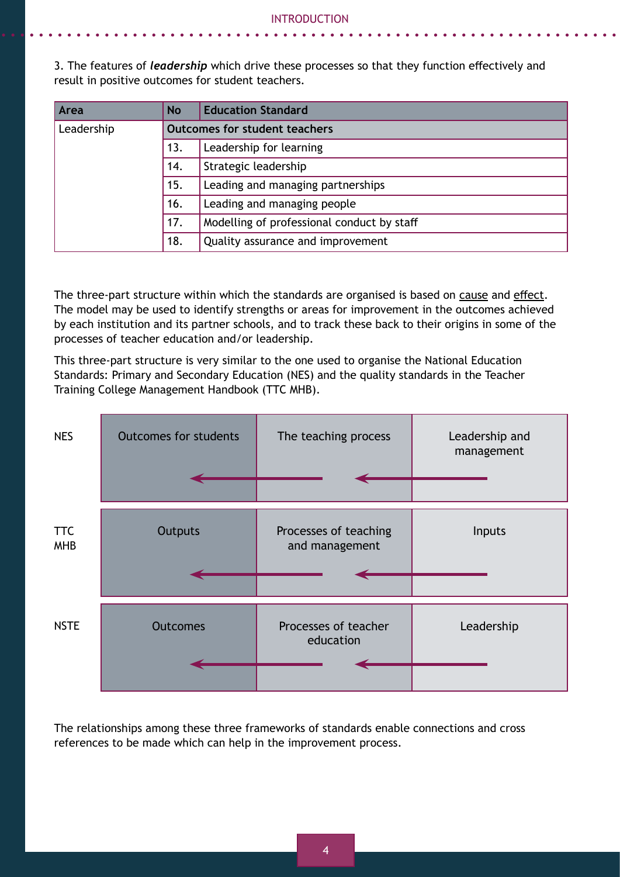3. The features of ***leadership*** which drive these processes so that they function effectively and result in positive outcomes for student teachers.

| Area | No | Education Standard |
|---|---|---|
| Leadership | **Outcomes for student teachers** | |
| | 13. | Leadership for learning |
| | 14. | Strategic leadership |
| | 15. | Leading and managing partnerships |
| | 16. | Leading and managing people |
| | 17. | Modelling of professional conduct by staff |
| | 18. | Quality assurance and improvement |

The three-part structure within which the standards are organised is based on cause and effect. The model may be used to identify strengths or areas for improvement in the outcomes achieved by each institution and its partner schools, and to track these back to their origins in some of the processes of teacher education and/or leadership.

This three-part structure is very similar to the one used to organise the National Education Standards: Primary and Secondary Education (NES) and the quality standards in the Teacher Training College Management Handbook (TTC MHB).

| | | | |
|---|---|---|---|
| NES | Outcomes for students ← | The teaching process ← | Leadership and management |
| TTC MHB | Outputs ← | Processes of teaching and management ← | Inputs |
| NSTE | Outcomes ← | Processes of teacher education ← | Leadership |

The relationships among these three frameworks of standards enable connections and cross references to be made which can help in the improvement process.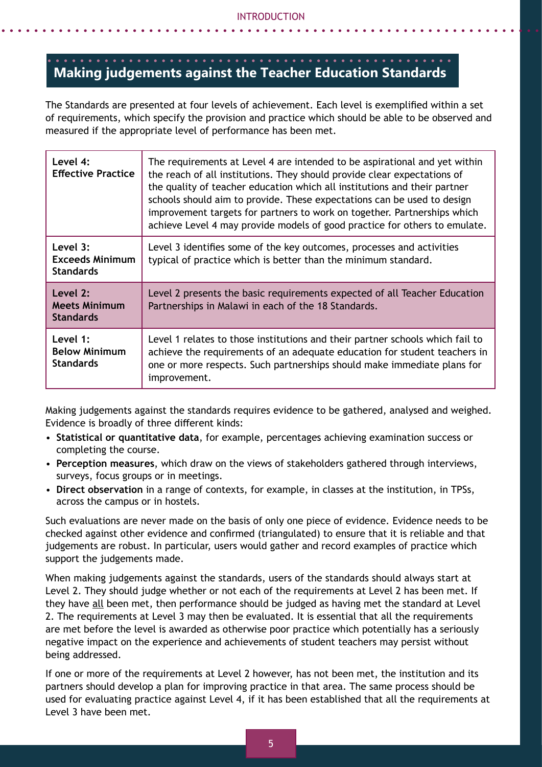## Making judgements against the Teacher Education Standards

The Standards are presented at four levels of achievement. Each level is exemplified within a set of requirements, which specify the provision and practice which should be able to be observed and measured if the appropriate level of performance has been met.

| Level | Description |
|---|---|
| **Level 4: Effective Practice** | The requirements at Level 4 are intended to be aspirational and yet within the reach of all institutions. They should provide clear expectations of the quality of teacher education which all institutions and their partner schools should aim to provide. These expectations can be used to design improvement targets for partners to work on together. Partnerships which achieve Level 4 may provide models of good practice for others to emulate. |
| **Level 3: Exceeds Minimum Standards** | Level 3 identifies some of the key outcomes, processes and activities typical of practice which is better than the minimum standard. |
| **Level 2: Meets Minimum Standards** | Level 2 presents the basic requirements expected of all Teacher Education Partnerships in Malawi in each of the 18 Standards. |
| **Level 1: Below Minimum Standards** | Level 1 relates to those institutions and their partner schools which fail to achieve the requirements of an adequate education for student teachers in one or more respects. Such partnerships should make immediate plans for improvement. |

Making judgements against the standards requires evidence to be gathered, analysed and weighed. Evidence is broadly of three different kinds:

- **Statistical or quantitative data**, for example, percentages achieving examination success or completing the course.
- **Perception measures**, which draw on the views of stakeholders gathered through interviews, surveys, focus groups or in meetings.
- **Direct observation** in a range of contexts, for example, in classes at the institution, in TPSs, across the campus or in hostels.

Such evaluations are never made on the basis of only one piece of evidence. Evidence needs to be checked against other evidence and confirmed (triangulated) to ensure that it is reliable and that judgements are robust. In particular, users would gather and record examples of practice which support the judgements made.

When making judgements against the standards, users of the standards should always start at Level 2. They should judge whether or not each of the requirements at Level 2 has been met. If they have <u>all</u> been met, then performance should be judged as having met the standard at Level 2. The requirements at Level 3 may then be evaluated. It is essential that all the requirements are met before the level is awarded as otherwise poor practice which potentially has a seriously negative impact on the experience and achievements of student teachers may persist without being addressed.

If one or more of the requirements at Level 2 however, has not been met, the institution and its partners should develop a plan for improving practice in that area. The same process should be used for evaluating practice against Level 4, if it has been established that all the requirements at Level 3 have been met.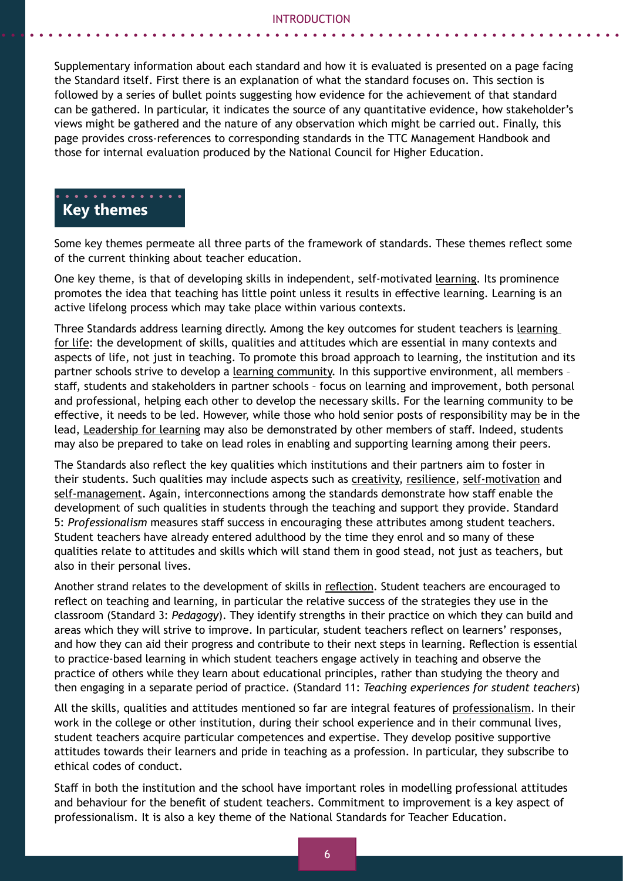Supplementary information about each standard and how it is evaluated is presented on a page facing the Standard itself. First there is an explanation of what the standard focuses on. This section is followed by a series of bullet points suggesting how evidence for the achievement of that standard can be gathered. In particular, it indicates the source of any quantitative evidence, how stakeholder's views might be gathered and the nature of any observation which might be carried out. Finally, this page provides cross-references to corresponding standards in the TTC Management Handbook and those for internal evaluation produced by the National Council for Higher Education.

## Key themes

Some key themes permeate all three parts of the framework of standards. These themes reflect some of the current thinking about teacher education.

One key theme, is that of developing skills in independent, self-motivated learning. Its prominence promotes the idea that teaching has little point unless it results in effective learning. Learning is an active lifelong process which may take place within various contexts.

Three Standards address learning directly. Among the key outcomes for student teachers is learning for life: the development of skills, qualities and attitudes which are essential in many contexts and aspects of life, not just in teaching. To promote this broad approach to learning, the institution and its partner schools strive to develop a learning community. In this supportive environment, all members – staff, students and stakeholders in partner schools – focus on learning and improvement, both personal and professional, helping each other to develop the necessary skills. For the learning community to be effective, it needs to be led. However, while those who hold senior posts of responsibility may be in the lead, Leadership for learning may also be demonstrated by other members of staff. Indeed, students may also be prepared to take on lead roles in enabling and supporting learning among their peers.

The Standards also reflect the key qualities which institutions and their partners aim to foster in their students. Such qualities may include aspects such as creativity, resilience, self-motivation and self-management. Again, interconnections among the standards demonstrate how staff enable the development of such qualities in students through the teaching and support they provide. Standard 5: *Professionalism* measures staff success in encouraging these attributes among student teachers. Student teachers have already entered adulthood by the time they enrol and so many of these qualities relate to attitudes and skills which will stand them in good stead, not just as teachers, but also in their personal lives.

Another strand relates to the development of skills in reflection. Student teachers are encouraged to reflect on teaching and learning, in particular the relative success of the strategies they use in the classroom (Standard 3: *Pedagogy*). They identify strengths in their practice on which they can build and areas which they will strive to improve. In particular, student teachers reflect on learners' responses, and how they can aid their progress and contribute to their next steps in learning. Reflection is essential to practice-based learning in which student teachers engage actively in teaching and observe the practice of others while they learn about educational principles, rather than studying the theory and then engaging in a separate period of practice. (Standard 11: *Teaching experiences for student teachers*)

All the skills, qualities and attitudes mentioned so far are integral features of professionalism. In their work in the college or other institution, during their school experience and in their communal lives, student teachers acquire particular competences and expertise. They develop positive supportive attitudes towards their learners and pride in teaching as a profession. In particular, they subscribe to ethical codes of conduct.

Staff in both the institution and the school have important roles in modelling professional attitudes and behaviour for the benefit of student teachers. Commitment to improvement is a key aspect of professionalism. It is also a key theme of the National Standards for Teacher Education.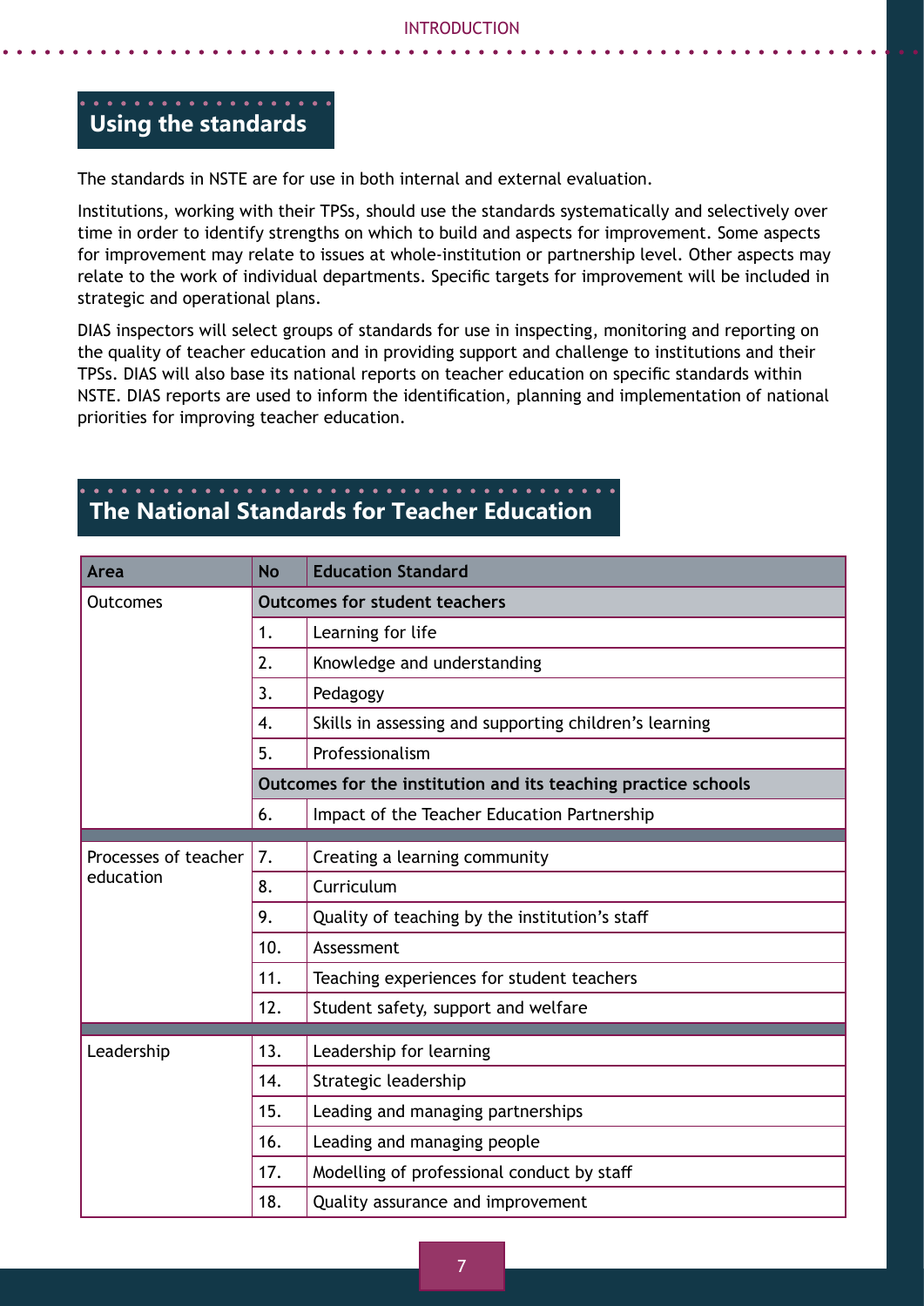## Using the standards

The standards in NSTE are for use in both internal and external evaluation.

Institutions, working with their TPSs, should use the standards systematically and selectively over time in order to identify strengths on which to build and aspects for improvement. Some aspects for improvement may relate to issues at whole-institution or partnership level. Other aspects may relate to the work of individual departments. Specific targets for improvement will be included in strategic and operational plans.

DIAS inspectors will select groups of standards for use in inspecting, monitoring and reporting on the quality of teacher education and in providing support and challenge to institutions and their TPSs. DIAS will also base its national reports on teacher education on specific standards within NSTE. DIAS reports are used to inform the identification, planning and implementation of national priorities for improving teacher education.

## The National Standards for Teacher Education

| Area | No | Education Standard |
|---|---|---|
| Outcomes | **Outcomes for student teachers** | |
| | 1. | Learning for life |
| | 2. | Knowledge and understanding |
| | 3. | Pedagogy |
| | 4. | Skills in assessing and supporting children's learning |
| | 5. | Professionalism |
| | **Outcomes for the institution and its teaching practice schools** | |
| | 6. | Impact of the Teacher Education Partnership |
| Processes of teacher education | 7. | Creating a learning community |
| | 8. | Curriculum |
| | 9. | Quality of teaching by the institution's staff |
| | 10. | Assessment |
| | 11. | Teaching experiences for student teachers |
| | 12. | Student safety, support and welfare |
| Leadership | 13. | Leadership for learning |
| | 14. | Strategic leadership |
| | 15. | Leading and managing partnerships |
| | 16. | Leading and managing people |
| | 17. | Modelling of professional conduct by staff |
| | 18. | Quality assurance and improvement |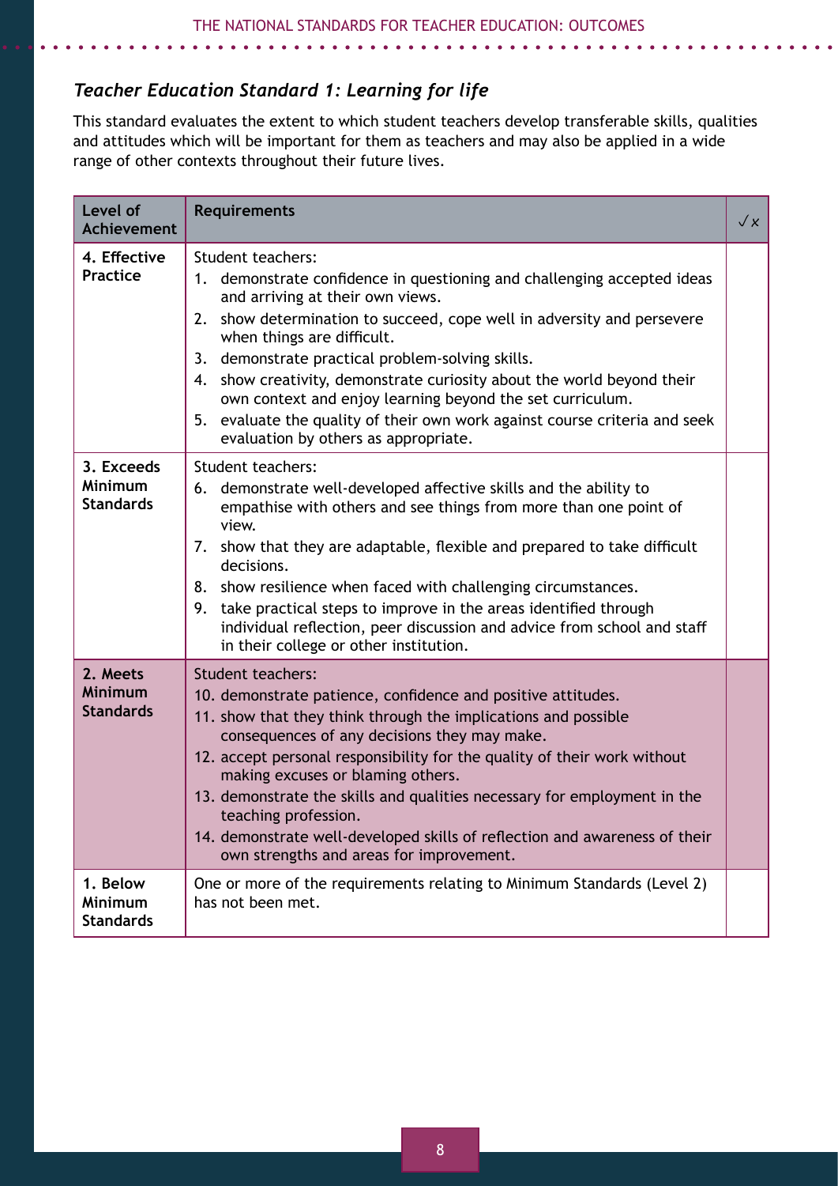### *Teacher Education Standard 1: Learning for life*

This standard evaluates the extent to which student teachers develop transferable skills, qualities and attitudes which will be important for them as teachers and may also be applied in a wide range of other contexts throughout their future lives.

| Level of Achievement | Requirements | ✓x |
|---|---|---|
| **4. Effective Practice** | Student teachers:<br>1. demonstrate confidence in questioning and challenging accepted ideas and arriving at their own views.<br>2. show determination to succeed, cope well in adversity and persevere when things are difficult.<br>3. demonstrate practical problem-solving skills.<br>4. show creativity, demonstrate curiosity about the world beyond their own context and enjoy learning beyond the set curriculum.<br>5. evaluate the quality of their own work against course criteria and seek evaluation by others as appropriate. | |
| **3. Exceeds Minimum Standards** | Student teachers:<br>6. demonstrate well-developed affective skills and the ability to empathise with others and see things from more than one point of view.<br>7. show that they are adaptable, flexible and prepared to take difficult decisions.<br>8. show resilience when faced with challenging circumstances.<br>9. take practical steps to improve in the areas identified through individual reflection, peer discussion and advice from school and staff in their college or other institution. | |
| **2. Meets Minimum Standards** | Student teachers:<br>10. demonstrate patience, confidence and positive attitudes.<br>11. show that they think through the implications and possible consequences of any decisions they may make.<br>12. accept personal responsibility for the quality of their work without making excuses or blaming others.<br>13. demonstrate the skills and qualities necessary for employment in the teaching profession.<br>14. demonstrate well-developed skills of reflection and awareness of their own strengths and areas for improvement. | |
| **1. Below Minimum Standards** | One or more of the requirements relating to Minimum Standards (Level 2) has not been met. | |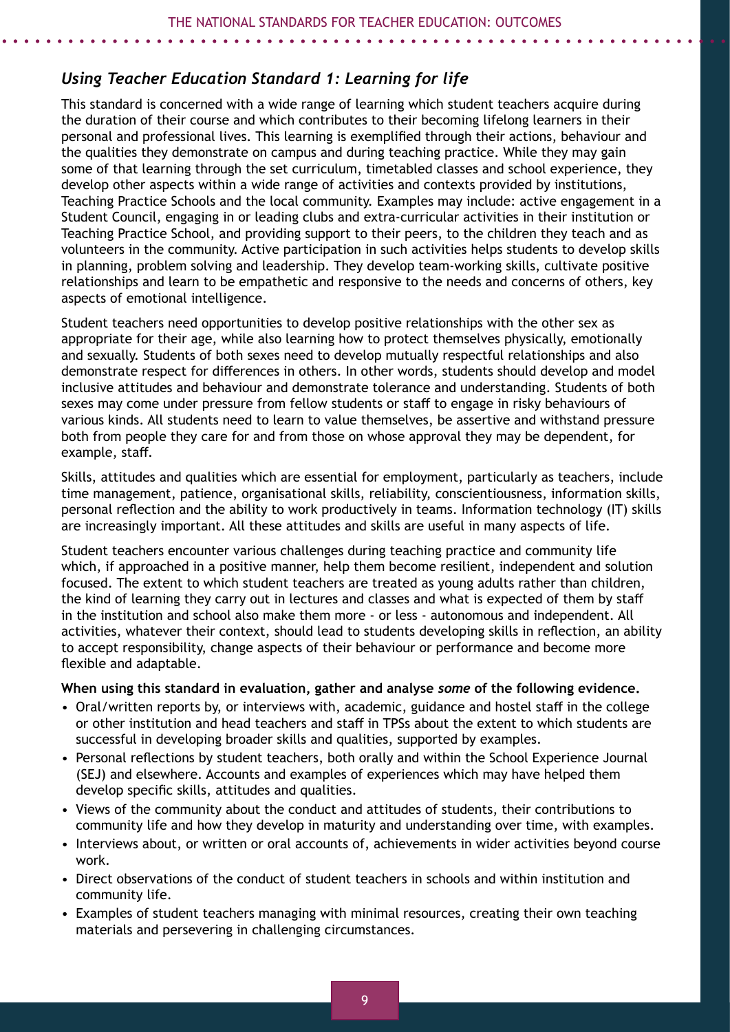## *Using Teacher Education Standard 1: Learning for life*

This standard is concerned with a wide range of learning which student teachers acquire during the duration of their course and which contributes to their becoming lifelong learners in their personal and professional lives. This learning is exemplified through their actions, behaviour and the qualities they demonstrate on campus and during teaching practice. While they may gain some of that learning through the set curriculum, timetabled classes and school experience, they develop other aspects within a wide range of activities and contexts provided by institutions, Teaching Practice Schools and the local community. Examples may include: active engagement in a Student Council, engaging in or leading clubs and extra-curricular activities in their institution or Teaching Practice School, and providing support to their peers, to the children they teach and as volunteers in the community. Active participation in such activities helps students to develop skills in planning, problem solving and leadership. They develop team-working skills, cultivate positive relationships and learn to be empathetic and responsive to the needs and concerns of others, key aspects of emotional intelligence.

Student teachers need opportunities to develop positive relationships with the other sex as appropriate for their age, while also learning how to protect themselves physically, emotionally and sexually. Students of both sexes need to develop mutually respectful relationships and also demonstrate respect for differences in others. In other words, students should develop and model inclusive attitudes and behaviour and demonstrate tolerance and understanding. Students of both sexes may come under pressure from fellow students or staff to engage in risky behaviours of various kinds. All students need to learn to value themselves, be assertive and withstand pressure both from people they care for and from those on whose approval they may be dependent, for example, staff.

Skills, attitudes and qualities which are essential for employment, particularly as teachers, include time management, patience, organisational skills, reliability, conscientiousness, information skills, personal reflection and the ability to work productively in teams. Information technology (IT) skills are increasingly important. All these attitudes and skills are useful in many aspects of life.

Student teachers encounter various challenges during teaching practice and community life which, if approached in a positive manner, help them become resilient, independent and solution focused. The extent to which student teachers are treated as young adults rather than children, the kind of learning they carry out in lectures and classes and what is expected of them by staff in the institution and school also make them more - or less - autonomous and independent. All activities, whatever their context, should lead to students developing skills in reflection, an ability to accept responsibility, change aspects of their behaviour or performance and become more flexible and adaptable.

**When using this standard in evaluation, gather and analyse *some* of the following evidence.**

- Oral/written reports by, or interviews with, academic, guidance and hostel staff in the college or other institution and head teachers and staff in TPSs about the extent to which students are successful in developing broader skills and qualities, supported by examples.
- Personal reflections by student teachers, both orally and within the School Experience Journal (SEJ) and elsewhere. Accounts and examples of experiences which may have helped them develop specific skills, attitudes and qualities.
- Views of the community about the conduct and attitudes of students, their contributions to community life and how they develop in maturity and understanding over time, with examples.
- Interviews about, or written or oral accounts of, achievements in wider activities beyond course work.
- Direct observations of the conduct of student teachers in schools and within institution and community life.
- Examples of student teachers managing with minimal resources, creating their own teaching materials and persevering in challenging circumstances.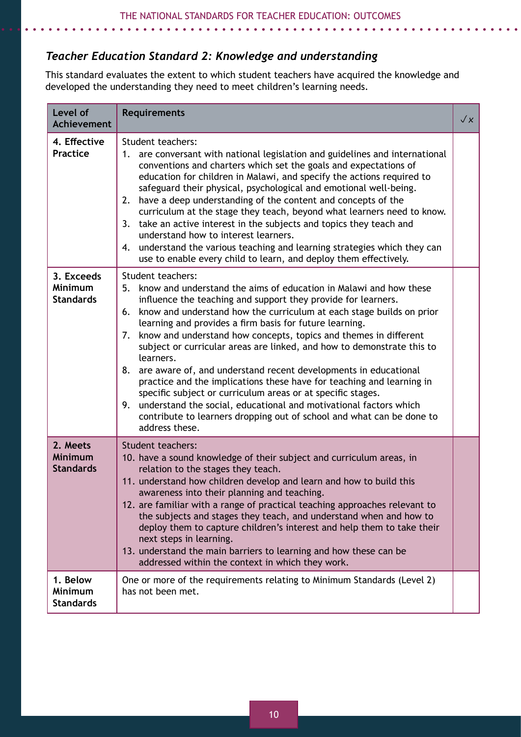### *Teacher Education Standard 2: Knowledge and understanding*

This standard evaluates the extent to which student teachers have acquired the knowledge and developed the understanding they need to meet children's learning needs.

| Level of Achievement | Requirements | ✓x |
|---|---|---|
| **4. Effective Practice** | Student teachers:<br>1. are conversant with national legislation and guidelines and international conventions and charters which set the goals and expectations of education for children in Malawi, and specify the actions required to safeguard their physical, psychological and emotional well-being.<br>2. have a deep understanding of the content and concepts of the curriculum at the stage they teach, beyond what learners need to know.<br>3. take an active interest in the subjects and topics they teach and understand how to interest learners.<br>4. understand the various teaching and learning strategies which they can use to enable every child to learn, and deploy them effectively. | |
| **3. Exceeds Minimum Standards** | Student teachers:<br>5. know and understand the aims of education in Malawi and how these influence the teaching and support they provide for learners.<br>6. know and understand how the curriculum at each stage builds on prior learning and provides a firm basis for future learning.<br>7. know and understand how concepts, topics and themes in different subject or curricular areas are linked, and how to demonstrate this to learners.<br>8. are aware of, and understand recent developments in educational practice and the implications these have for teaching and learning in specific subject or curriculum areas or at specific stages.<br>9. understand the social, educational and motivational factors which contribute to learners dropping out of school and what can be done to address these. | |
| **2. Meets Minimum Standards** | Student teachers:<br>10. have a sound knowledge of their subject and curriculum areas, in relation to the stages they teach.<br>11. understand how children develop and learn and how to build this awareness into their planning and teaching.<br>12. are familiar with a range of practical teaching approaches relevant to the subjects and stages they teach, and understand when and how to deploy them to capture children's interest and help them to take their next steps in learning.<br>13. understand the main barriers to learning and how these can be addressed within the context in which they work. | |
| **1. Below Minimum Standards** | One or more of the requirements relating to Minimum Standards (Level 2) has not been met. | |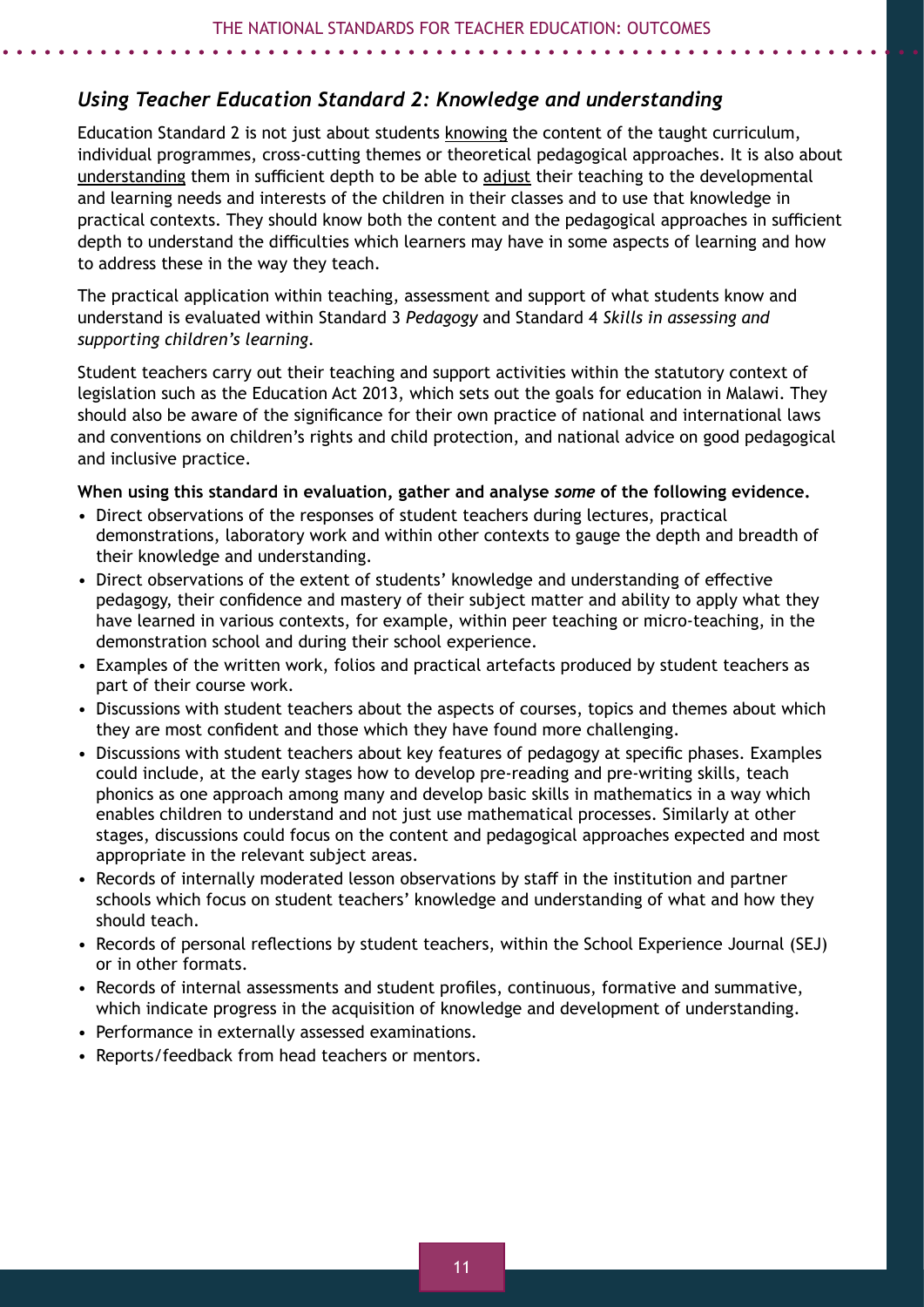## *Using Teacher Education Standard 2: Knowledge and understanding*

Education Standard 2 is not just about students <u>knowing</u> the content of the taught curriculum, individual programmes, cross-cutting themes or theoretical pedagogical approaches. It is also about <u>understanding</u> them in sufficient depth to be able to <u>adjust</u> their teaching to the developmental and learning needs and interests of the children in their classes and to use that knowledge in practical contexts. They should know both the content and the pedagogical approaches in sufficient depth to understand the difficulties which learners may have in some aspects of learning and how to address these in the way they teach.

The practical application within teaching, assessment and support of what students know and understand is evaluated within Standard 3 *Pedagogy* and Standard 4 *Skills in assessing and supporting children's learning*.

Student teachers carry out their teaching and support activities within the statutory context of legislation such as the Education Act 2013, which sets out the goals for education in Malawi. They should also be aware of the significance for their own practice of national and international laws and conventions on children's rights and child protection, and national advice on good pedagogical and inclusive practice.

**When using this standard in evaluation, gather and analyse *some* of the following evidence.**

- Direct observations of the responses of student teachers during lectures, practical demonstrations, laboratory work and within other contexts to gauge the depth and breadth of their knowledge and understanding.
- Direct observations of the extent of students' knowledge and understanding of effective pedagogy, their confidence and mastery of their subject matter and ability to apply what they have learned in various contexts, for example, within peer teaching or micro-teaching, in the demonstration school and during their school experience.
- Examples of the written work, folios and practical artefacts produced by student teachers as part of their course work.
- Discussions with student teachers about the aspects of courses, topics and themes about which they are most confident and those which they have found more challenging.
- Discussions with student teachers about key features of pedagogy at specific phases. Examples could include, at the early stages how to develop pre-reading and pre-writing skills, teach phonics as one approach among many and develop basic skills in mathematics in a way which enables children to understand and not just use mathematical processes. Similarly at other stages, discussions could focus on the content and pedagogical approaches expected and most appropriate in the relevant subject areas.
- Records of internally moderated lesson observations by staff in the institution and partner schools which focus on student teachers' knowledge and understanding of what and how they should teach.
- Records of personal reflections by student teachers, within the School Experience Journal (SEJ) or in other formats.
- Records of internal assessments and student profiles, continuous, formative and summative, which indicate progress in the acquisition of knowledge and development of understanding.
- Performance in externally assessed examinations.
- Reports/feedback from head teachers or mentors.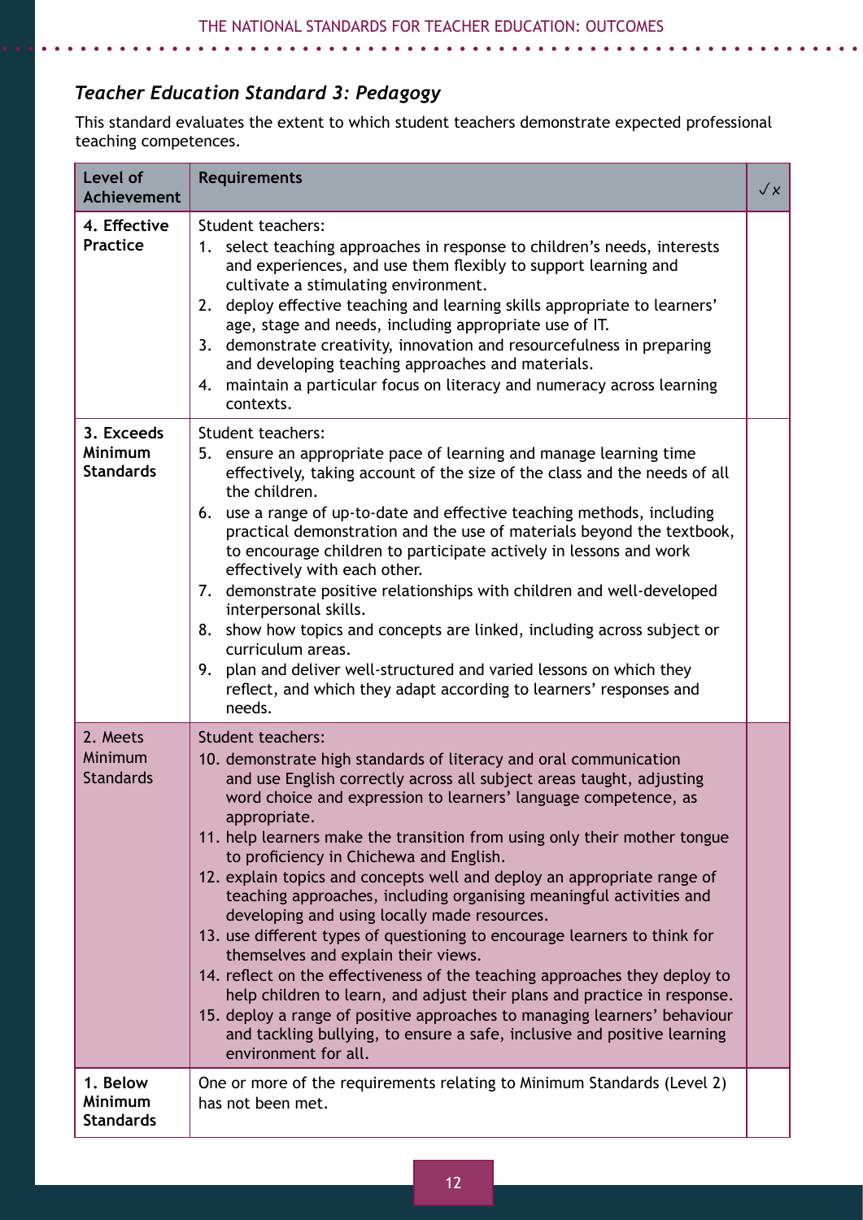### *Teacher Education Standard 3: Pedagogy*

This standard evaluates the extent to which student teachers demonstrate expected professional teaching competences.

| Level of Achievement | Requirements | ✓x |
|---|---|---|
| **4. Effective Practice** | Student teachers:<br>1. select teaching approaches in response to children's needs, interests and experiences, and use them flexibly to support learning and cultivate a stimulating environment.<br>2. deploy effective teaching and learning skills appropriate to learners' age, stage and needs, including appropriate use of IT.<br>3. demonstrate creativity, innovation and resourcefulness in preparing and developing teaching approaches and materials.<br>4. maintain a particular focus on literacy and numeracy across learning contexts. | |
| **3. Exceeds Minimum Standards** | Student teachers:<br>5. ensure an appropriate pace of learning and manage learning time effectively, taking account of the size of the class and the needs of all the children.<br>6. use a range of up-to-date and effective teaching methods, including practical demonstration and the use of materials beyond the textbook, to encourage children to participate actively in lessons and work effectively with each other.<br>7. demonstrate positive relationships with children and well-developed interpersonal skills.<br>8. show how topics and concepts are linked, including across subject or curriculum areas.<br>9. plan and deliver well-structured and varied lessons on which they reflect, and which they adapt according to learners' responses and needs. | |
| 2. Meets Minimum Standards | Student teachers:<br>10. demonstrate high standards of literacy and oral communication and use English correctly across all subject areas taught, adjusting word choice and expression to learners' language competence, as appropriate.<br>11. help learners make the transition from using only their mother tongue to proficiency in Chichewa and English.<br>12. explain topics and concepts well and deploy an appropriate range of teaching approaches, including organising meaningful activities and developing and using locally made resources.<br>13. use different types of questioning to encourage learners to think for themselves and explain their views.<br>14. reflect on the effectiveness of the teaching approaches they deploy to help children to learn, and adjust their plans and practice in response.<br>15. deploy a range of positive approaches to managing learners' behaviour and tackling bullying, to ensure a safe, inclusive and positive learning environment for all. | |
| **1. Below Minimum Standards** | One or more of the requirements relating to Minimum Standards (Level 2) has not been met. | |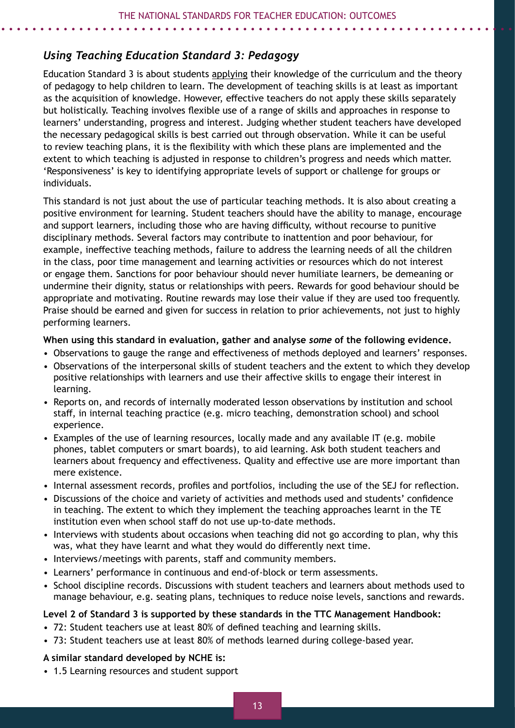## *Using Teaching Education Standard 3: Pedagogy*

Education Standard 3 is about students applying their knowledge of the curriculum and the theory of pedagogy to help children to learn. The development of teaching skills is at least as important as the acquisition of knowledge. However, effective teachers do not apply these skills separately but holistically. Teaching involves flexible use of a range of skills and approaches in response to learners' understanding, progress and interest. Judging whether student teachers have developed the necessary pedagogical skills is best carried out through observation. While it can be useful to review teaching plans, it is the flexibility with which these plans are implemented and the extent to which teaching is adjusted in response to children's progress and needs which matter. 'Responsiveness' is key to identifying appropriate levels of support or challenge for groups or individuals.

This standard is not just about the use of particular teaching methods. It is also about creating a positive environment for learning. Student teachers should have the ability to manage, encourage and support learners, including those who are having difficulty, without recourse to punitive disciplinary methods. Several factors may contribute to inattention and poor behaviour, for example, ineffective teaching methods, failure to address the learning needs of all the children in the class, poor time management and learning activities or resources which do not interest or engage them. Sanctions for poor behaviour should never humiliate learners, be demeaning or undermine their dignity, status or relationships with peers. Rewards for good behaviour should be appropriate and motivating. Routine rewards may lose their value if they are used too frequently. Praise should be earned and given for success in relation to prior achievements, not just to highly performing learners.

**When using this standard in evaluation, gather and analyse *some* of the following evidence.**

- Observations to gauge the range and effectiveness of methods deployed and learners' responses.
- Observations of the interpersonal skills of student teachers and the extent to which they develop positive relationships with learners and use their affective skills to engage their interest in learning.
- Reports on, and records of internally moderated lesson observations by institution and school staff, in internal teaching practice (e.g. micro teaching, demonstration school) and school experience.
- Examples of the use of learning resources, locally made and any available IT (e.g. mobile phones, tablet computers or smart boards), to aid learning. Ask both student teachers and learners about frequency and effectiveness. Quality and effective use are more important than mere existence.
- Internal assessment records, profiles and portfolios, including the use of the SEJ for reflection.
- Discussions of the choice and variety of activities and methods used and students' confidence in teaching. The extent to which they implement the teaching approaches learnt in the TE institution even when school staff do not use up-to-date methods.
- Interviews with students about occasions when teaching did not go according to plan, why this was, what they have learnt and what they would do differently next time.
- Interviews/meetings with parents, staff and community members.
- Learners' performance in continuous and end-of-block or term assessments.
- School discipline records. Discussions with student teachers and learners about methods used to manage behaviour, e.g. seating plans, techniques to reduce noise levels, sanctions and rewards.

**Level 2 of Standard 3 is supported by these standards in the TTC Management Handbook:**

- 72: Student teachers use at least 80% of defined teaching and learning skills.
- 73: Student teachers use at least 80% of methods learned during college-based year.

**A similar standard developed by NCHE is:**

- 1.5 Learning resources and student support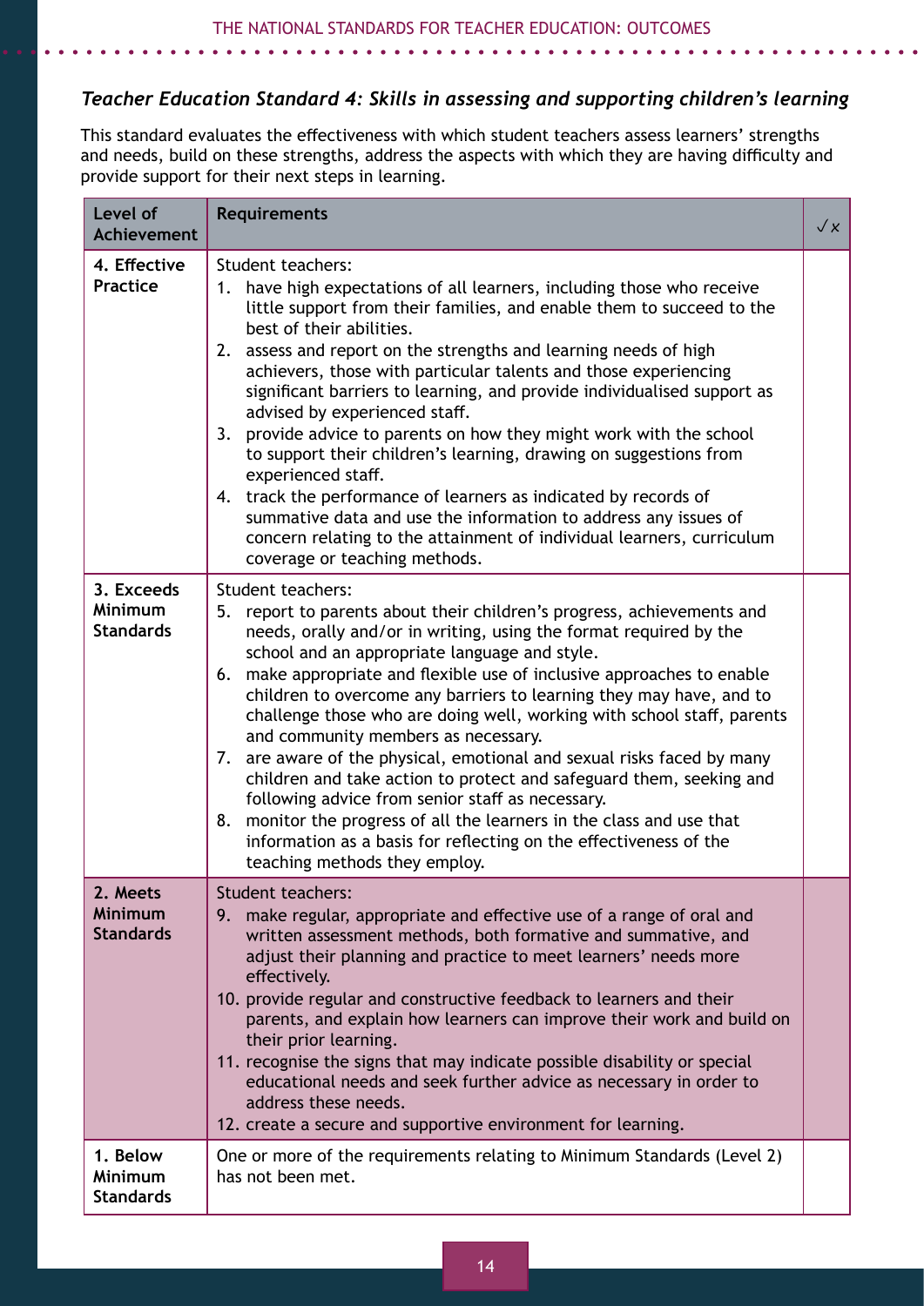### *Teacher Education Standard 4: Skills in assessing and supporting children's learning*

This standard evaluates the effectiveness with which student teachers assess learners' strengths and needs, build on these strengths, address the aspects with which they are having difficulty and provide support for their next steps in learning.

| Level of Achievement | Requirements | ✓✗ |
|---|---|---|
| **4. Effective Practice** | Student teachers:<br>1. have high expectations of all learners, including those who receive little support from their families, and enable them to succeed to the best of their abilities.<br>2. assess and report on the strengths and learning needs of high achievers, those with particular talents and those experiencing significant barriers to learning, and provide individualised support as advised by experienced staff.<br>3. provide advice to parents on how they might work with the school to support their children's learning, drawing on suggestions from experienced staff.<br>4. track the performance of learners as indicated by records of summative data and use the information to address any issues of concern relating to the attainment of individual learners, curriculum coverage or teaching methods. | |
| **3. Exceeds Minimum Standards** | Student teachers:<br>5. report to parents about their children's progress, achievements and needs, orally and/or in writing, using the format required by the school and an appropriate language and style.<br>6. make appropriate and flexible use of inclusive approaches to enable children to overcome any barriers to learning they may have, and to challenge those who are doing well, working with school staff, parents and community members as necessary.<br>7. are aware of the physical, emotional and sexual risks faced by many children and take action to protect and safeguard them, seeking and following advice from senior staff as necessary.<br>8. monitor the progress of all the learners in the class and use that information as a basis for reflecting on the effectiveness of the teaching methods they employ. | |
| **2. Meets Minimum Standards** | Student teachers:<br>9. make regular, appropriate and effective use of a range of oral and written assessment methods, both formative and summative, and adjust their planning and practice to meet learners' needs more effectively.<br>10. provide regular and constructive feedback to learners and their parents, and explain how learners can improve their work and build on their prior learning.<br>11. recognise the signs that may indicate possible disability or special educational needs and seek further advice as necessary in order to address these needs.<br>12. create a secure and supportive environment for learning. | |
| **1. Below Minimum Standards** | One or more of the requirements relating to Minimum Standards (Level 2) has not been met. | |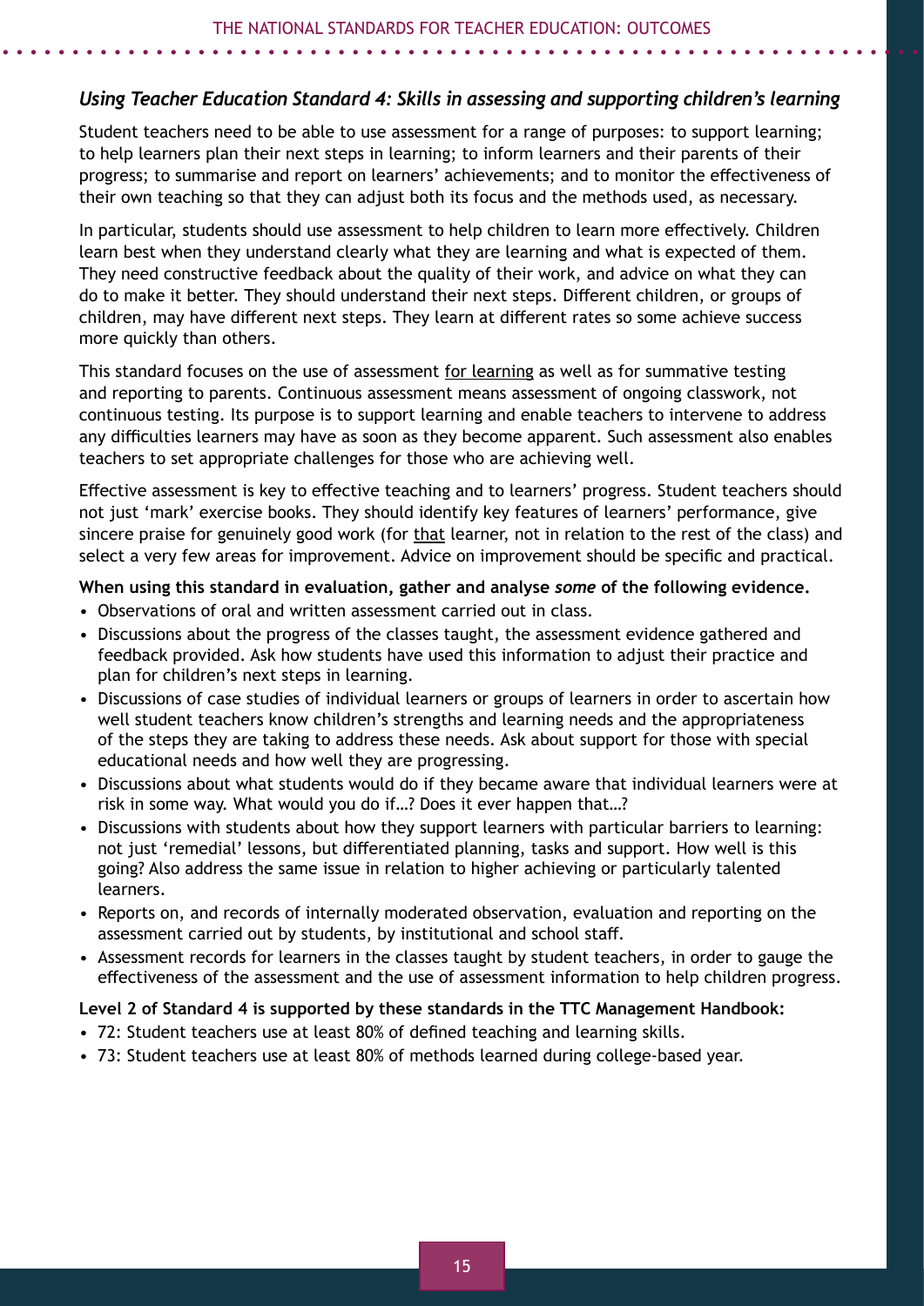## *Using Teacher Education Standard 4: Skills in assessing and supporting children's learning*

Student teachers need to be able to use assessment for a range of purposes: to support learning; to help learners plan their next steps in learning; to inform learners and their parents of their progress; to summarise and report on learners' achievements; and to monitor the effectiveness of their own teaching so that they can adjust both its focus and the methods used, as necessary.

In particular, students should use assessment to help children to learn more effectively. Children learn best when they understand clearly what they are learning and what is expected of them. They need constructive feedback about the quality of their work, and advice on what they can do to make it better. They should understand their next steps. Different children, or groups of children, may have different next steps. They learn at different rates so some achieve success more quickly than others.

This standard focuses on the use of assessment <u>for learning</u> as well as for summative testing and reporting to parents. Continuous assessment means assessment of ongoing classwork, not continuous testing. Its purpose is to support learning and enable teachers to intervene to address any difficulties learners may have as soon as they become apparent. Such assessment also enables teachers to set appropriate challenges for those who are achieving well.

Effective assessment is key to effective teaching and to learners' progress. Student teachers should not just 'mark' exercise books. They should identify key features of learners' performance, give sincere praise for genuinely good work (for <u>that</u> learner, not in relation to the rest of the class) and select a very few areas for improvement. Advice on improvement should be specific and practical.

**When using this standard in evaluation, gather and analyse *some* of the following evidence.**

- Observations of oral and written assessment carried out in class.
- Discussions about the progress of the classes taught, the assessment evidence gathered and feedback provided. Ask how students have used this information to adjust their practice and plan for children's next steps in learning.
- Discussions of case studies of individual learners or groups of learners in order to ascertain how well student teachers know children's strengths and learning needs and the appropriateness of the steps they are taking to address these needs. Ask about support for those with special educational needs and how well they are progressing.
- Discussions about what students would do if they became aware that individual learners were at risk in some way. What would you do if…? Does it ever happen that…?
- Discussions with students about how they support learners with particular barriers to learning: not just 'remedial' lessons, but differentiated planning, tasks and support. How well is this going? Also address the same issue in relation to higher achieving or particularly talented learners.
- Reports on, and records of internally moderated observation, evaluation and reporting on the assessment carried out by students, by institutional and school staff.
- Assessment records for learners in the classes taught by student teachers, in order to gauge the effectiveness of the assessment and the use of assessment information to help children progress.

**Level 2 of Standard 4 is supported by these standards in the TTC Management Handbook:**

- 72: Student teachers use at least 80% of defined teaching and learning skills.
- 73: Student teachers use at least 80% of methods learned during college-based year.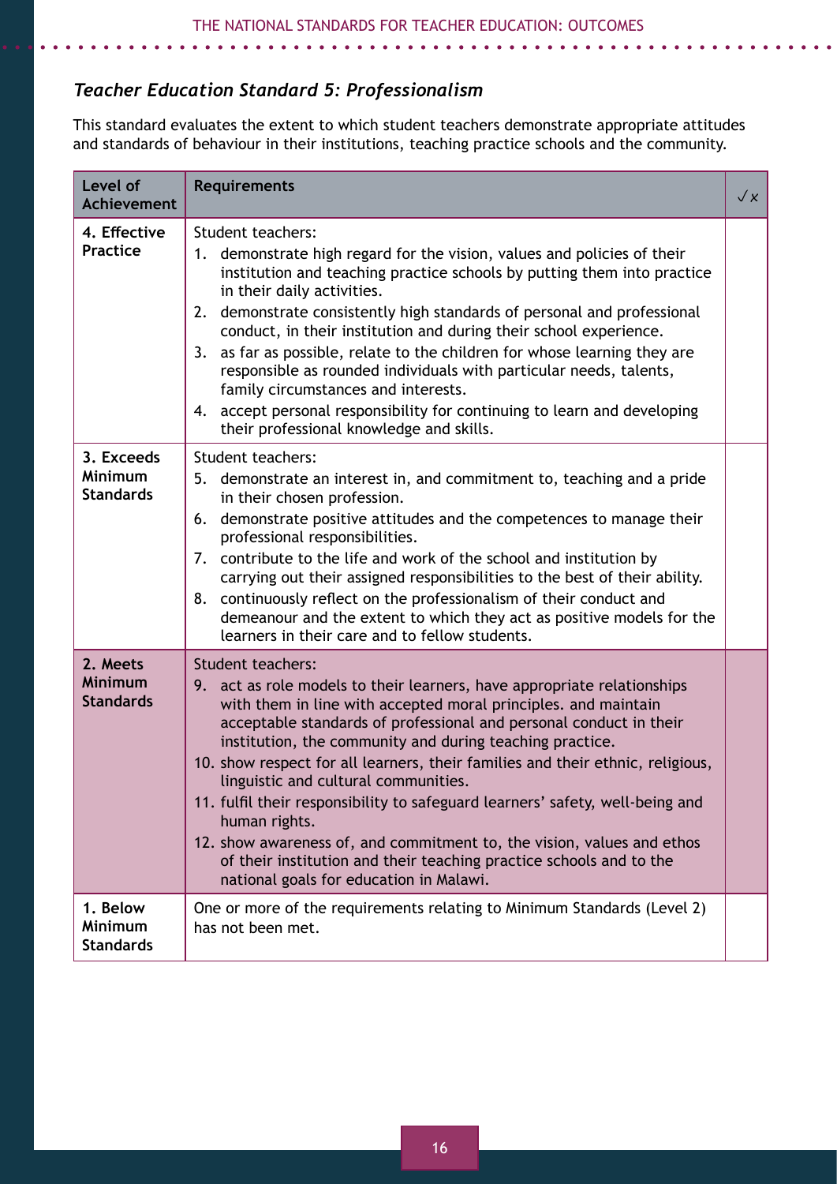### *Teacher Education Standard 5: Professionalism*

This standard evaluates the extent to which student teachers demonstrate appropriate attitudes and standards of behaviour in their institutions, teaching practice schools and the community.

| Level of Achievement | Requirements | ✓✗ |
|---|---|---|
| **4. Effective Practice** | Student teachers:<br>1. demonstrate high regard for the vision, values and policies of their institution and teaching practice schools by putting them into practice in their daily activities.<br>2. demonstrate consistently high standards of personal and professional conduct, in their institution and during their school experience.<br>3. as far as possible, relate to the children for whose learning they are responsible as rounded individuals with particular needs, talents, family circumstances and interests.<br>4. accept personal responsibility for continuing to learn and developing their professional knowledge and skills. | |
| **3. Exceeds Minimum Standards** | Student teachers:<br>5. demonstrate an interest in, and commitment to, teaching and a pride in their chosen profession.<br>6. demonstrate positive attitudes and the competences to manage their professional responsibilities.<br>7. contribute to the life and work of the school and institution by carrying out their assigned responsibilities to the best of their ability.<br>8. continuously reflect on the professionalism of their conduct and demeanour and the extent to which they act as positive models for the learners in their care and to fellow students. | |
| **2. Meets Minimum Standards** | Student teachers:<br>9. act as role models to their learners, have appropriate relationships with them in line with accepted moral principles. and maintain acceptable standards of professional and personal conduct in their institution, the community and during teaching practice.<br>10. show respect for all learners, their families and their ethnic, religious, linguistic and cultural communities.<br>11. fulfil their responsibility to safeguard learners' safety, well-being and human rights.<br>12. show awareness of, and commitment to, the vision, values and ethos of their institution and their teaching practice schools and to the national goals for education in Malawi. | |
| **1. Below Minimum Standards** | One or more of the requirements relating to Minimum Standards (Level 2) has not been met. | |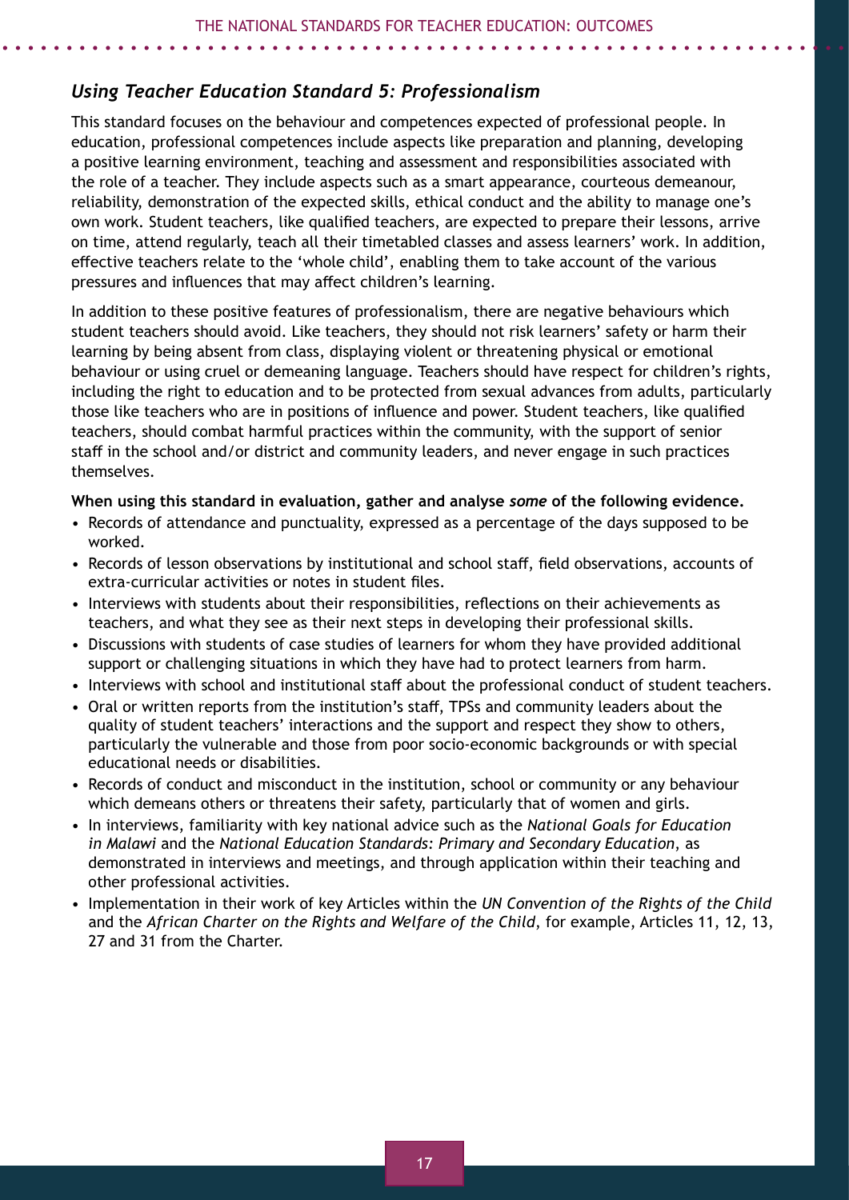## *Using Teacher Education Standard 5: Professionalism*

This standard focuses on the behaviour and competences expected of professional people. In education, professional competences include aspects like preparation and planning, developing a positive learning environment, teaching and assessment and responsibilities associated with the role of a teacher. They include aspects such as a smart appearance, courteous demeanour, reliability, demonstration of the expected skills, ethical conduct and the ability to manage one's own work. Student teachers, like qualified teachers, are expected to prepare their lessons, arrive on time, attend regularly, teach all their timetabled classes and assess learners' work. In addition, effective teachers relate to the 'whole child', enabling them to take account of the various pressures and influences that may affect children's learning.

In addition to these positive features of professionalism, there are negative behaviours which student teachers should avoid. Like teachers, they should not risk learners' safety or harm their learning by being absent from class, displaying violent or threatening physical or emotional behaviour or using cruel or demeaning language. Teachers should have respect for children's rights, including the right to education and to be protected from sexual advances from adults, particularly those like teachers who are in positions of influence and power. Student teachers, like qualified teachers, should combat harmful practices within the community, with the support of senior staff in the school and/or district and community leaders, and never engage in such practices themselves.

**When using this standard in evaluation, gather and analyse *some* of the following evidence.**

- Records of attendance and punctuality, expressed as a percentage of the days supposed to be worked.
- Records of lesson observations by institutional and school staff, field observations, accounts of extra-curricular activities or notes in student files.
- Interviews with students about their responsibilities, reflections on their achievements as teachers, and what they see as their next steps in developing their professional skills.
- Discussions with students of case studies of learners for whom they have provided additional support or challenging situations in which they have had to protect learners from harm.
- Interviews with school and institutional staff about the professional conduct of student teachers.
- Oral or written reports from the institution's staff, TPSs and community leaders about the quality of student teachers' interactions and the support and respect they show to others, particularly the vulnerable and those from poor socio-economic backgrounds or with special educational needs or disabilities.
- Records of conduct and misconduct in the institution, school or community or any behaviour which demeans others or threatens their safety, particularly that of women and girls.
- In interviews, familiarity with key national advice such as the *National Goals for Education in Malawi* and the *National Education Standards: Primary and Secondary Education*, as demonstrated in interviews and meetings, and through application within their teaching and other professional activities.
- Implementation in their work of key Articles within the *UN Convention of the Rights of the Child* and the *African Charter on the Rights and Welfare of the Child*, for example, Articles 11, 12, 13, 27 and 31 from the Charter.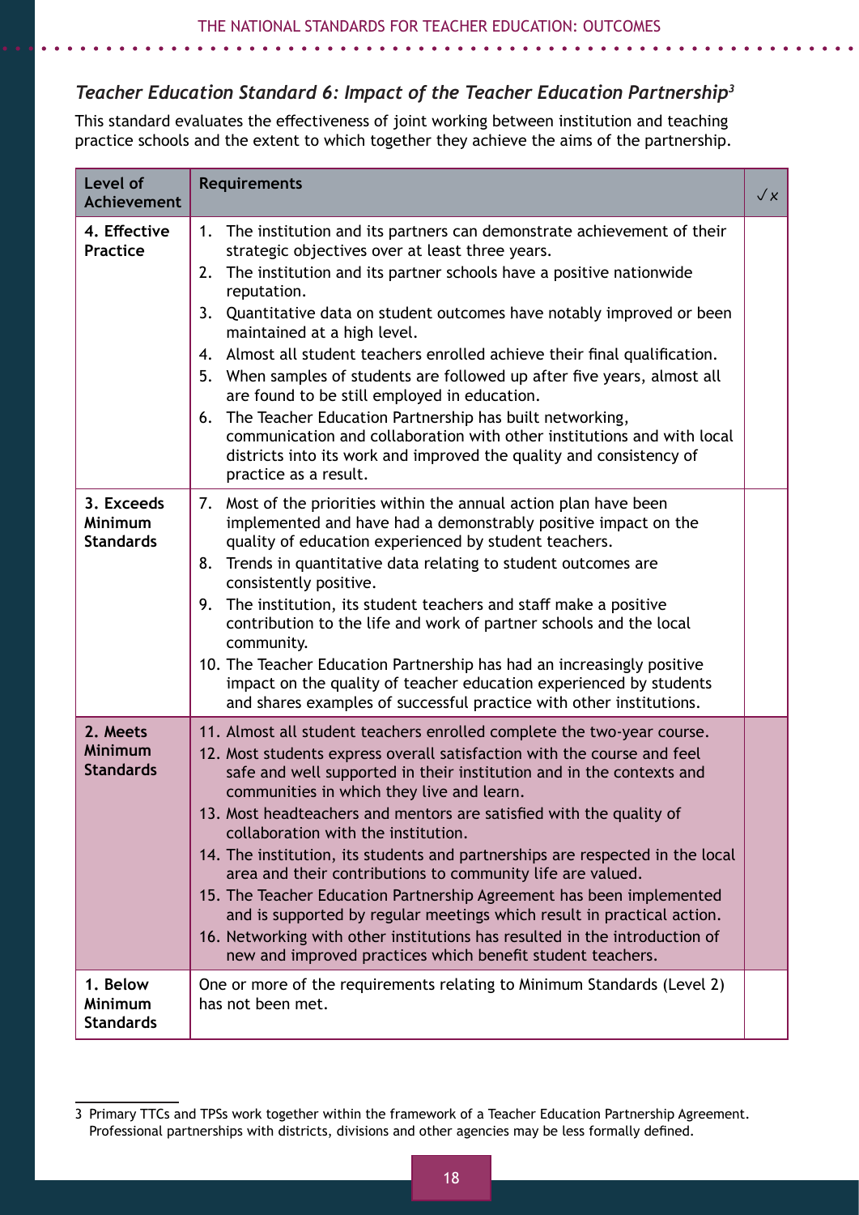### *Teacher Education Standard 6: Impact of the Teacher Education Partnership*[3]

This standard evaluates the effectiveness of joint working between institution and teaching practice schools and the extent to which together they achieve the aims of the partnership.

| Level of Achievement | Requirements | ✓x |
|---|---|---|
| **4. Effective Practice** | 1. The institution and its partners can demonstrate achievement of their strategic objectives over at least three years.<br>2. The institution and its partner schools have a positive nationwide reputation.<br>3. Quantitative data on student outcomes have notably improved or been maintained at a high level.<br>4. Almost all student teachers enrolled achieve their final qualification.<br>5. When samples of students are followed up after five years, almost all are found to be still employed in education.<br>6. The Teacher Education Partnership has built networking, communication and collaboration with other institutions and with local districts into its work and improved the quality and consistency of practice as a result. | |
| **3. Exceeds Minimum Standards** | 7. Most of the priorities within the annual action plan have been implemented and have had a demonstrably positive impact on the quality of education experienced by student teachers.<br>8. Trends in quantitative data relating to student outcomes are consistently positive.<br>9. The institution, its student teachers and staff make a positive contribution to the life and work of partner schools and the local community.<br>10. The Teacher Education Partnership has had an increasingly positive impact on the quality of teacher education experienced by students and shares examples of successful practice with other institutions. | |
| **2. Meets Minimum Standards** | 11. Almost all student teachers enrolled complete the two-year course.<br>12. Most students express overall satisfaction with the course and feel safe and well supported in their institution and in the contexts and communities in which they live and learn.<br>13. Most headteachers and mentors are satisfied with the quality of collaboration with the institution.<br>14. The institution, its students and partnerships are respected in the local area and their contributions to community life are valued.<br>15. The Teacher Education Partnership Agreement has been implemented and is supported by regular meetings which result in practical action.<br>16. Networking with other institutions has resulted in the introduction of new and improved practices which benefit student teachers. | |
| **1. Below Minimum Standards** | One or more of the requirements relating to Minimum Standards (Level 2) has not been met. | |

[3] Primary TTCs and TPSs work together within the framework of a Teacher Education Partnership Agreement. Professional partnerships with districts, divisions and other agencies may be less formally defined.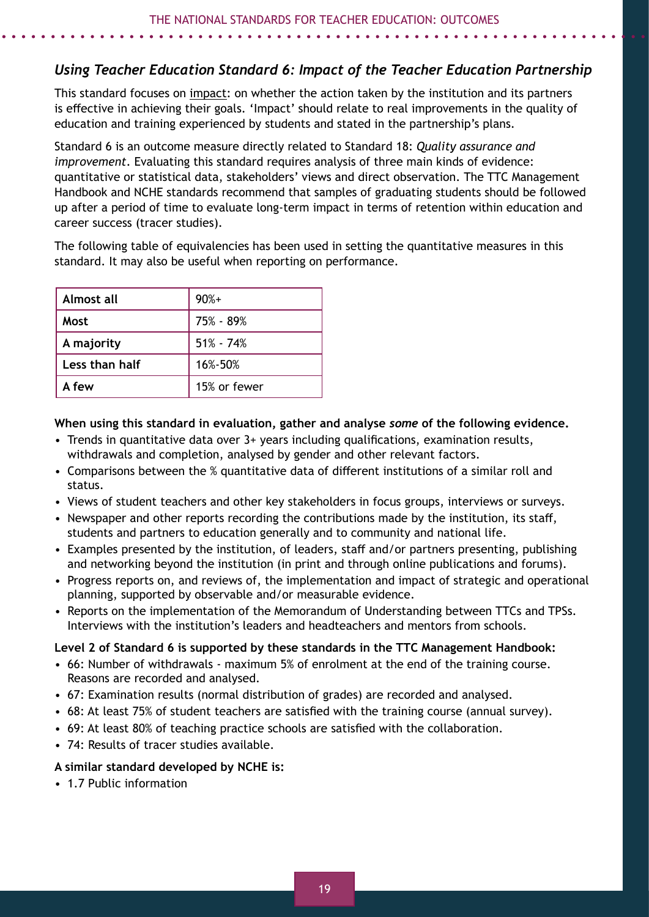## *Using Teacher Education Standard 6: Impact of the Teacher Education Partnership*

This standard focuses on impact: on whether the action taken by the institution and its partners is effective in achieving their goals. 'Impact' should relate to real improvements in the quality of education and training experienced by students and stated in the partnership's plans.

Standard 6 is an outcome measure directly related to Standard 18: *Quality assurance and improvement*. Evaluating this standard requires analysis of three main kinds of evidence: quantitative or statistical data, stakeholders' views and direct observation. The TTC Management Handbook and NCHE standards recommend that samples of graduating students should be followed up after a period of time to evaluate long-term impact in terms of retention within education and career success (tracer studies).

The following table of equivalencies has been used in setting the quantitative measures in this standard. It may also be useful when reporting on performance.

| | |
|---|---|
| **Almost all** | 90%+ |
| **Most** | 75% - 89% |
| **A majority** | 51% - 74% |
| **Less than half** | 16%-50% |
| **A few** | 15% or fewer |

**When using this standard in evaluation, gather and analyse *some* of the following evidence.**

- Trends in quantitative data over 3+ years including qualifications, examination results, withdrawals and completion, analysed by gender and other relevant factors.
- Comparisons between the % quantitative data of different institutions of a similar roll and status.
- Views of student teachers and other key stakeholders in focus groups, interviews or surveys.
- Newspaper and other reports recording the contributions made by the institution, its staff, students and partners to education generally and to community and national life.
- Examples presented by the institution, of leaders, staff and/or partners presenting, publishing and networking beyond the institution (in print and through online publications and forums).
- Progress reports on, and reviews of, the implementation and impact of strategic and operational planning, supported by observable and/or measurable evidence.
- Reports on the implementation of the Memorandum of Understanding between TTCs and TPSs. Interviews with the institution's leaders and headteachers and mentors from schools.

**Level 2 of Standard 6 is supported by these standards in the TTC Management Handbook:**

- 66: Number of withdrawals - maximum 5% of enrolment at the end of the training course. Reasons are recorded and analysed.
- 67: Examination results (normal distribution of grades) are recorded and analysed.
- 68: At least 75% of student teachers are satisfied with the training course (annual survey).
- 69: At least 80% of teaching practice schools are satisfied with the collaboration.
- 74: Results of tracer studies available.

**A similar standard developed by NCHE is:**

- 1.7 Public information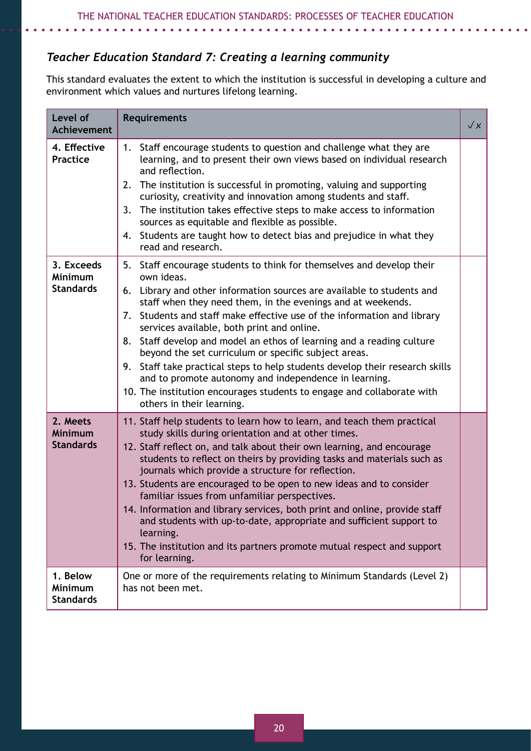### *Teacher Education Standard 7: Creating a learning community*

This standard evaluates the extent to which the institution is successful in developing a culture and environment which values and nurtures lifelong learning.

| Level of Achievement | Requirements | ✓x |
|---|---|---|
| **4. Effective Practice** | 1. Staff encourage students to question and challenge what they are learning, and to present their own views based on individual research and reflection.<br>2. The institution is successful in promoting, valuing and supporting curiosity, creativity and innovation among students and staff.<br>3. The institution takes effective steps to make access to information sources as equitable and flexible as possible.<br>4. Students are taught how to detect bias and prejudice in what they read and research. | |
| **3. Exceeds Minimum Standards** | 5. Staff encourage students to think for themselves and develop their own ideas.<br>6. Library and other information sources are available to students and staff when they need them, in the evenings and at weekends.<br>7. Students and staff make effective use of the information and library services available, both print and online.<br>8. Staff develop and model an ethos of learning and a reading culture beyond the set curriculum or specific subject areas.<br>9. Staff take practical steps to help students develop their research skills and to promote autonomy and independence in learning.<br>10. The institution encourages students to engage and collaborate with others in their learning. | |
| **2. Meets Minimum Standards** | 11. Staff help students to learn how to learn, and teach them practical study skills during orientation and at other times.<br>12. Staff reflect on, and talk about their own learning, and encourage students to reflect on theirs by providing tasks and materials such as journals which provide a structure for reflection.<br>13. Students are encouraged to be open to new ideas and to consider familiar issues from unfamiliar perspectives.<br>14. Information and library services, both print and online, provide staff and students with up-to-date, appropriate and sufficient support to learning.<br>15. The institution and its partners promote mutual respect and support for learning. | |
| **1. Below Minimum Standards** | One or more of the requirements relating to Minimum Standards (Level 2) has not been met. | |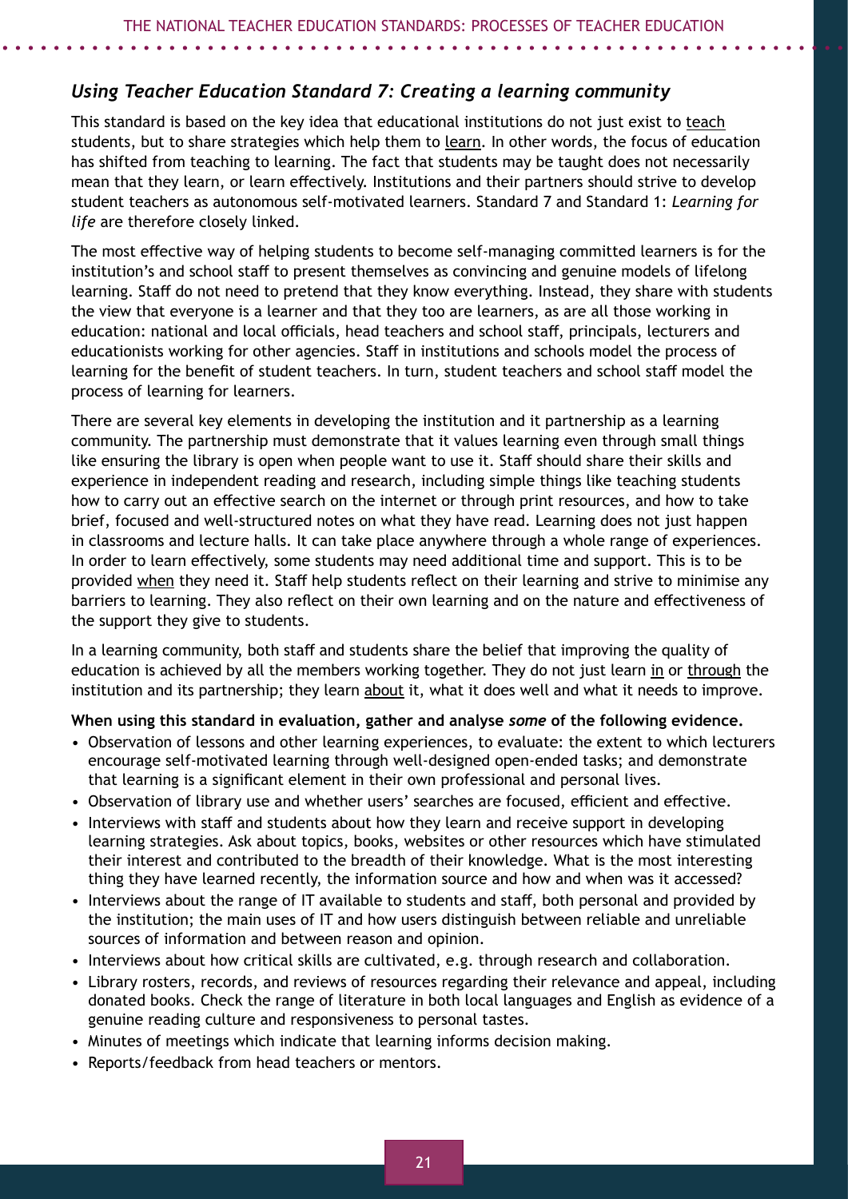## *Using Teacher Education Standard 7: Creating a learning community*

This standard is based on the key idea that educational institutions do not just exist to <u>teach</u> students, but to share strategies which help them to <u>learn</u>. In other words, the focus of education has shifted from teaching to learning. The fact that students may be taught does not necessarily mean that they learn, or learn effectively. Institutions and their partners should strive to develop student teachers as autonomous self-motivated learners. Standard 7 and Standard 1: *Learning for life* are therefore closely linked.

The most effective way of helping students to become self-managing committed learners is for the institution's and school staff to present themselves as convincing and genuine models of lifelong learning. Staff do not need to pretend that they know everything. Instead, they share with students the view that everyone is a learner and that they too are learners, as are all those working in education: national and local officials, head teachers and school staff, principals, lecturers and educationists working for other agencies. Staff in institutions and schools model the process of learning for the benefit of student teachers. In turn, student teachers and school staff model the process of learning for learners.

There are several key elements in developing the institution and it partnership as a learning community. The partnership must demonstrate that it values learning even through small things like ensuring the library is open when people want to use it. Staff should share their skills and experience in independent reading and research, including simple things like teaching students how to carry out an effective search on the internet or through print resources, and how to take brief, focused and well-structured notes on what they have read. Learning does not just happen in classrooms and lecture halls. It can take place anywhere through a whole range of experiences. In order to learn effectively, some students may need additional time and support. This is to be provided <u>when</u> they need it. Staff help students reflect on their learning and strive to minimise any barriers to learning. They also reflect on their own learning and on the nature and effectiveness of the support they give to students.

In a learning community, both staff and students share the belief that improving the quality of education is achieved by all the members working together. They do not just learn <u>in</u> or <u>through</u> the institution and its partnership; they learn <u>about</u> it, what it does well and what it needs to improve.

**When using this standard in evaluation, gather and analyse *some* of the following evidence.**

- Observation of lessons and other learning experiences, to evaluate: the extent to which lecturers encourage self-motivated learning through well-designed open-ended tasks; and demonstrate that learning is a significant element in their own professional and personal lives.
- Observation of library use and whether users' searches are focused, efficient and effective.
- Interviews with staff and students about how they learn and receive support in developing learning strategies. Ask about topics, books, websites or other resources which have stimulated their interest and contributed to the breadth of their knowledge. What is the most interesting thing they have learned recently, the information source and how and when was it accessed?
- Interviews about the range of IT available to students and staff, both personal and provided by the institution; the main uses of IT and how users distinguish between reliable and unreliable sources of information and between reason and opinion.
- Interviews about how critical skills are cultivated, e.g. through research and collaboration.
- Library rosters, records, and reviews of resources regarding their relevance and appeal, including donated books. Check the range of literature in both local languages and English as evidence of a genuine reading culture and responsiveness to personal tastes.
- Minutes of meetings which indicate that learning informs decision making.
- Reports/feedback from head teachers or mentors.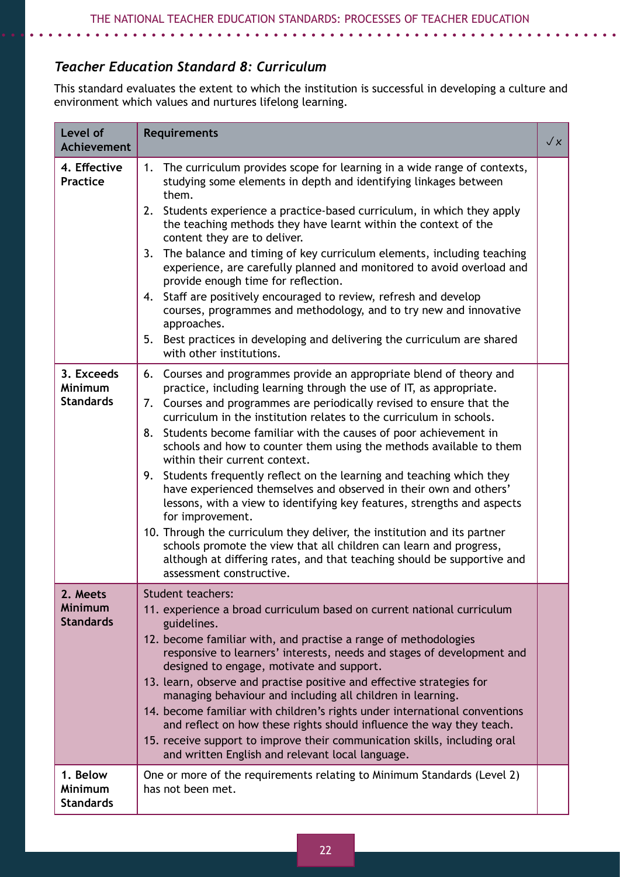### *Teacher Education Standard 8: Curriculum*

This standard evaluates the extent to which the institution is successful in developing a culture and environment which values and nurtures lifelong learning.

| Level of Achievement | Requirements | ✓ x |
|---|---|---|
| **4. Effective Practice** | 1. The curriculum provides scope for learning in a wide range of contexts, studying some elements in depth and identifying linkages between them.<br>2. Students experience a practice-based curriculum, in which they apply the teaching methods they have learnt within the context of the content they are to deliver.<br>3. The balance and timing of key curriculum elements, including teaching experience, are carefully planned and monitored to avoid overload and provide enough time for reflection.<br>4. Staff are positively encouraged to review, refresh and develop courses, programmes and methodology, and to try new and innovative approaches.<br>5. Best practices in developing and delivering the curriculum are shared with other institutions. | |
| **3. Exceeds Minimum Standards** | 6. Courses and programmes provide an appropriate blend of theory and practice, including learning through the use of IT, as appropriate.<br>7. Courses and programmes are periodically revised to ensure that the curriculum in the institution relates to the curriculum in schools.<br>8. Students become familiar with the causes of poor achievement in schools and how to counter them using the methods available to them within their current context.<br>9. Students frequently reflect on the learning and teaching which they have experienced themselves and observed in their own and others' lessons, with a view to identifying key features, strengths and aspects for improvement.<br>10. Through the curriculum they deliver, the institution and its partner schools promote the view that all children can learn and progress, although at differing rates, and that teaching should be supportive and assessment constructive. | |
| **2. Meets Minimum Standards** | Student teachers:<br>11. experience a broad curriculum based on current national curriculum guidelines.<br>12. become familiar with, and practise a range of methodologies responsive to learners' interests, needs and stages of development and designed to engage, motivate and support.<br>13. learn, observe and practise positive and effective strategies for managing behaviour and including all children in learning.<br>14. become familiar with children's rights under international conventions and reflect on how these rights should influence the way they teach.<br>15. receive support to improve their communication skills, including oral and written English and relevant local language. | |
| **1. Below Minimum Standards** | One or more of the requirements relating to Minimum Standards (Level 2) has not been met. | |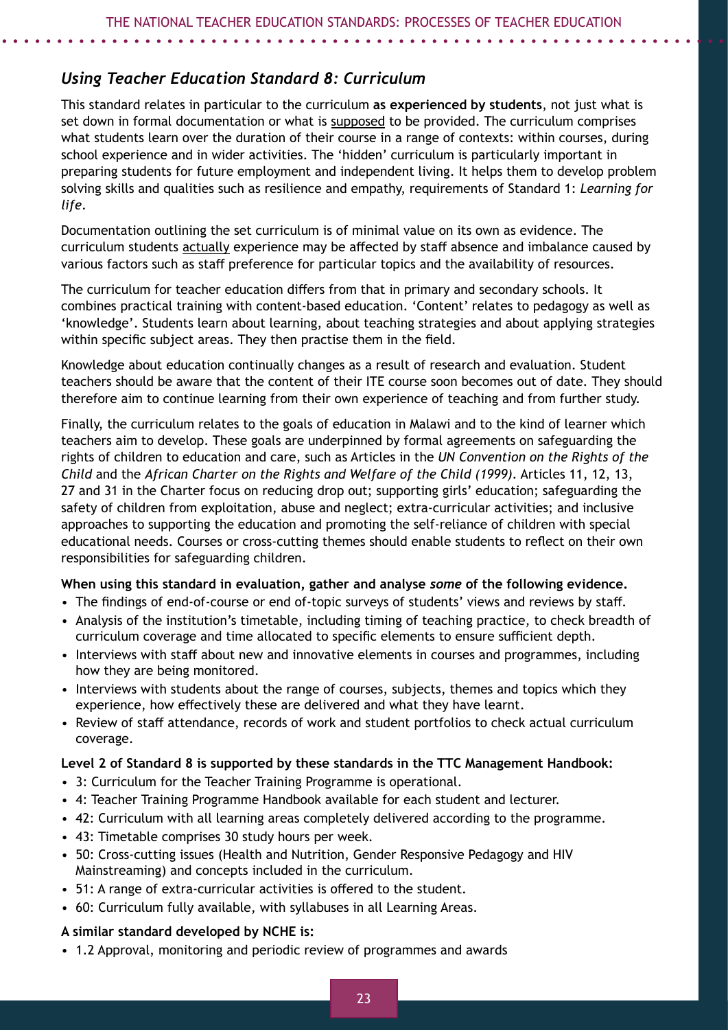## *Using Teacher Education Standard 8: Curriculum*

This standard relates in particular to the curriculum **as experienced by students**, not just what is set down in formal documentation or what is supposed to be provided. The curriculum comprises what students learn over the duration of their course in a range of contexts: within courses, during school experience and in wider activities. The 'hidden' curriculum is particularly important in preparing students for future employment and independent living. It helps them to develop problem solving skills and qualities such as resilience and empathy, requirements of Standard 1: *Learning for life*.

Documentation outlining the set curriculum is of minimal value on its own as evidence. The curriculum students actually experience may be affected by staff absence and imbalance caused by various factors such as staff preference for particular topics and the availability of resources.

The curriculum for teacher education differs from that in primary and secondary schools. It combines practical training with content-based education. 'Content' relates to pedagogy as well as 'knowledge'. Students learn about learning, about teaching strategies and about applying strategies within specific subject areas. They then practise them in the field.

Knowledge about education continually changes as a result of research and evaluation. Student teachers should be aware that the content of their ITE course soon becomes out of date. They should therefore aim to continue learning from their own experience of teaching and from further study.

Finally, the curriculum relates to the goals of education in Malawi and to the kind of learner which teachers aim to develop. These goals are underpinned by formal agreements on safeguarding the rights of children to education and care, such as Articles in the *UN Convention on the Rights of the Child* and the *African Charter on the Rights and Welfare of the Child (1999)*. Articles 11, 12, 13, 27 and 31 in the Charter focus on reducing drop out; supporting girls' education; safeguarding the safety of children from exploitation, abuse and neglect; extra-curricular activities; and inclusive approaches to supporting the education and promoting the self-reliance of children with special educational needs. Courses or cross-cutting themes should enable students to reflect on their own responsibilities for safeguarding children.

**When using this standard in evaluation, gather and analyse *some* of the following evidence.**

- The findings of end-of-course or end of-topic surveys of students' views and reviews by staff.
- Analysis of the institution's timetable, including timing of teaching practice, to check breadth of curriculum coverage and time allocated to specific elements to ensure sufficient depth.
- Interviews with staff about new and innovative elements in courses and programmes, including how they are being monitored.
- Interviews with students about the range of courses, subjects, themes and topics which they experience, how effectively these are delivered and what they have learnt.
- Review of staff attendance, records of work and student portfolios to check actual curriculum coverage.

**Level 2 of Standard 8 is supported by these standards in the TTC Management Handbook:**

- 3: Curriculum for the Teacher Training Programme is operational.
- 4: Teacher Training Programme Handbook available for each student and lecturer.
- 42: Curriculum with all learning areas completely delivered according to the programme.
- 43: Timetable comprises 30 study hours per week.
- 50: Cross-cutting issues (Health and Nutrition, Gender Responsive Pedagogy and HIV Mainstreaming) and concepts included in the curriculum.
- 51: A range of extra-curricular activities is offered to the student.
- 60: Curriculum fully available, with syllabuses in all Learning Areas.

**A similar standard developed by NCHE is:**

- 1.2 Approval, monitoring and periodic review of programmes and awards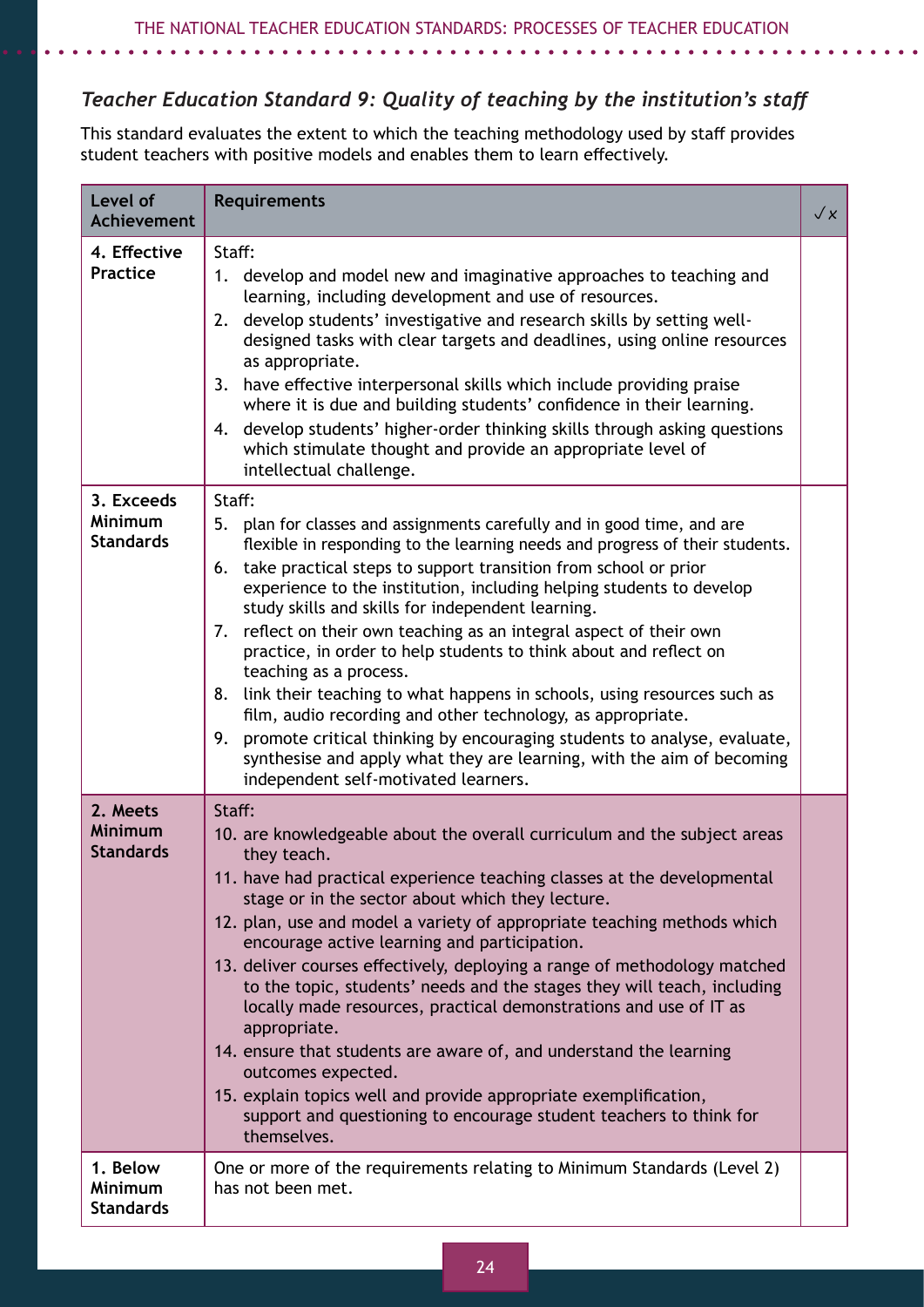### *Teacher Education Standard 9: Quality of teaching by the institution's staff*

This standard evaluates the extent to which the teaching methodology used by staff provides student teachers with positive models and enables them to learn effectively.

| Level of Achievement | Requirements | ✓x |
|---|---|---|
| **4. Effective Practice** | Staff:<br>1. develop and model new and imaginative approaches to teaching and learning, including development and use of resources.<br>2. develop students' investigative and research skills by setting well-designed tasks with clear targets and deadlines, using online resources as appropriate.<br>3. have effective interpersonal skills which include providing praise where it is due and building students' confidence in their learning.<br>4. develop students' higher-order thinking skills through asking questions which stimulate thought and provide an appropriate level of intellectual challenge. | |
| **3. Exceeds Minimum Standards** | Staff:<br>5. plan for classes and assignments carefully and in good time, and are flexible in responding to the learning needs and progress of their students.<br>6. take practical steps to support transition from school or prior experience to the institution, including helping students to develop study skills and skills for independent learning.<br>7. reflect on their own teaching as an integral aspect of their own practice, in order to help students to think about and reflect on teaching as a process.<br>8. link their teaching to what happens in schools, using resources such as film, audio recording and other technology, as appropriate.<br>9. promote critical thinking by encouraging students to analyse, evaluate, synthesise and apply what they are learning, with the aim of becoming independent self-motivated learners. | |
| **2. Meets Minimum Standards** | Staff:<br>10. are knowledgeable about the overall curriculum and the subject areas they teach.<br>11. have had practical experience teaching classes at the developmental stage or in the sector about which they lecture.<br>12. plan, use and model a variety of appropriate teaching methods which encourage active learning and participation.<br>13. deliver courses effectively, deploying a range of methodology matched to the topic, students' needs and the stages they will teach, including locally made resources, practical demonstrations and use of IT as appropriate.<br>14. ensure that students are aware of, and understand the learning outcomes expected.<br>15. explain topics well and provide appropriate exemplification, support and questioning to encourage student teachers to think for themselves. | |
| **1. Below Minimum Standards** | One or more of the requirements relating to Minimum Standards (Level 2) has not been met. | |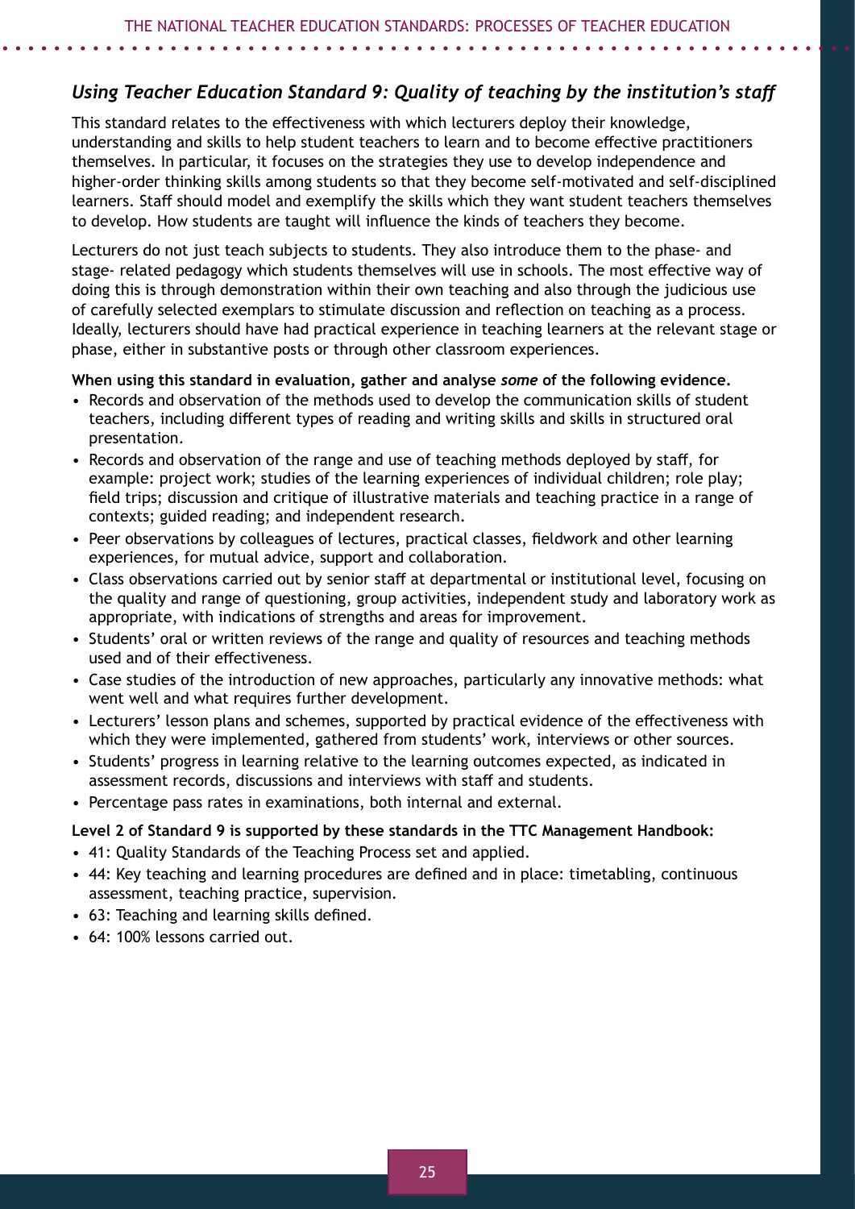## *Using Teacher Education Standard 9: Quality of teaching by the institution's staff*

This standard relates to the effectiveness with which lecturers deploy their knowledge, understanding and skills to help student teachers to learn and to become effective practitioners themselves. In particular, it focuses on the strategies they use to develop independence and higher-order thinking skills among students so that they become self-motivated and self-disciplined learners. Staff should model and exemplify the skills which they want student teachers themselves to develop. How students are taught will influence the kinds of teachers they become.

Lecturers do not just teach subjects to students. They also introduce them to the phase- and stage- related pedagogy which students themselves will use in schools. The most effective way of doing this is through demonstration within their own teaching and also through the judicious use of carefully selected exemplars to stimulate discussion and reflection on teaching as a process. Ideally, lecturers should have had practical experience in teaching learners at the relevant stage or phase, either in substantive posts or through other classroom experiences.

**When using this standard in evaluation, gather and analyse *some* of the following evidence.**

- Records and observation of the methods used to develop the communication skills of student teachers, including different types of reading and writing skills and skills in structured oral presentation.
- Records and observation of the range and use of teaching methods deployed by staff, for example: project work; studies of the learning experiences of individual children; role play; field trips; discussion and critique of illustrative materials and teaching practice in a range of contexts; guided reading; and independent research.
- Peer observations by colleagues of lectures, practical classes, fieldwork and other learning experiences, for mutual advice, support and collaboration.
- Class observations carried out by senior staff at departmental or institutional level, focusing on the quality and range of questioning, group activities, independent study and laboratory work as appropriate, with indications of strengths and areas for improvement.
- Students' oral or written reviews of the range and quality of resources and teaching methods used and of their effectiveness.
- Case studies of the introduction of new approaches, particularly any innovative methods: what went well and what requires further development.
- Lecturers' lesson plans and schemes, supported by practical evidence of the effectiveness with which they were implemented, gathered from students' work, interviews or other sources.
- Students' progress in learning relative to the learning outcomes expected, as indicated in assessment records, discussions and interviews with staff and students.
- Percentage pass rates in examinations, both internal and external.

**Level 2 of Standard 9 is supported by these standards in the TTC Management Handbook:**

- 41: Quality Standards of the Teaching Process set and applied.
- 44: Key teaching and learning procedures are defined and in place: timetabling, continuous assessment, teaching practice, supervision.
- 63: Teaching and learning skills defined.
- 64: 100% lessons carried out.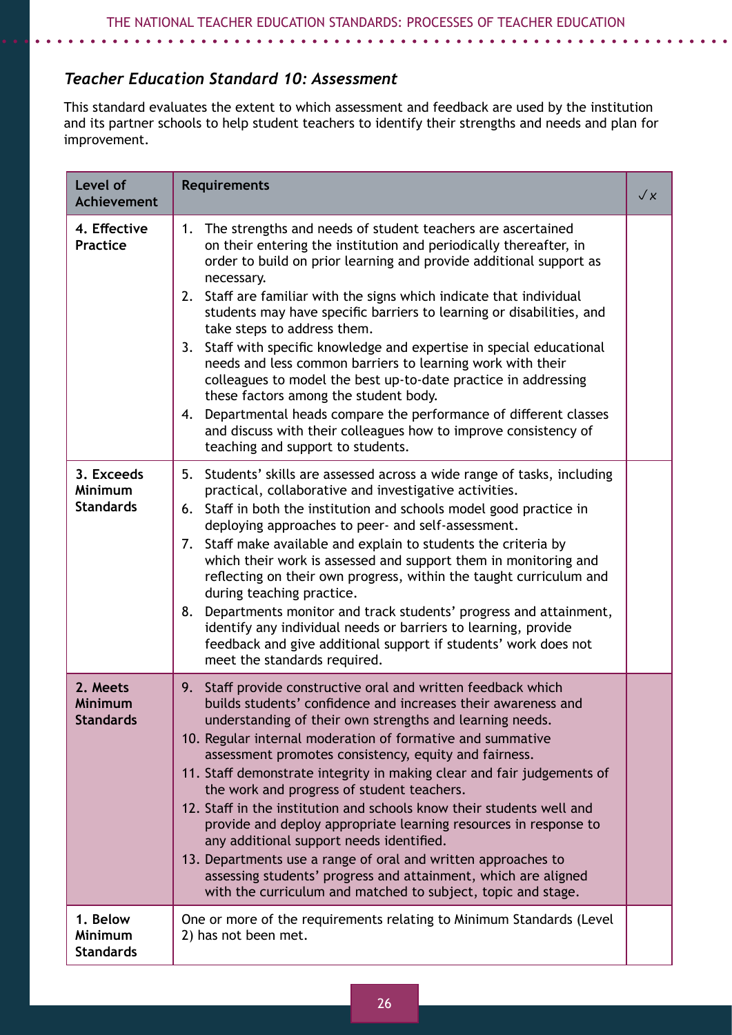### *Teacher Education Standard 10: Assessment*

This standard evaluates the extent to which assessment and feedback are used by the institution and its partner schools to help student teachers to identify their strengths and needs and plan for improvement.

| Level of Achievement | Requirements | ✓ x |
|---|---|---|
| **4. Effective Practice** | 1. The strengths and needs of student teachers are ascertained on their entering the institution and periodically thereafter, in order to build on prior learning and provide additional support as necessary.<br>2. Staff are familiar with the signs which indicate that individual students may have specific barriers to learning or disabilities, and take steps to address them.<br>3. Staff with specific knowledge and expertise in special educational needs and less common barriers to learning work with their colleagues to model the best up-to-date practice in addressing these factors among the student body.<br>4. Departmental heads compare the performance of different classes and discuss with their colleagues how to improve consistency of teaching and support to students. | |
| **3. Exceeds Minimum Standards** | 5. Students' skills are assessed across a wide range of tasks, including practical, collaborative and investigative activities.<br>6. Staff in both the institution and schools model good practice in deploying approaches to peer- and self-assessment.<br>7. Staff make available and explain to students the criteria by which their work is assessed and support them in monitoring and reflecting on their own progress, within the taught curriculum and during teaching practice.<br>8. Departments monitor and track students' progress and attainment, identify any individual needs or barriers to learning, provide feedback and give additional support if students' work does not meet the standards required. | |
| **2. Meets Minimum Standards** | 9. Staff provide constructive oral and written feedback which builds students' confidence and increases their awareness and understanding of their own strengths and learning needs.<br>10. Regular internal moderation of formative and summative assessment promotes consistency, equity and fairness.<br>11. Staff demonstrate integrity in making clear and fair judgements of the work and progress of student teachers.<br>12. Staff in the institution and schools know their students well and provide and deploy appropriate learning resources in response to any additional support needs identified.<br>13. Departments use a range of oral and written approaches to assessing students' progress and attainment, which are aligned with the curriculum and matched to subject, topic and stage. | |
| **1. Below Minimum Standards** | One or more of the requirements relating to Minimum Standards (Level 2) has not been met. | |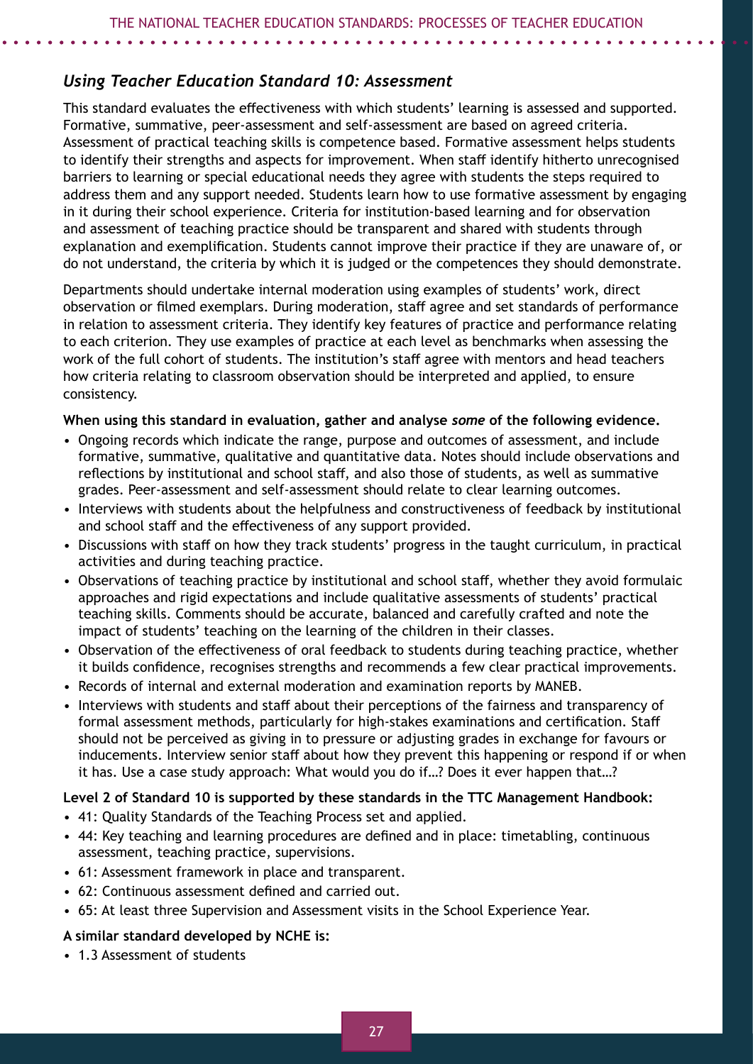### *Using Teacher Education Standard 10: Assessment*

This standard evaluates the effectiveness with which students' learning is assessed and supported. Formative, summative, peer-assessment and self-assessment are based on agreed criteria. Assessment of practical teaching skills is competence based. Formative assessment helps students to identify their strengths and aspects for improvement. When staff identify hitherto unrecognised barriers to learning or special educational needs they agree with students the steps required to address them and any support needed. Students learn how to use formative assessment by engaging in it during their school experience. Criteria for institution-based learning and for observation and assessment of teaching practice should be transparent and shared with students through explanation and exemplification. Students cannot improve their practice if they are unaware of, or do not understand, the criteria by which it is judged or the competences they should demonstrate.

Departments should undertake internal moderation using examples of students' work, direct observation or filmed exemplars. During moderation, staff agree and set standards of performance in relation to assessment criteria. They identify key features of practice and performance relating to each criterion. They use examples of practice at each level as benchmarks when assessing the work of the full cohort of students. The institution's staff agree with mentors and head teachers how criteria relating to classroom observation should be interpreted and applied, to ensure consistency.

**When using this standard in evaluation, gather and analyse *some* of the following evidence.**

- Ongoing records which indicate the range, purpose and outcomes of assessment, and include formative, summative, qualitative and quantitative data. Notes should include observations and reflections by institutional and school staff, and also those of students, as well as summative grades. Peer-assessment and self-assessment should relate to clear learning outcomes.
- Interviews with students about the helpfulness and constructiveness of feedback by institutional and school staff and the effectiveness of any support provided.
- Discussions with staff on how they track students' progress in the taught curriculum, in practical activities and during teaching practice.
- Observations of teaching practice by institutional and school staff, whether they avoid formulaic approaches and rigid expectations and include qualitative assessments of students' practical teaching skills. Comments should be accurate, balanced and carefully crafted and note the impact of students' teaching on the learning of the children in their classes.
- Observation of the effectiveness of oral feedback to students during teaching practice, whether it builds confidence, recognises strengths and recommends a few clear practical improvements.
- Records of internal and external moderation and examination reports by MANEB.
- Interviews with students and staff about their perceptions of the fairness and transparency of formal assessment methods, particularly for high-stakes examinations and certification. Staff should not be perceived as giving in to pressure or adjusting grades in exchange for favours or inducements. Interview senior staff about how they prevent this happening or respond if or when it has. Use a case study approach: What would you do if…? Does it ever happen that…?

**Level 2 of Standard 10 is supported by these standards in the TTC Management Handbook:**

- 41: Quality Standards of the Teaching Process set and applied.
- 44: Key teaching and learning procedures are defined and in place: timetabling, continuous assessment, teaching practice, supervisions.
- 61: Assessment framework in place and transparent.
- 62: Continuous assessment defined and carried out.
- 65: At least three Supervision and Assessment visits in the School Experience Year.

**A similar standard developed by NCHE is:**

- 1.3 Assessment of students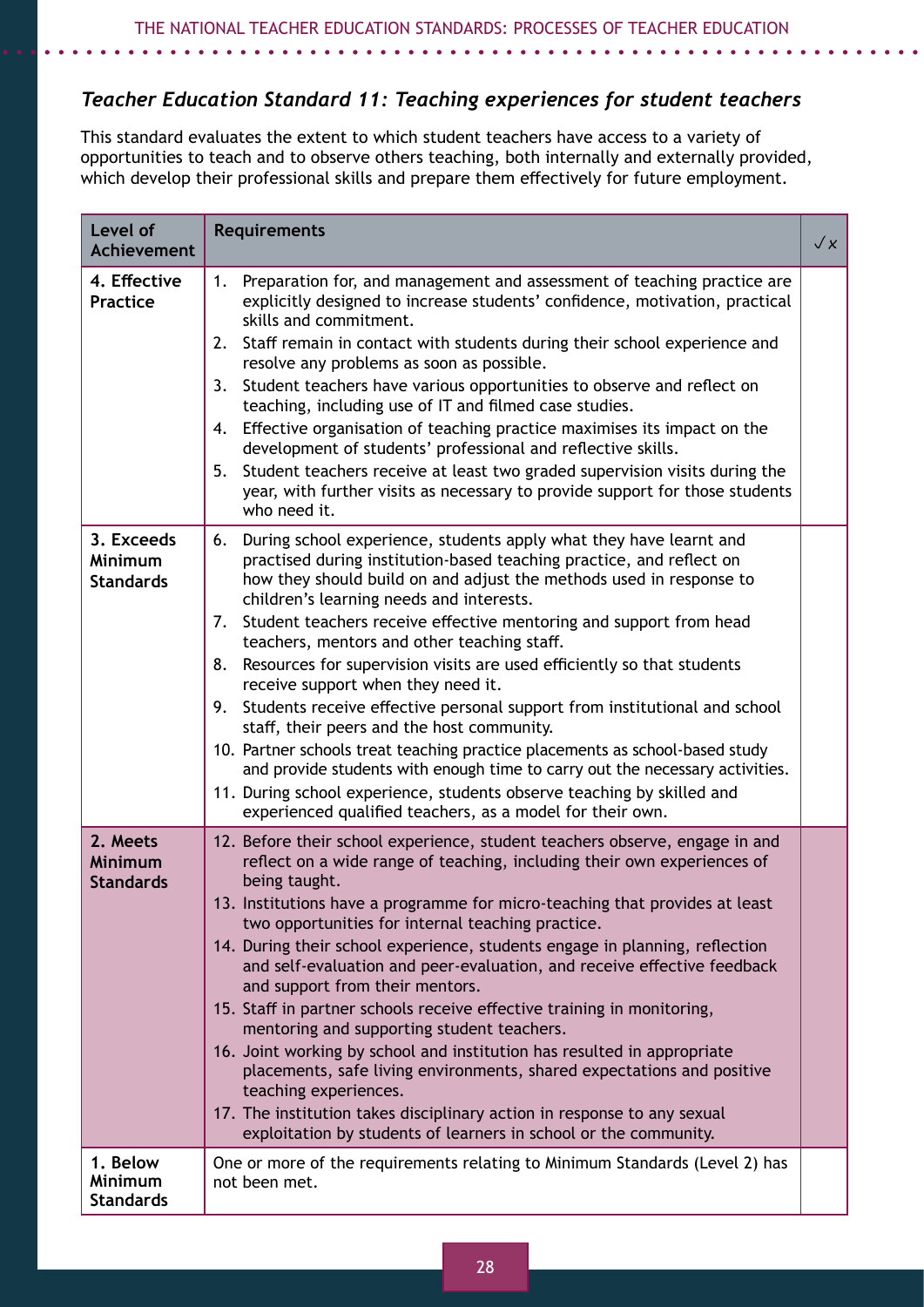### *Teacher Education Standard 11: Teaching experiences for student teachers*

This standard evaluates the extent to which student teachers have access to a variety of opportunities to teach and to observe others teaching, both internally and externally provided, which develop their professional skills and prepare them effectively for future employment.

| Level of Achievement | Requirements | ✓✗ |
|---|---|---|
| **4. Effective Practice** | 1. Preparation for, and management and assessment of teaching practice are explicitly designed to increase students' confidence, motivation, practical skills and commitment.<br>2. Staff remain in contact with students during their school experience and resolve any problems as soon as possible.<br>3. Student teachers have various opportunities to observe and reflect on teaching, including use of IT and filmed case studies.<br>4. Effective organisation of teaching practice maximises its impact on the development of students' professional and reflective skills.<br>5. Student teachers receive at least two graded supervision visits during the year, with further visits as necessary to provide support for those students who need it. | |
| **3. Exceeds Minimum Standards** | 6. During school experience, students apply what they have learnt and practised during institution-based teaching practice, and reflect on how they should build on and adjust the methods used in response to children's learning needs and interests.<br>7. Student teachers receive effective mentoring and support from head teachers, mentors and other teaching staff.<br>8. Resources for supervision visits are used efficiently so that students receive support when they need it.<br>9. Students receive effective personal support from institutional and school staff, their peers and the host community.<br>10. Partner schools treat teaching practice placements as school-based study and provide students with enough time to carry out the necessary activities.<br>11. During school experience, students observe teaching by skilled and experienced qualified teachers, as a model for their own. | |
| **2. Meets Minimum Standards** | 12. Before their school experience, student teachers observe, engage in and reflect on a wide range of teaching, including their own experiences of being taught.<br>13. Institutions have a programme for micro-teaching that provides at least two opportunities for internal teaching practice.<br>14. During their school experience, students engage in planning, reflection and self-evaluation and peer-evaluation, and receive effective feedback and support from their mentors.<br>15. Staff in partner schools receive effective training in monitoring, mentoring and supporting student teachers.<br>16. Joint working by school and institution has resulted in appropriate placements, safe living environments, shared expectations and positive teaching experiences.<br>17. The institution takes disciplinary action in response to any sexual exploitation by students of learners in school or the community. | |
| **1. Below Minimum Standards** | One or more of the requirements relating to Minimum Standards (Level 2) has not been met. | |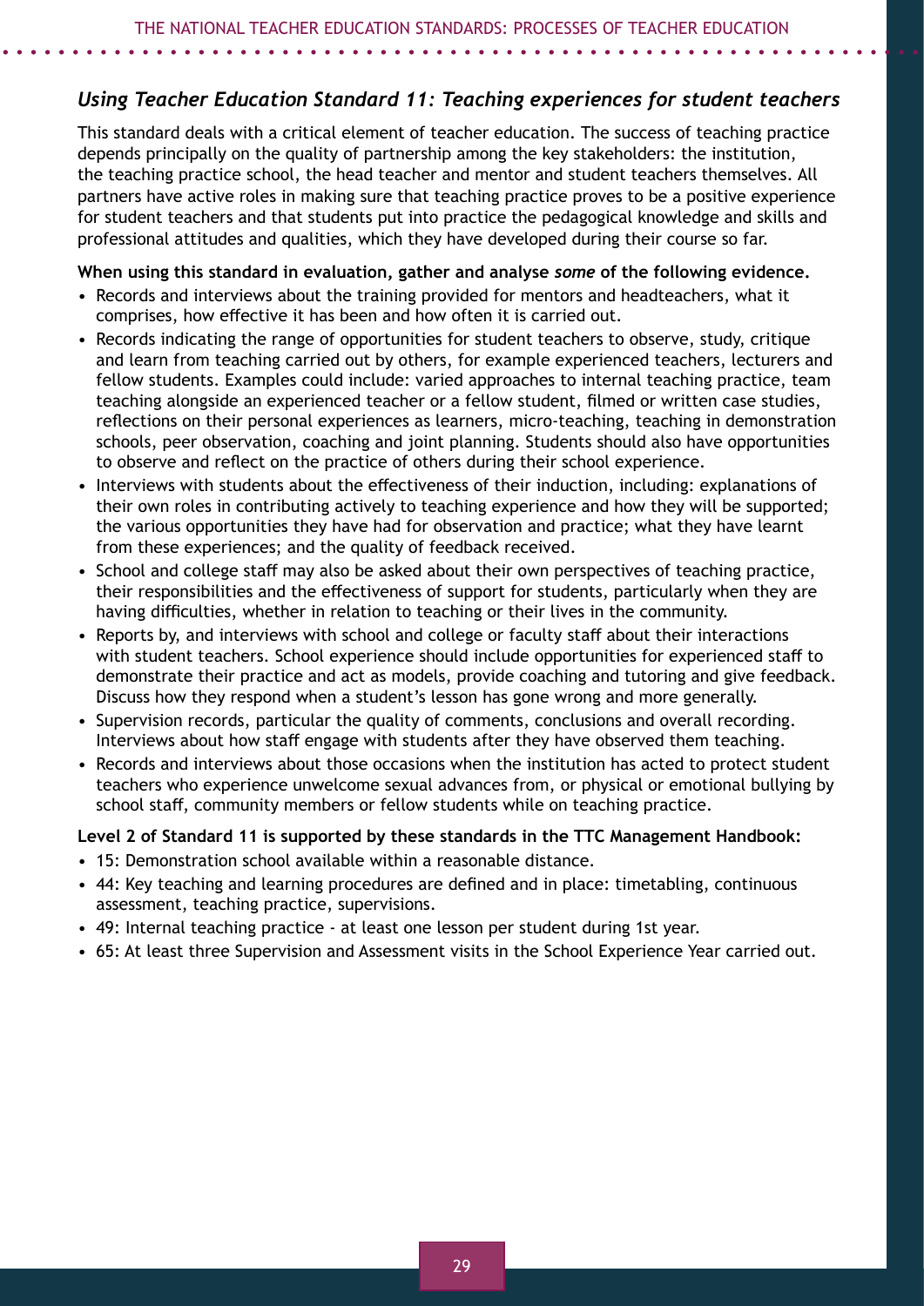## *Using Teacher Education Standard 11: Teaching experiences for student teachers*

This standard deals with a critical element of teacher education. The success of teaching practice depends principally on the quality of partnership among the key stakeholders: the institution, the teaching practice school, the head teacher and mentor and student teachers themselves. All partners have active roles in making sure that teaching practice proves to be a positive experience for student teachers and that students put into practice the pedagogical knowledge and skills and professional attitudes and qualities, which they have developed during their course so far.

**When using this standard in evaluation, gather and analyse *some* of the following evidence.**

- Records and interviews about the training provided for mentors and headteachers, what it comprises, how effective it has been and how often it is carried out.
- Records indicating the range of opportunities for student teachers to observe, study, critique and learn from teaching carried out by others, for example experienced teachers, lecturers and fellow students. Examples could include: varied approaches to internal teaching practice, team teaching alongside an experienced teacher or a fellow student, filmed or written case studies, reflections on their personal experiences as learners, micro-teaching, teaching in demonstration schools, peer observation, coaching and joint planning. Students should also have opportunities to observe and reflect on the practice of others during their school experience.
- Interviews with students about the effectiveness of their induction, including: explanations of their own roles in contributing actively to teaching experience and how they will be supported; the various opportunities they have had for observation and practice; what they have learnt from these experiences; and the quality of feedback received.
- School and college staff may also be asked about their own perspectives of teaching practice, their responsibilities and the effectiveness of support for students, particularly when they are having difficulties, whether in relation to teaching or their lives in the community.
- Reports by, and interviews with school and college or faculty staff about their interactions with student teachers. School experience should include opportunities for experienced staff to demonstrate their practice and act as models, provide coaching and tutoring and give feedback. Discuss how they respond when a student's lesson has gone wrong and more generally.
- Supervision records, particular the quality of comments, conclusions and overall recording. Interviews about how staff engage with students after they have observed them teaching.
- Records and interviews about those occasions when the institution has acted to protect student teachers who experience unwelcome sexual advances from, or physical or emotional bullying by school staff, community members or fellow students while on teaching practice.

**Level 2 of Standard 11 is supported by these standards in the TTC Management Handbook:**

- 15: Demonstration school available within a reasonable distance.
- 44: Key teaching and learning procedures are defined and in place: timetabling, continuous assessment, teaching practice, supervisions.
- 49: Internal teaching practice - at least one lesson per student during 1st year.
- 65: At least three Supervision and Assessment visits in the School Experience Year carried out.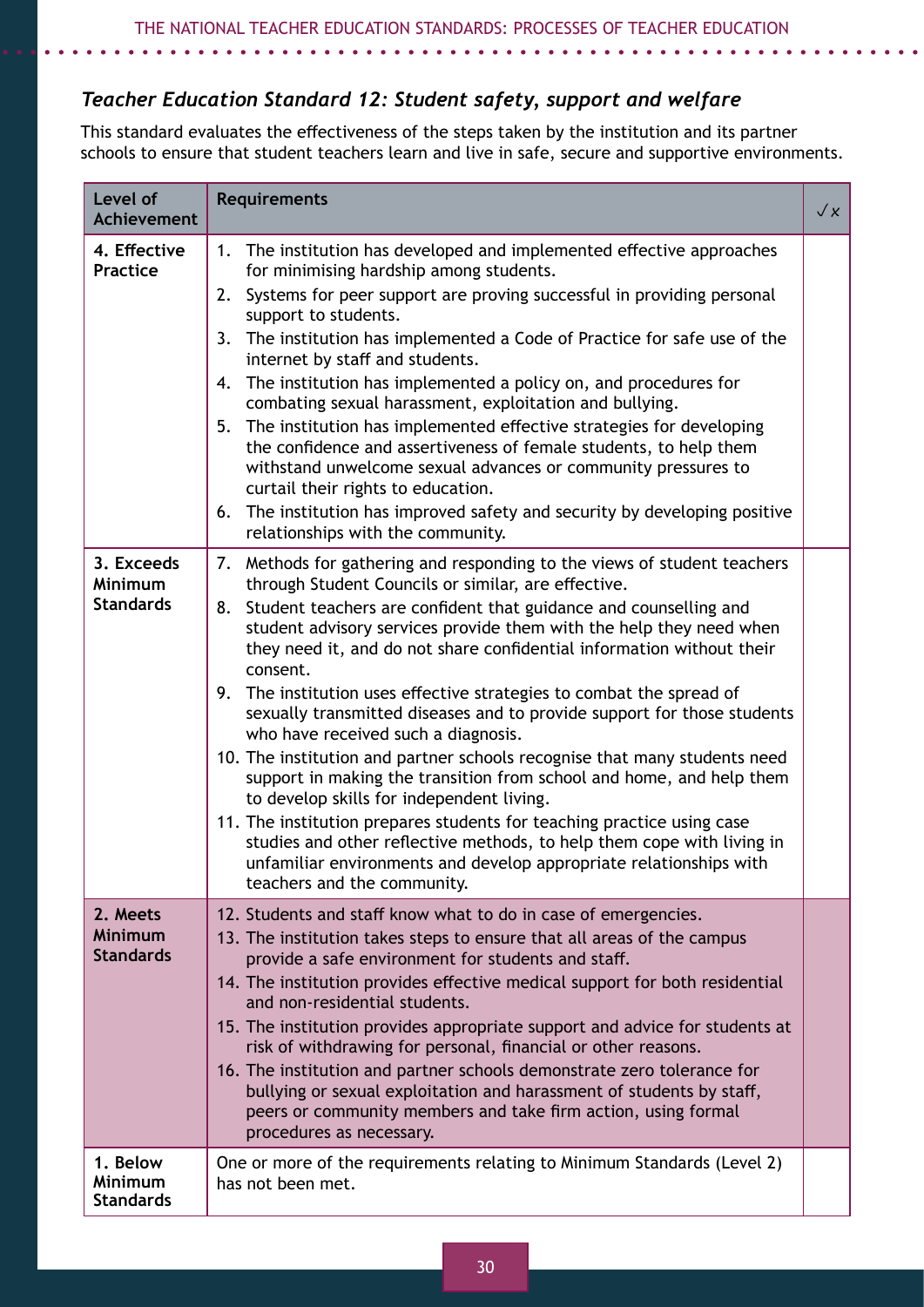### *Teacher Education Standard 12: Student safety, support and welfare*

This standard evaluates the effectiveness of the steps taken by the institution and its partner schools to ensure that student teachers learn and live in safe, secure and supportive environments.

| Level of Achievement | Requirements | ✓x |
|---|---|---|
| **4. Effective Practice** | 1. The institution has developed and implemented effective approaches for minimising hardship among students.<br>2. Systems for peer support are proving successful in providing personal support to students.<br>3. The institution has implemented a Code of Practice for safe use of the internet by staff and students.<br>4. The institution has implemented a policy on, and procedures for combating sexual harassment, exploitation and bullying.<br>5. The institution has implemented effective strategies for developing the confidence and assertiveness of female students, to help them withstand unwelcome sexual advances or community pressures to curtail their rights to education.<br>6. The institution has improved safety and security by developing positive relationships with the community. | |
| **3. Exceeds Minimum Standards** | 7. Methods for gathering and responding to the views of student teachers through Student Councils or similar, are effective.<br>8. Student teachers are confident that guidance and counselling and student advisory services provide them with the help they need when they need it, and do not share confidential information without their consent.<br>9. The institution uses effective strategies to combat the spread of sexually transmitted diseases and to provide support for those students who have received such a diagnosis.<br>10. The institution and partner schools recognise that many students need support in making the transition from school and home, and help them to develop skills for independent living.<br>11. The institution prepares students for teaching practice using case studies and other reflective methods, to help them cope with living in unfamiliar environments and develop appropriate relationships with teachers and the community. | |
| **2. Meets Minimum Standards** | 12. Students and staff know what to do in case of emergencies.<br>13. The institution takes steps to ensure that all areas of the campus provide a safe environment for students and staff.<br>14. The institution provides effective medical support for both residential and non-residential students.<br>15. The institution provides appropriate support and advice for students at risk of withdrawing for personal, financial or other reasons.<br>16. The institution and partner schools demonstrate zero tolerance for bullying or sexual exploitation and harassment of students by staff, peers or community members and take firm action, using formal procedures as necessary. | |
| **1. Below Minimum Standards** | One or more of the requirements relating to Minimum Standards (Level 2) has not been met. | |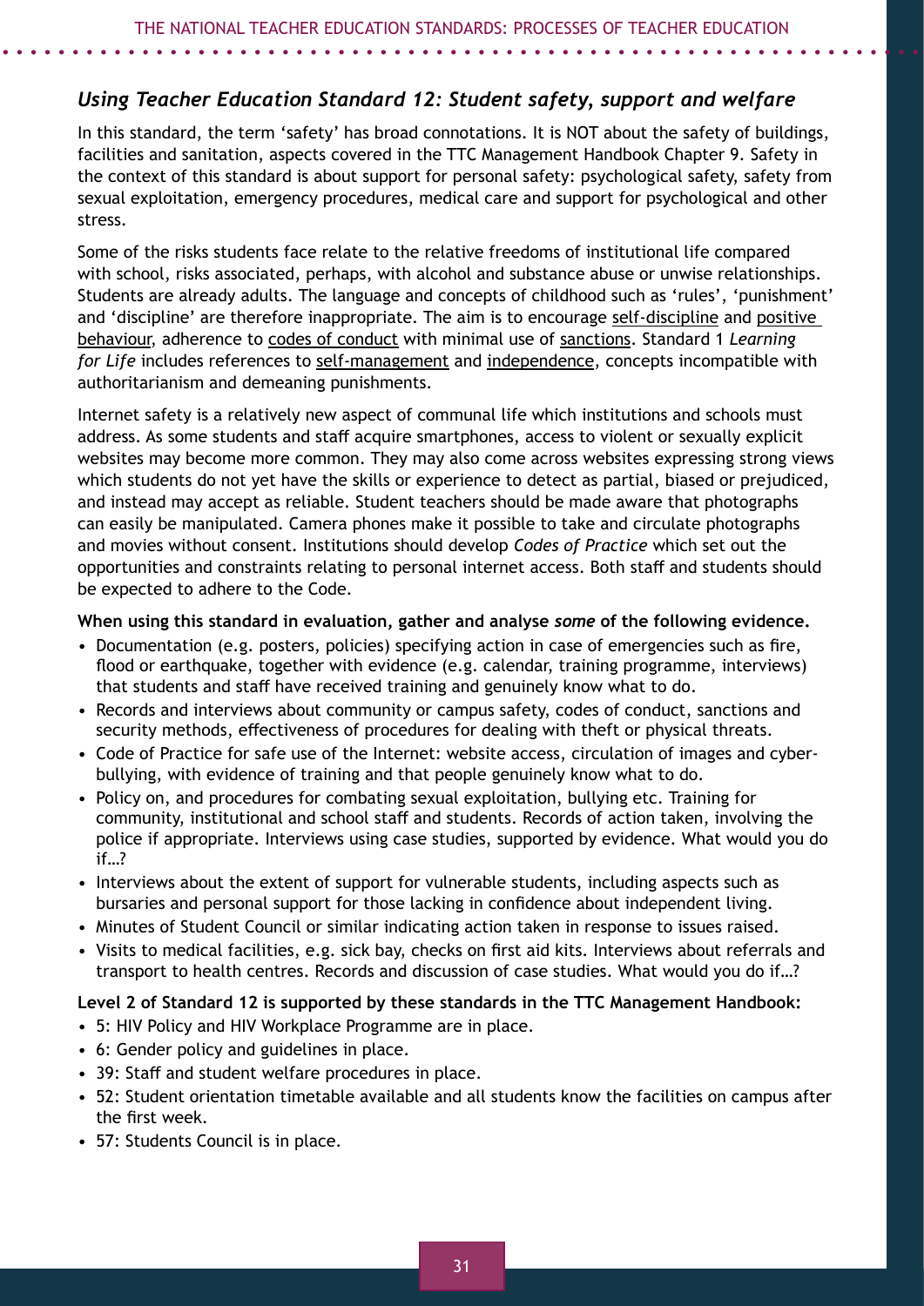## *Using Teacher Education Standard 12: Student safety, support and welfare*

In this standard, the term 'safety' has broad connotations. It is NOT about the safety of buildings, facilities and sanitation, aspects covered in the TTC Management Handbook Chapter 9. Safety in the context of this standard is about support for personal safety: psychological safety, safety from sexual exploitation, emergency procedures, medical care and support for psychological and other stress.

Some of the risks students face relate to the relative freedoms of institutional life compared with school, risks associated, perhaps, with alcohol and substance abuse or unwise relationships. Students are already adults. The language and concepts of childhood such as 'rules', 'punishment' and 'discipline' are therefore inappropriate. The aim is to encourage <u>self-discipline</u> and <u>positive behaviour</u>, adherence to <u>codes of conduct</u> with minimal use of <u>sanctions</u>. Standard 1 *Learning for Life* includes references to <u>self-management</u> and <u>independence</u>, concepts incompatible with authoritarianism and demeaning punishments.

Internet safety is a relatively new aspect of communal life which institutions and schools must address. As some students and staff acquire smartphones, access to violent or sexually explicit websites may become more common. They may also come across websites expressing strong views which students do not yet have the skills or experience to detect as partial, biased or prejudiced, and instead may accept as reliable. Student teachers should be made aware that photographs can easily be manipulated. Camera phones make it possible to take and circulate photographs and movies without consent. Institutions should develop *Codes of Practice* which set out the opportunities and constraints relating to personal internet access. Both staff and students should be expected to adhere to the Code.

**When using this standard in evaluation, gather and analyse *some* of the following evidence.**

- Documentation (e.g. posters, policies) specifying action in case of emergencies such as fire, flood or earthquake, together with evidence (e.g. calendar, training programme, interviews) that students and staff have received training and genuinely know what to do.
- Records and interviews about community or campus safety, codes of conduct, sanctions and security methods, effectiveness of procedures for dealing with theft or physical threats.
- Code of Practice for safe use of the Internet: website access, circulation of images and cyber-bullying, with evidence of training and that people genuinely know what to do.
- Policy on, and procedures for combating sexual exploitation, bullying etc. Training for community, institutional and school staff and students. Records of action taken, involving the police if appropriate. Interviews using case studies, supported by evidence. What would you do if…?
- Interviews about the extent of support for vulnerable students, including aspects such as bursaries and personal support for those lacking in confidence about independent living.
- Minutes of Student Council or similar indicating action taken in response to issues raised.
- Visits to medical facilities, e.g. sick bay, checks on first aid kits. Interviews about referrals and transport to health centres. Records and discussion of case studies. What would you do if…?

**Level 2 of Standard 12 is supported by these standards in the TTC Management Handbook:**

- 5: HIV Policy and HIV Workplace Programme are in place.
- 6: Gender policy and guidelines in place.
- 39: Staff and student welfare procedures in place.
- 52: Student orientation timetable available and all students know the facilities on campus after the first week.
- 57: Students Council is in place.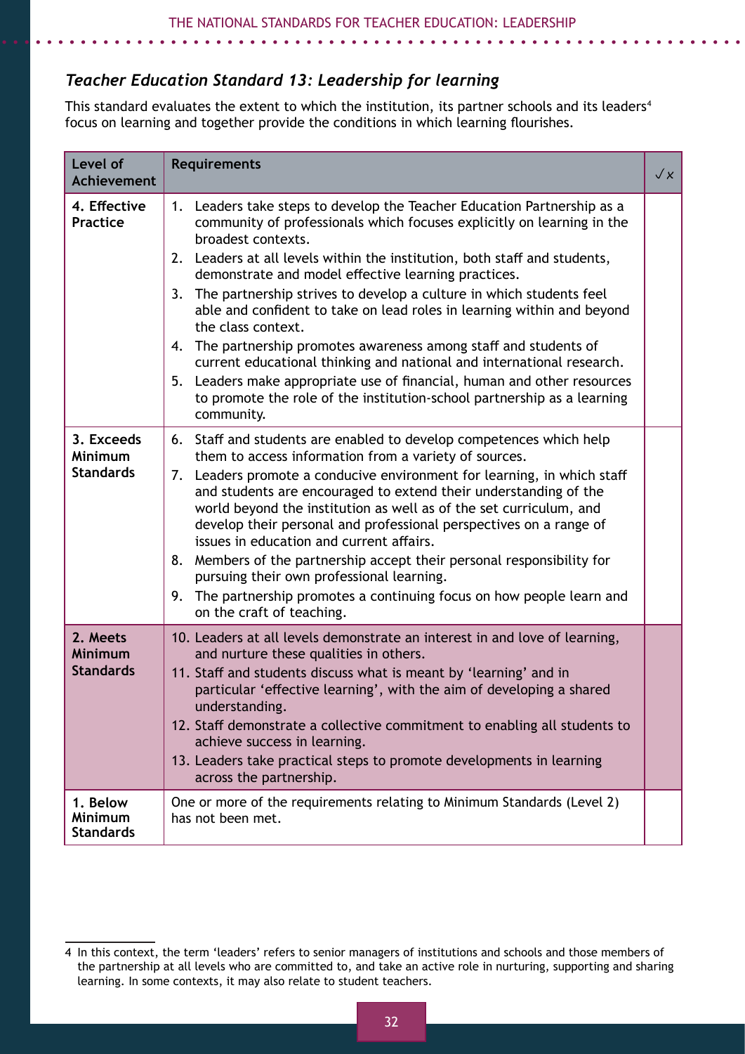### *Teacher Education Standard 13: Leadership for learning*

This standard evaluates the extent to which the institution, its partner schools and its leaders[4] focus on learning and together provide the conditions in which learning flourishes.

| Level of Achievement | Requirements | ✓x |
|---|---|---|
| **4. Effective Practice** | 1. Leaders take steps to develop the Teacher Education Partnership as a community of professionals which focuses explicitly on learning in the broadest contexts.<br>2. Leaders at all levels within the institution, both staff and students, demonstrate and model effective learning practices.<br>3. The partnership strives to develop a culture in which students feel able and confident to take on lead roles in learning within and beyond the class context.<br>4. The partnership promotes awareness among staff and students of current educational thinking and national and international research.<br>5. Leaders make appropriate use of financial, human and other resources to promote the role of the institution-school partnership as a learning community. | |
| **3. Exceeds Minimum Standards** | 6. Staff and students are enabled to develop competences which help them to access information from a variety of sources.<br>7. Leaders promote a conducive environment for learning, in which staff and students are encouraged to extend their understanding of the world beyond the institution as well as of the set curriculum, and develop their personal and professional perspectives on a range of issues in education and current affairs.<br>8. Members of the partnership accept their personal responsibility for pursuing their own professional learning.<br>9. The partnership promotes a continuing focus on how people learn and on the craft of teaching. | |
| **2. Meets Minimum Standards** | 10. Leaders at all levels demonstrate an interest in and love of learning, and nurture these qualities in others.<br>11. Staff and students discuss what is meant by 'learning' and in particular 'effective learning', with the aim of developing a shared understanding.<br>12. Staff demonstrate a collective commitment to enabling all students to achieve success in learning.<br>13. Leaders take practical steps to promote developments in learning across the partnership. | |
| **1. Below Minimum Standards** | One or more of the requirements relating to Minimum Standards (Level 2) has not been met. | |

4 In this context, the term 'leaders' refers to senior managers of institutions and schools and those members of the partnership at all levels who are committed to, and take an active role in nurturing, supporting and sharing learning. In some contexts, it may also relate to student teachers.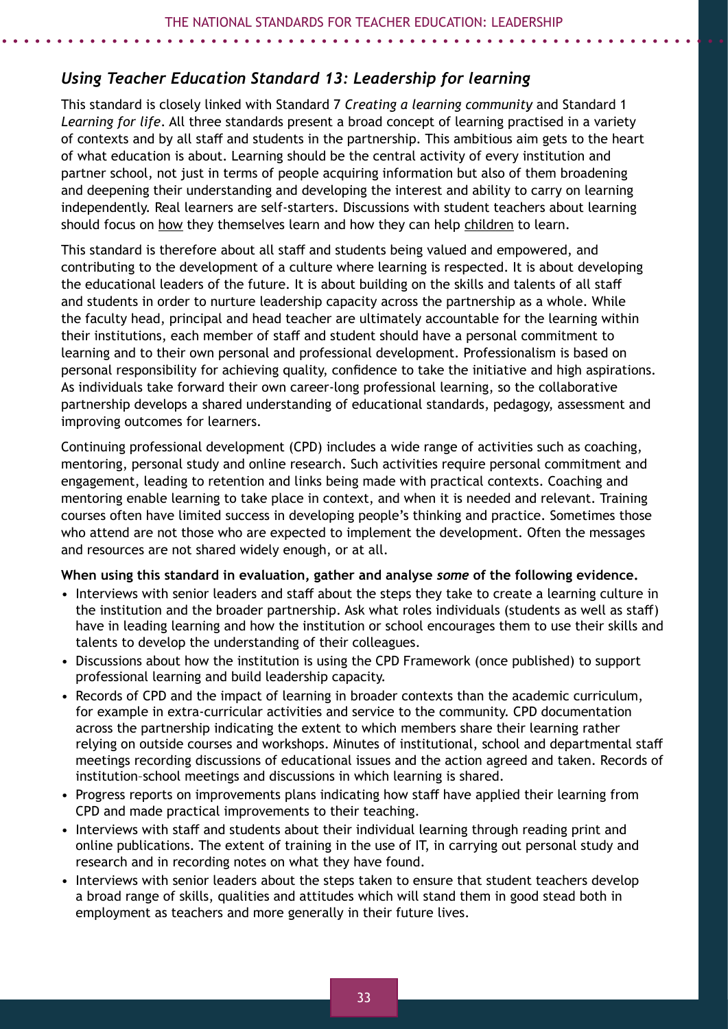## *Using Teacher Education Standard 13: Leadership for learning*

This standard is closely linked with Standard 7 *Creating a learning community* and Standard 1 *Learning for life*. All three standards present a broad concept of learning practised in a variety of contexts and by all staff and students in the partnership. This ambitious aim gets to the heart of what education is about. Learning should be the central activity of every institution and partner school, not just in terms of people acquiring information but also of them broadening and deepening their understanding and developing the interest and ability to carry on learning independently. Real learners are self-starters. Discussions with student teachers about learning should focus on <u>how</u> they themselves learn and how they can help <u>children</u> to learn.

This standard is therefore about all staff and students being valued and empowered, and contributing to the development of a culture where learning is respected. It is about developing the educational leaders of the future. It is about building on the skills and talents of all staff and students in order to nurture leadership capacity across the partnership as a whole. While the faculty head, principal and head teacher are ultimately accountable for the learning within their institutions, each member of staff and student should have a personal commitment to learning and to their own personal and professional development. Professionalism is based on personal responsibility for achieving quality, confidence to take the initiative and high aspirations. As individuals take forward their own career-long professional learning, so the collaborative partnership develops a shared understanding of educational standards, pedagogy, assessment and improving outcomes for learners.

Continuing professional development (CPD) includes a wide range of activities such as coaching, mentoring, personal study and online research. Such activities require personal commitment and engagement, leading to retention and links being made with practical contexts. Coaching and mentoring enable learning to take place in context, and when it is needed and relevant. Training courses often have limited success in developing people's thinking and practice. Sometimes those who attend are not those who are expected to implement the development. Often the messages and resources are not shared widely enough, or at all.

**When using this standard in evaluation, gather and analyse *some* of the following evidence.**

- Interviews with senior leaders and staff about the steps they take to create a learning culture in the institution and the broader partnership. Ask what roles individuals (students as well as staff) have in leading learning and how the institution or school encourages them to use their skills and talents to develop the understanding of their colleagues.
- Discussions about how the institution is using the CPD Framework (once published) to support professional learning and build leadership capacity.
- Records of CPD and the impact of learning in broader contexts than the academic curriculum, for example in extra-curricular activities and service to the community. CPD documentation across the partnership indicating the extent to which members share their learning rather relying on outside courses and workshops. Minutes of institutional, school and departmental staff meetings recording discussions of educational issues and the action agreed and taken. Records of institution–school meetings and discussions in which learning is shared.
- Progress reports on improvements plans indicating how staff have applied their learning from CPD and made practical improvements to their teaching.
- Interviews with staff and students about their individual learning through reading print and online publications. The extent of training in the use of IT, in carrying out personal study and research and in recording notes on what they have found.
- Interviews with senior leaders about the steps taken to ensure that student teachers develop a broad range of skills, qualities and attitudes which will stand them in good stead both in employment as teachers and more generally in their future lives.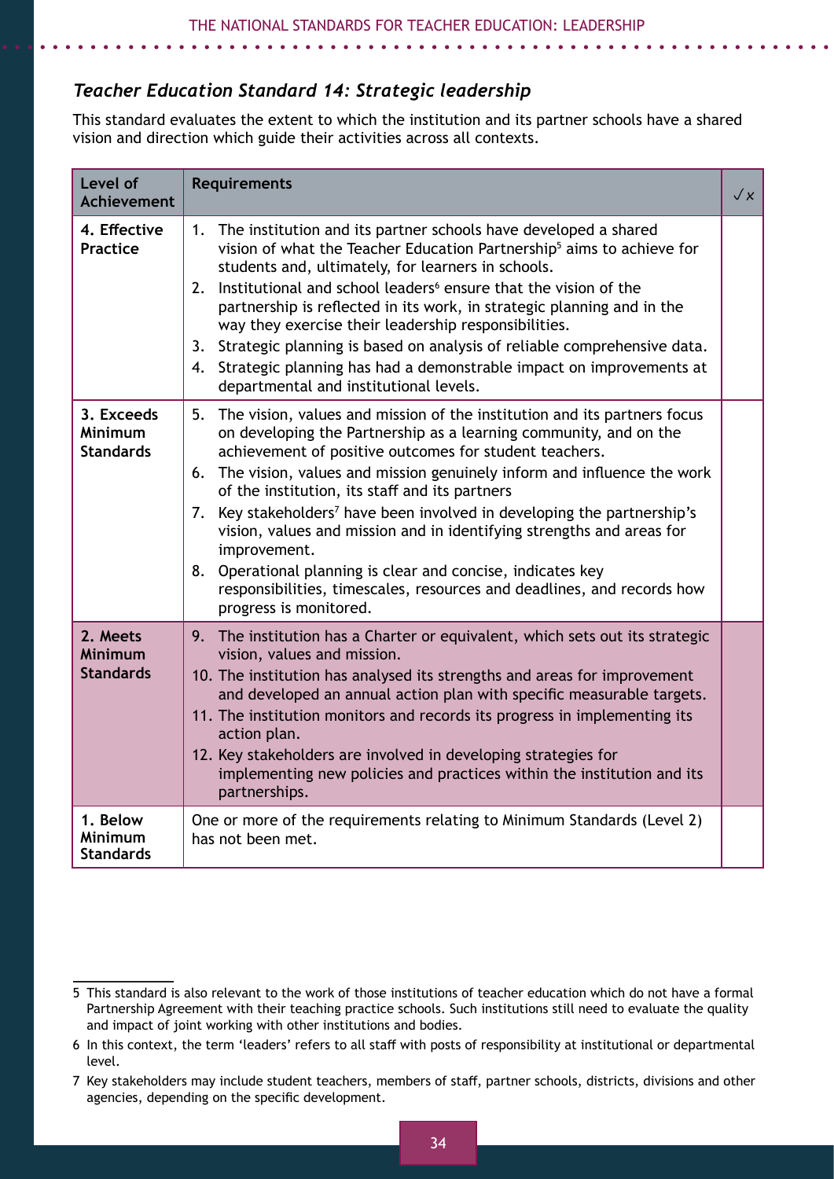### *Teacher Education Standard 14: Strategic leadership*

This standard evaluates the extent to which the institution and its partner schools have a shared vision and direction which guide their activities across all contexts.

| Level of Achievement | Requirements | ✓x |
|---|---|---|
| **4. Effective Practice** | 1. The institution and its partner schools have developed a shared vision of what the Teacher Education Partnership[5] aims to achieve for students and, ultimately, for learners in schools.<br>2. Institutional and school leaders[6] ensure that the vision of the partnership is reflected in its work, in strategic planning and in the way they exercise their leadership responsibilities.<br>3. Strategic planning is based on analysis of reliable comprehensive data.<br>4. Strategic planning has had a demonstrable impact on improvements at departmental and institutional levels. | |
| **3. Exceeds Minimum Standards** | 5. The vision, values and mission of the institution and its partners focus on developing the Partnership as a learning community, and on the achievement of positive outcomes for student teachers.<br>6. The vision, values and mission genuinely inform and influence the work of the institution, its staff and its partners<br>7. Key stakeholders[7] have been involved in developing the partnership's vision, values and mission and in identifying strengths and areas for improvement.<br>8. Operational planning is clear and concise, indicates key responsibilities, timescales, resources and deadlines, and records how progress is monitored. | |
| **2. Meets Minimum Standards** | 9. The institution has a Charter or equivalent, which sets out its strategic vision, values and mission.<br>10. The institution has analysed its strengths and areas for improvement and developed an annual action plan with specific measurable targets.<br>11. The institution monitors and records its progress in implementing its action plan.<br>12. Key stakeholders are involved in developing strategies for implementing new policies and practices within the institution and its partnerships. | |
| **1. Below Minimum Standards** | One or more of the requirements relating to Minimum Standards (Level 2) has not been met. | |

---

5 This standard is also relevant to the work of those institutions of teacher education which do not have a formal Partnership Agreement with their teaching practice schools. Such institutions still need to evaluate the quality and impact of joint working with other institutions and bodies.

6 In this context, the term 'leaders' refers to all staff with posts of responsibility at institutional or departmental level.

7 Key stakeholders may include student teachers, members of staff, partner schools, districts, divisions and other agencies, depending on the specific development.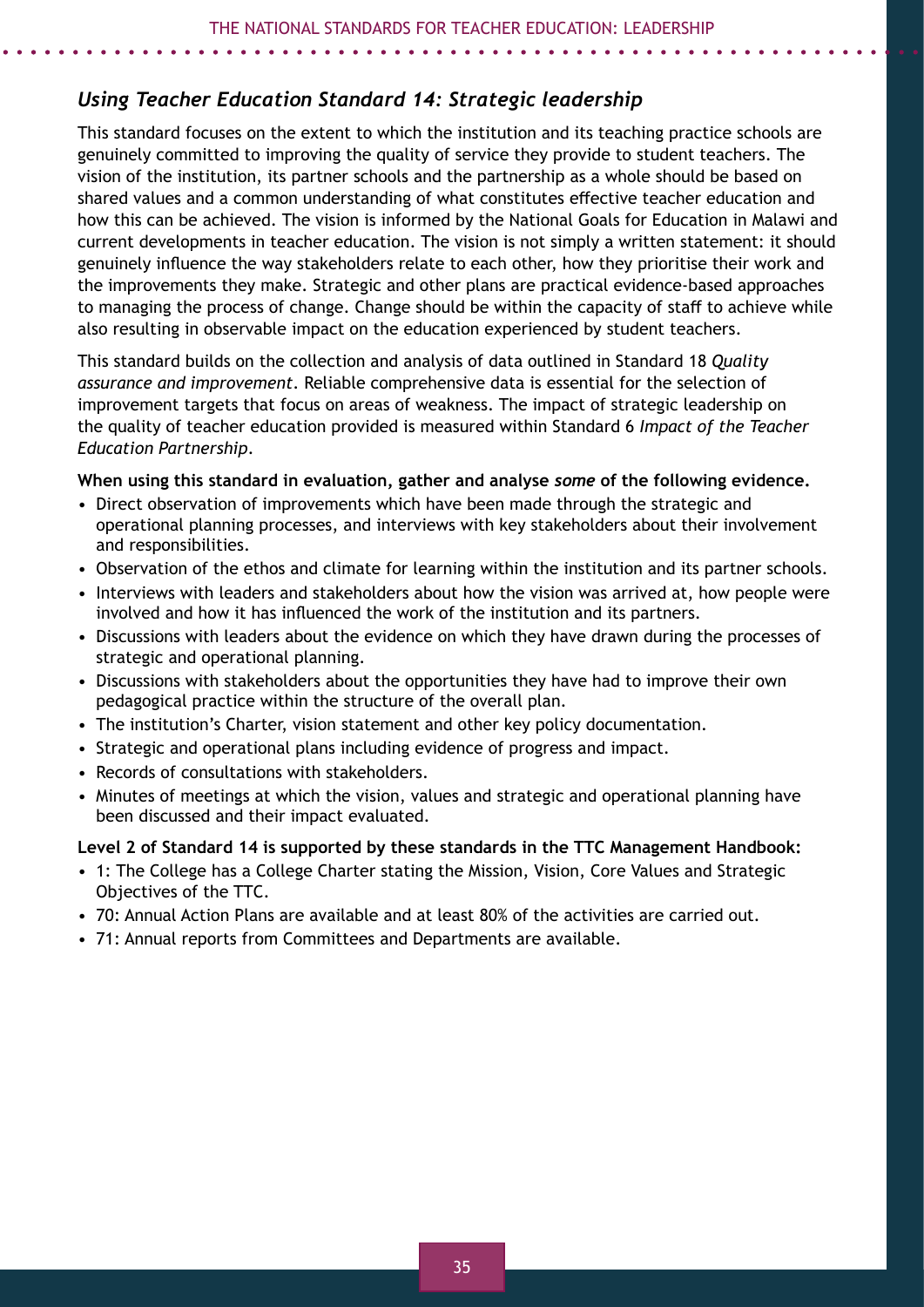## *Using Teacher Education Standard 14: Strategic leadership*

This standard focuses on the extent to which the institution and its teaching practice schools are genuinely committed to improving the quality of service they provide to student teachers. The vision of the institution, its partner schools and the partnership as a whole should be based on shared values and a common understanding of what constitutes effective teacher education and how this can be achieved. The vision is informed by the National Goals for Education in Malawi and current developments in teacher education. The vision is not simply a written statement: it should genuinely influence the way stakeholders relate to each other, how they prioritise their work and the improvements they make. Strategic and other plans are practical evidence-based approaches to managing the process of change. Change should be within the capacity of staff to achieve while also resulting in observable impact on the education experienced by student teachers.

This standard builds on the collection and analysis of data outlined in Standard 18 *Quality assurance and improvement*. Reliable comprehensive data is essential for the selection of improvement targets that focus on areas of weakness. The impact of strategic leadership on the quality of teacher education provided is measured within Standard 6 *Impact of the Teacher Education Partnership*.

**When using this standard in evaluation, gather and analyse *some* of the following evidence.**

- Direct observation of improvements which have been made through the strategic and operational planning processes, and interviews with key stakeholders about their involvement and responsibilities.
- Observation of the ethos and climate for learning within the institution and its partner schools.
- Interviews with leaders and stakeholders about how the vision was arrived at, how people were involved and how it has influenced the work of the institution and its partners.
- Discussions with leaders about the evidence on which they have drawn during the processes of strategic and operational planning.
- Discussions with stakeholders about the opportunities they have had to improve their own pedagogical practice within the structure of the overall plan.
- The institution's Charter, vision statement and other key policy documentation.
- Strategic and operational plans including evidence of progress and impact.
- Records of consultations with stakeholders.
- Minutes of meetings at which the vision, values and strategic and operational planning have been discussed and their impact evaluated.

**Level 2 of Standard 14 is supported by these standards in the TTC Management Handbook:**

- 1: The College has a College Charter stating the Mission, Vision, Core Values and Strategic Objectives of the TTC.
- 70: Annual Action Plans are available and at least 80% of the activities are carried out.
- 71: Annual reports from Committees and Departments are available.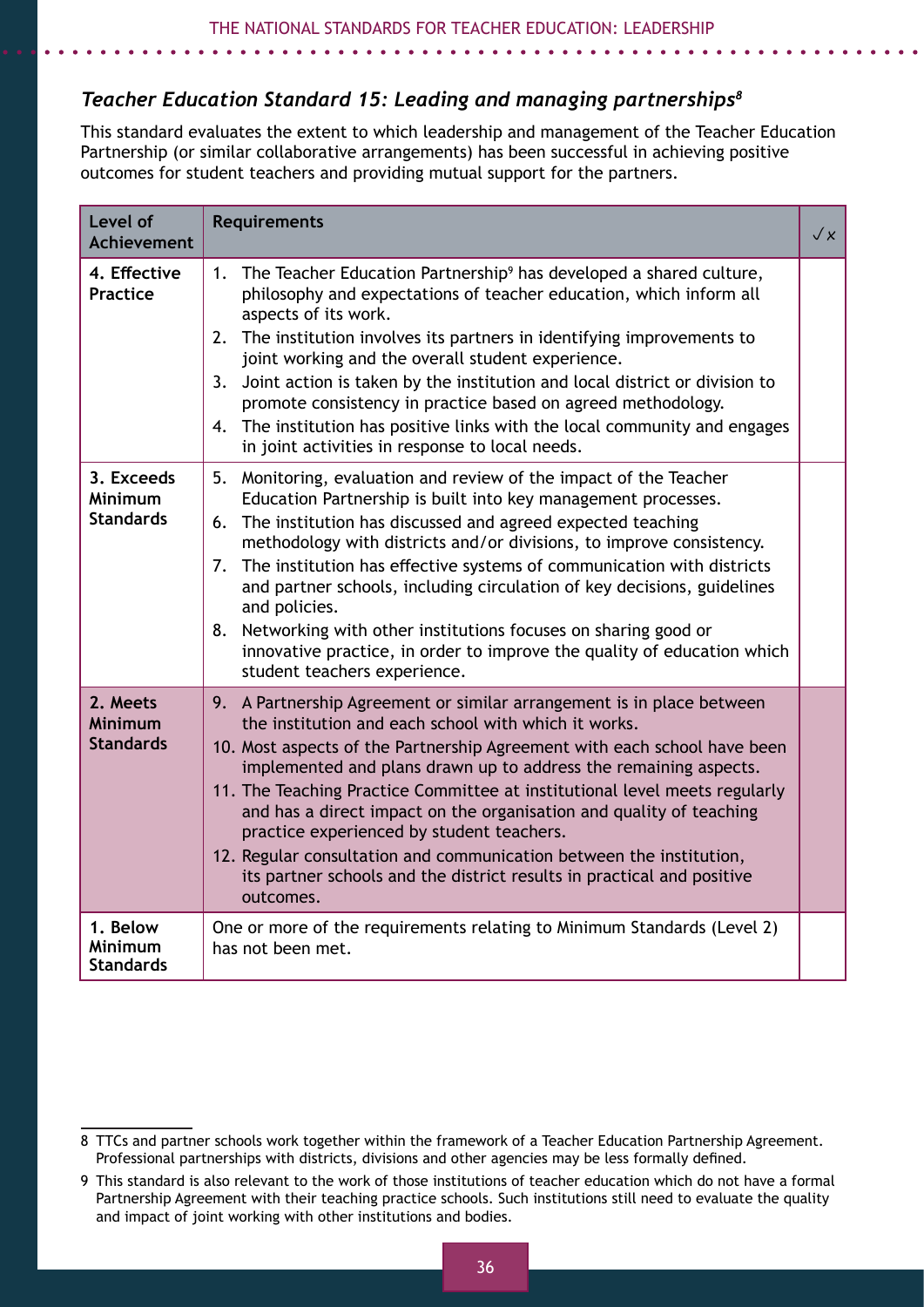### *Teacher Education Standard 15: Leading and managing partnerships*[8]

This standard evaluates the extent to which leadership and management of the Teacher Education Partnership (or similar collaborative arrangements) has been successful in achieving positive outcomes for student teachers and providing mutual support for the partners.

| Level of Achievement | Requirements | ✓x |
|---|---|---|
| **4. Effective Practice** | 1. The Teacher Education Partnership[9] has developed a shared culture, philosophy and expectations of teacher education, which inform all aspects of its work.<br>2. The institution involves its partners in identifying improvements to joint working and the overall student experience.<br>3. Joint action is taken by the institution and local district or division to promote consistency in practice based on agreed methodology.<br>4. The institution has positive links with the local community and engages in joint activities in response to local needs. | |
| **3. Exceeds Minimum Standards** | 5. Monitoring, evaluation and review of the impact of the Teacher Education Partnership is built into key management processes.<br>6. The institution has discussed and agreed expected teaching methodology with districts and/or divisions, to improve consistency.<br>7. The institution has effective systems of communication with districts and partner schools, including circulation of key decisions, guidelines and policies.<br>8. Networking with other institutions focuses on sharing good or innovative practice, in order to improve the quality of education which student teachers experience. | |
| **2. Meets Minimum Standards** | 9. A Partnership Agreement or similar arrangement is in place between the institution and each school with which it works.<br>10. Most aspects of the Partnership Agreement with each school have been implemented and plans drawn up to address the remaining aspects.<br>11. The Teaching Practice Committee at institutional level meets regularly and has a direct impact on the organisation and quality of teaching practice experienced by student teachers.<br>12. Regular consultation and communication between the institution, its partner schools and the district results in practical and positive outcomes. | |
| **1. Below Minimum Standards** | One or more of the requirements relating to Minimum Standards (Level 2) has not been met. | |

8 TTCs and partner schools work together within the framework of a Teacher Education Partnership Agreement. Professional partnerships with districts, divisions and other agencies may be less formally defined.

9 This standard is also relevant to the work of those institutions of teacher education which do not have a formal Partnership Agreement with their teaching practice schools. Such institutions still need to evaluate the quality and impact of joint working with other institutions and bodies.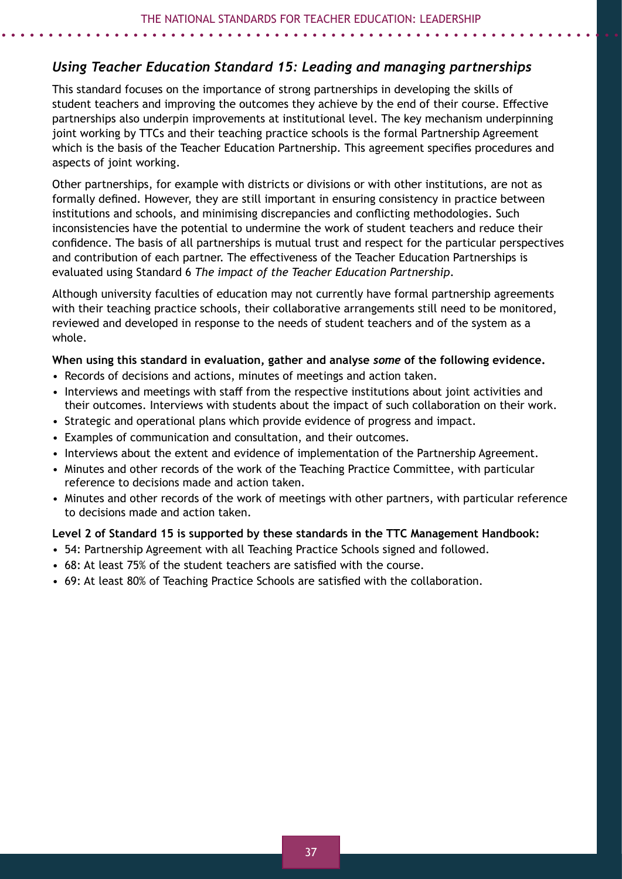## *Using Teacher Education Standard 15: Leading and managing partnerships*

This standard focuses on the importance of strong partnerships in developing the skills of student teachers and improving the outcomes they achieve by the end of their course. Effective partnerships also underpin improvements at institutional level. The key mechanism underpinning joint working by TTCs and their teaching practice schools is the formal Partnership Agreement which is the basis of the Teacher Education Partnership. This agreement specifies procedures and aspects of joint working.

Other partnerships, for example with districts or divisions or with other institutions, are not as formally defined. However, they are still important in ensuring consistency in practice between institutions and schools, and minimising discrepancies and conflicting methodologies. Such inconsistencies have the potential to undermine the work of student teachers and reduce their confidence. The basis of all partnerships is mutual trust and respect for the particular perspectives and contribution of each partner. The effectiveness of the Teacher Education Partnerships is evaluated using Standard 6 *The impact of the Teacher Education Partnership*.

Although university faculties of education may not currently have formal partnership agreements with their teaching practice schools, their collaborative arrangements still need to be monitored, reviewed and developed in response to the needs of student teachers and of the system as a whole.

**When using this standard in evaluation, gather and analyse *some* of the following evidence.**

- Records of decisions and actions, minutes of meetings and action taken.
- Interviews and meetings with staff from the respective institutions about joint activities and their outcomes. Interviews with students about the impact of such collaboration on their work.
- Strategic and operational plans which provide evidence of progress and impact.
- Examples of communication and consultation, and their outcomes.
- Interviews about the extent and evidence of implementation of the Partnership Agreement.
- Minutes and other records of the work of the Teaching Practice Committee, with particular reference to decisions made and action taken.
- Minutes and other records of the work of meetings with other partners, with particular reference to decisions made and action taken.

**Level 2 of Standard 15 is supported by these standards in the TTC Management Handbook:**

- 54: Partnership Agreement with all Teaching Practice Schools signed and followed.
- 68: At least 75% of the student teachers are satisfied with the course.
- 69: At least 80% of Teaching Practice Schools are satisfied with the collaboration.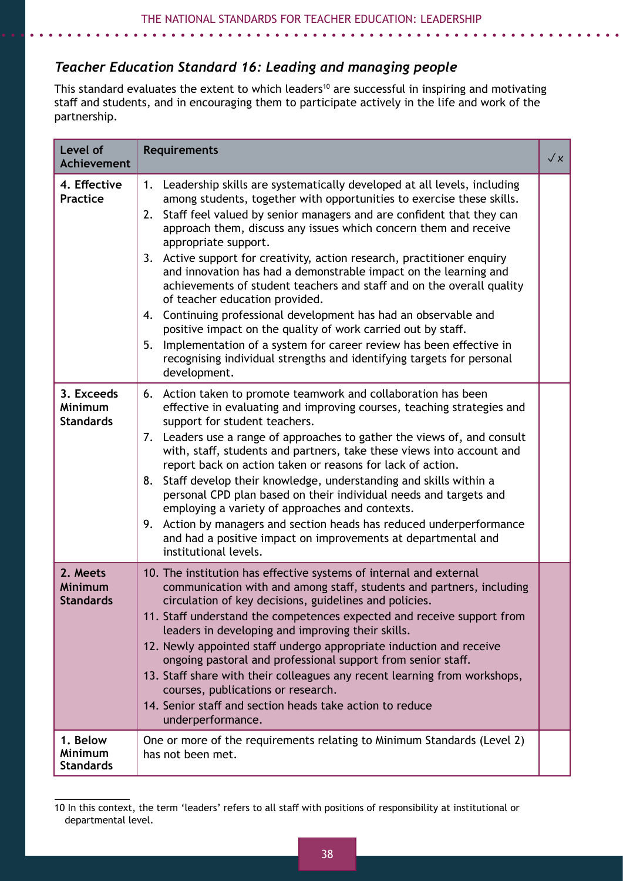### *Teacher Education Standard 16: Leading and managing people*

This standard evaluates the extent to which leaders[10] are successful in inspiring and motivating staff and students, and in encouraging them to participate actively in the life and work of the partnership.

| Level of Achievement | Requirements | ✓x |
|---|---|---|
| **4. Effective Practice** | 1. Leadership skills are systematically developed at all levels, including among students, together with opportunities to exercise these skills.<br>2. Staff feel valued by senior managers and are confident that they can approach them, discuss any issues which concern them and receive appropriate support.<br>3. Active support for creativity, action research, practitioner enquiry and innovation has had a demonstrable impact on the learning and achievements of student teachers and staff and on the overall quality of teacher education provided.<br>4. Continuing professional development has had an observable and positive impact on the quality of work carried out by staff.<br>5. Implementation of a system for career review has been effective in recognising individual strengths and identifying targets for personal development. | |
| **3. Exceeds Minimum Standards** | 6. Action taken to promote teamwork and collaboration has been effective in evaluating and improving courses, teaching strategies and support for student teachers.<br>7. Leaders use a range of approaches to gather the views of, and consult with, staff, students and partners, take these views into account and report back on action taken or reasons for lack of action.<br>8. Staff develop their knowledge, understanding and skills within a personal CPD plan based on their individual needs and targets and employing a variety of approaches and contexts.<br>9. Action by managers and section heads has reduced underperformance and had a positive impact on improvements at departmental and institutional levels. | |
| **2. Meets Minimum Standards** | 10. The institution has effective systems of internal and external communication with and among staff, students and partners, including circulation of key decisions, guidelines and policies.<br>11. Staff understand the competences expected and receive support from leaders in developing and improving their skills.<br>12. Newly appointed staff undergo appropriate induction and receive ongoing pastoral and professional support from senior staff.<br>13. Staff share with their colleagues any recent learning from workshops, courses, publications or research.<br>14. Senior staff and section heads take action to reduce underperformance. | |
| **1. Below Minimum Standards** | One or more of the requirements relating to Minimum Standards (Level 2) has not been met. | |

[10] In this context, the term 'leaders' refers to all staff with positions of responsibility at institutional or departmental level.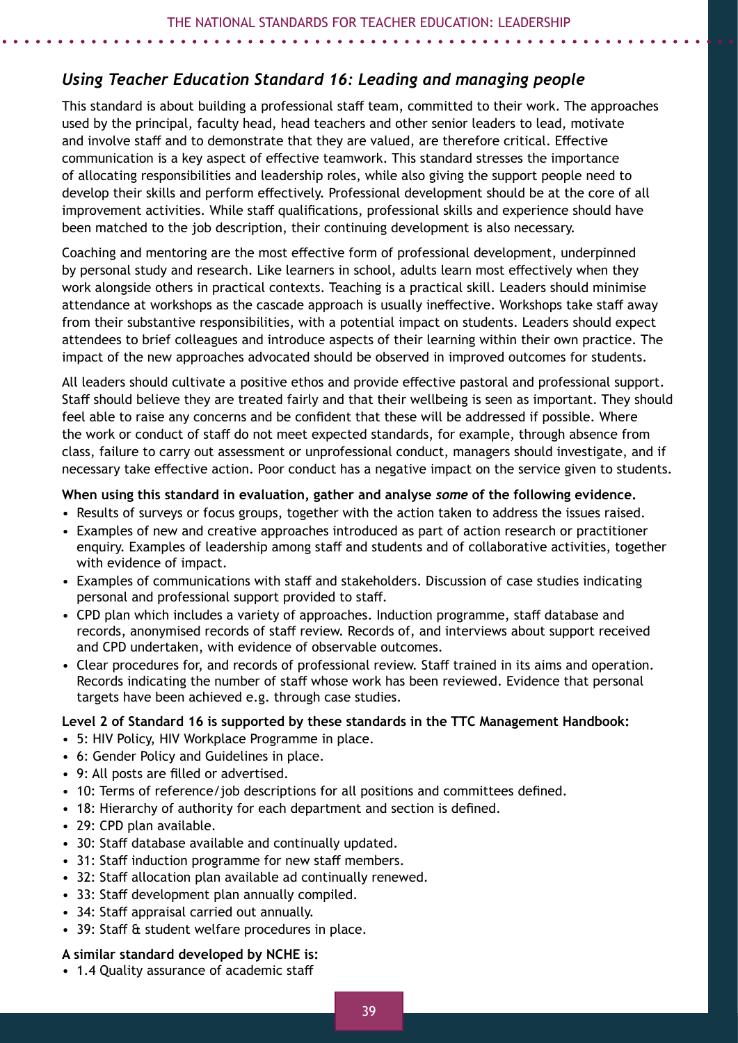## *Using Teacher Education Standard 16: Leading and managing people*

This standard is about building a professional staff team, committed to their work. The approaches used by the principal, faculty head, head teachers and other senior leaders to lead, motivate and involve staff and to demonstrate that they are valued, are therefore critical. Effective communication is a key aspect of effective teamwork. This standard stresses the importance of allocating responsibilities and leadership roles, while also giving the support people need to develop their skills and perform effectively. Professional development should be at the core of all improvement activities. While staff qualifications, professional skills and experience should have been matched to the job description, their continuing development is also necessary.

Coaching and mentoring are the most effective form of professional development, underpinned by personal study and research. Like learners in school, adults learn most effectively when they work alongside others in practical contexts. Teaching is a practical skill. Leaders should minimise attendance at workshops as the cascade approach is usually ineffective. Workshops take staff away from their substantive responsibilities, with a potential impact on students. Leaders should expect attendees to brief colleagues and introduce aspects of their learning within their own practice. The impact of the new approaches advocated should be observed in improved outcomes for students.

All leaders should cultivate a positive ethos and provide effective pastoral and professional support. Staff should believe they are treated fairly and that their wellbeing is seen as important. They should feel able to raise any concerns and be confident that these will be addressed if possible. Where the work or conduct of staff do not meet expected standards, for example, through absence from class, failure to carry out assessment or unprofessional conduct, managers should investigate, and if necessary take effective action. Poor conduct has a negative impact on the service given to students.

**When using this standard in evaluation, gather and analyse *some* of the following evidence.**

- Results of surveys or focus groups, together with the action taken to address the issues raised.
- Examples of new and creative approaches introduced as part of action research or practitioner enquiry. Examples of leadership among staff and students and of collaborative activities, together with evidence of impact.
- Examples of communications with staff and stakeholders. Discussion of case studies indicating personal and professional support provided to staff.
- CPD plan which includes a variety of approaches. Induction programme, staff database and records, anonymised records of staff review. Records of, and interviews about support received and CPD undertaken, with evidence of observable outcomes.
- Clear procedures for, and records of professional review. Staff trained in its aims and operation. Records indicating the number of staff whose work has been reviewed. Evidence that personal targets have been achieved e.g. through case studies.

**Level 2 of Standard 16 is supported by these standards in the TTC Management Handbook:**

- 5: HIV Policy, HIV Workplace Programme in place.
- 6: Gender Policy and Guidelines in place.
- 9: All posts are filled or advertised.
- 10: Terms of reference/job descriptions for all positions and committees defined.
- 18: Hierarchy of authority for each department and section is defined.
- 29: CPD plan available.
- 30: Staff database available and continually updated.
- 31: Staff induction programme for new staff members.
- 32: Staff allocation plan available ad continually renewed.
- 33: Staff development plan annually compiled.
- 34: Staff appraisal carried out annually.
- 39: Staff & student welfare procedures in place.

**A similar standard developed by NCHE is:**

- 1.4 Quality assurance of academic staff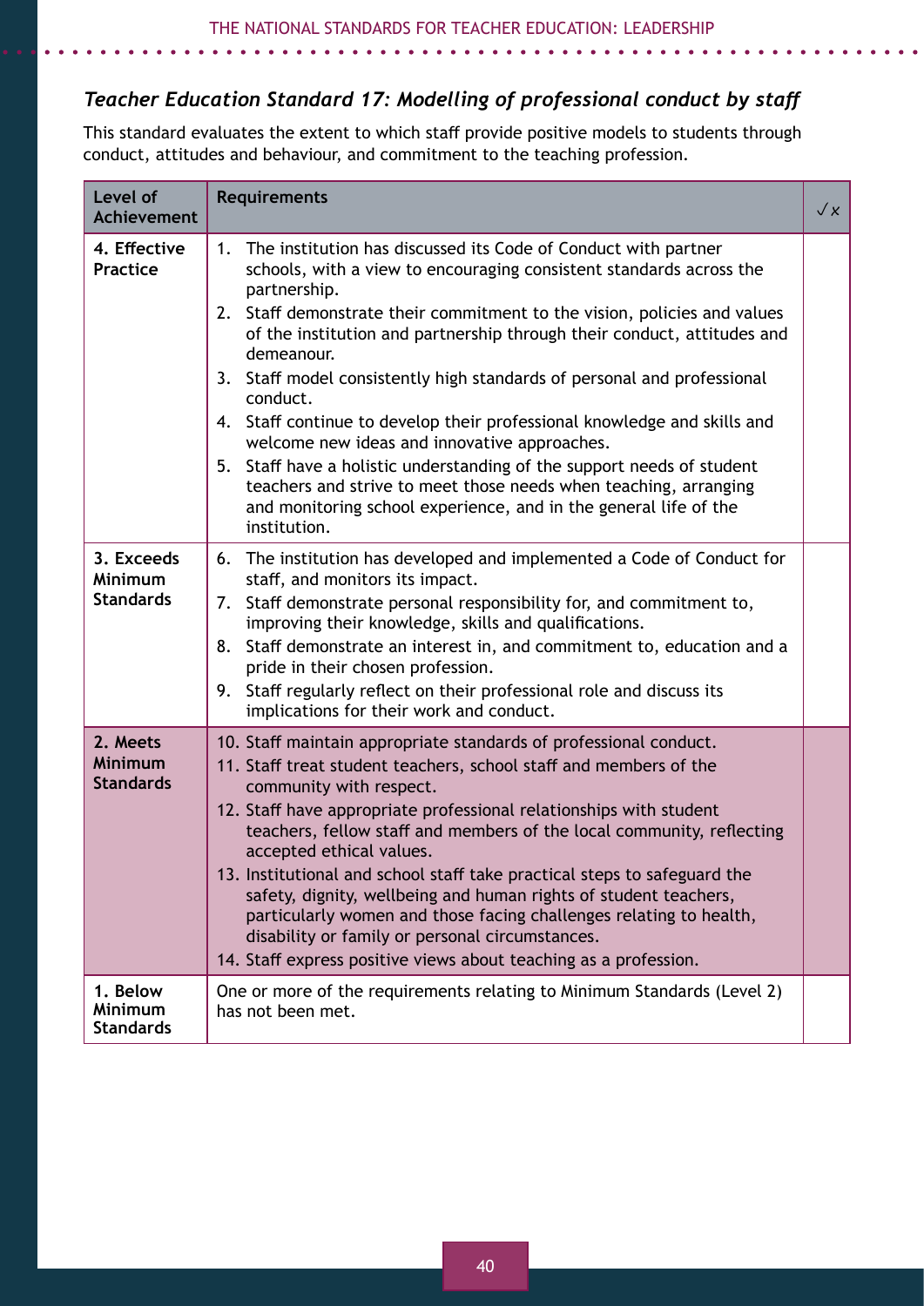### *Teacher Education Standard 17: Modelling of professional conduct by staff*

This standard evaluates the extent to which staff provide positive models to students through conduct, attitudes and behaviour, and commitment to the teaching profession.

| Level of Achievement | Requirements | ✓✗ |
|---|---|---|
| **4. Effective Practice** | 1. The institution has discussed its Code of Conduct with partner schools, with a view to encouraging consistent standards across the partnership.<br>2. Staff demonstrate their commitment to the vision, policies and values of the institution and partnership through their conduct, attitudes and demeanour.<br>3. Staff model consistently high standards of personal and professional conduct.<br>4. Staff continue to develop their professional knowledge and skills and welcome new ideas and innovative approaches.<br>5. Staff have a holistic understanding of the support needs of student teachers and strive to meet those needs when teaching, arranging and monitoring school experience, and in the general life of the institution. | |
| **3. Exceeds Minimum Standards** | 6. The institution has developed and implemented a Code of Conduct for staff, and monitors its impact.<br>7. Staff demonstrate personal responsibility for, and commitment to, improving their knowledge, skills and qualifications.<br>8. Staff demonstrate an interest in, and commitment to, education and a pride in their chosen profession.<br>9. Staff regularly reflect on their professional role and discuss its implications for their work and conduct. | |
| **2. Meets Minimum Standards** | 10. Staff maintain appropriate standards of professional conduct.<br>11. Staff treat student teachers, school staff and members of the community with respect.<br>12. Staff have appropriate professional relationships with student teachers, fellow staff and members of the local community, reflecting accepted ethical values.<br>13. Institutional and school staff take practical steps to safeguard the safety, dignity, wellbeing and human rights of student teachers, particularly women and those facing challenges relating to health, disability or family or personal circumstances.<br>14. Staff express positive views about teaching as a profession. | |
| **1. Below Minimum Standards** | One or more of the requirements relating to Minimum Standards (Level 2) has not been met. | |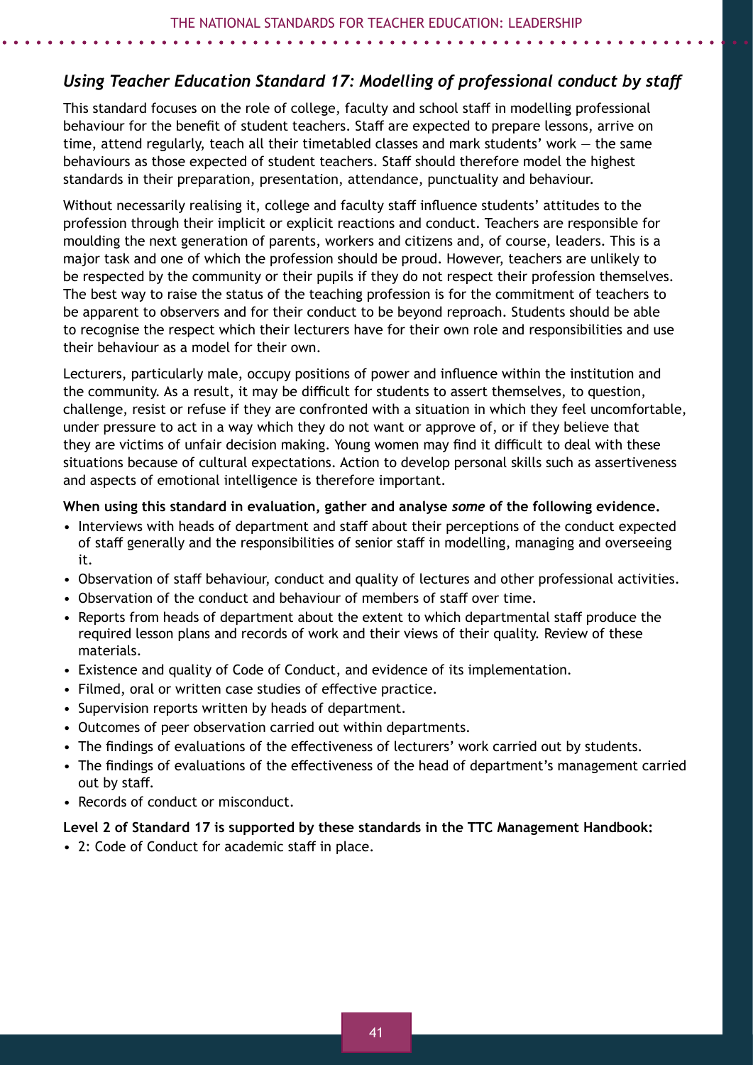## *Using Teacher Education Standard 17: Modelling of professional conduct by staff*

This standard focuses on the role of college, faculty and school staff in modelling professional behaviour for the benefit of student teachers. Staff are expected to prepare lessons, arrive on time, attend regularly, teach all their timetabled classes and mark students' work — the same behaviours as those expected of student teachers. Staff should therefore model the highest standards in their preparation, presentation, attendance, punctuality and behaviour.

Without necessarily realising it, college and faculty staff influence students' attitudes to the profession through their implicit or explicit reactions and conduct. Teachers are responsible for moulding the next generation of parents, workers and citizens and, of course, leaders. This is a major task and one of which the profession should be proud. However, teachers are unlikely to be respected by the community or their pupils if they do not respect their profession themselves. The best way to raise the status of the teaching profession is for the commitment of teachers to be apparent to observers and for their conduct to be beyond reproach. Students should be able to recognise the respect which their lecturers have for their own role and responsibilities and use their behaviour as a model for their own.

Lecturers, particularly male, occupy positions of power and influence within the institution and the community. As a result, it may be difficult for students to assert themselves, to question, challenge, resist or refuse if they are confronted with a situation in which they feel uncomfortable, under pressure to act in a way which they do not want or approve of, or if they believe that they are victims of unfair decision making. Young women may find it difficult to deal with these situations because of cultural expectations. Action to develop personal skills such as assertiveness and aspects of emotional intelligence is therefore important.

**When using this standard in evaluation, gather and analyse *some* of the following evidence.**

- Interviews with heads of department and staff about their perceptions of the conduct expected of staff generally and the responsibilities of senior staff in modelling, managing and overseeing it.
- Observation of staff behaviour, conduct and quality of lectures and other professional activities.
- Observation of the conduct and behaviour of members of staff over time.
- Reports from heads of department about the extent to which departmental staff produce the required lesson plans and records of work and their views of their quality. Review of these materials.
- Existence and quality of Code of Conduct, and evidence of its implementation.
- Filmed, oral or written case studies of effective practice.
- Supervision reports written by heads of department.
- Outcomes of peer observation carried out within departments.
- The findings of evaluations of the effectiveness of lecturers' work carried out by students.
- The findings of evaluations of the effectiveness of the head of department's management carried out by staff.
- Records of conduct or misconduct.

**Level 2 of Standard 17 is supported by these standards in the TTC Management Handbook:**

- 2: Code of Conduct for academic staff in place.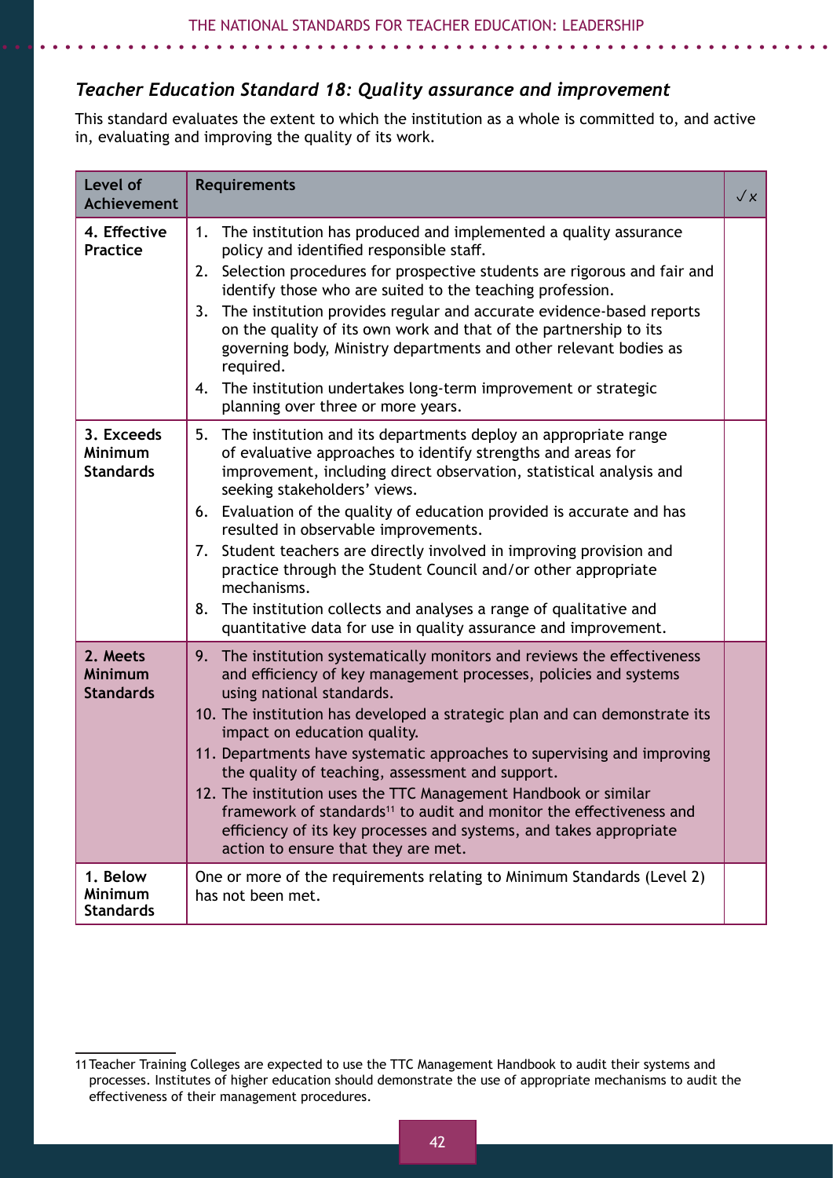### *Teacher Education Standard 18: Quality assurance and improvement*

This standard evaluates the extent to which the institution as a whole is committed to, and active in, evaluating and improving the quality of its work.

| Level of Achievement | Requirements | ✓x |
|---|---|---|
| **4. Effective Practice** | 1. The institution has produced and implemented a quality assurance policy and identified responsible staff.<br>2. Selection procedures for prospective students are rigorous and fair and identify those who are suited to the teaching profession.<br>3. The institution provides regular and accurate evidence-based reports on the quality of its own work and that of the partnership to its governing body, Ministry departments and other relevant bodies as required.<br>4. The institution undertakes long-term improvement or strategic planning over three or more years. | |
| **3. Exceeds Minimum Standards** | 5. The institution and its departments deploy an appropriate range of evaluative approaches to identify strengths and areas for improvement, including direct observation, statistical analysis and seeking stakeholders' views.<br>6. Evaluation of the quality of education provided is accurate and has resulted in observable improvements.<br>7. Student teachers are directly involved in improving provision and practice through the Student Council and/or other appropriate mechanisms.<br>8. The institution collects and analyses a range of qualitative and quantitative data for use in quality assurance and improvement. | |
| **2. Meets Minimum Standards** | 9. The institution systematically monitors and reviews the effectiveness and efficiency of key management processes, policies and systems using national standards.<br>10. The institution has developed a strategic plan and can demonstrate its impact on education quality.<br>11. Departments have systematic approaches to supervising and improving the quality of teaching, assessment and support.<br>12. The institution uses the TTC Management Handbook or similar framework of standards[11] to audit and monitor the effectiveness and efficiency of its key processes and systems, and takes appropriate action to ensure that they are met. | |
| **1. Below Minimum Standards** | One or more of the requirements relating to Minimum Standards (Level 2) has not been met. | |

11 Teacher Training Colleges are expected to use the TTC Management Handbook to audit their systems and processes. Institutes of higher education should demonstrate the use of appropriate mechanisms to audit the effectiveness of their management procedures.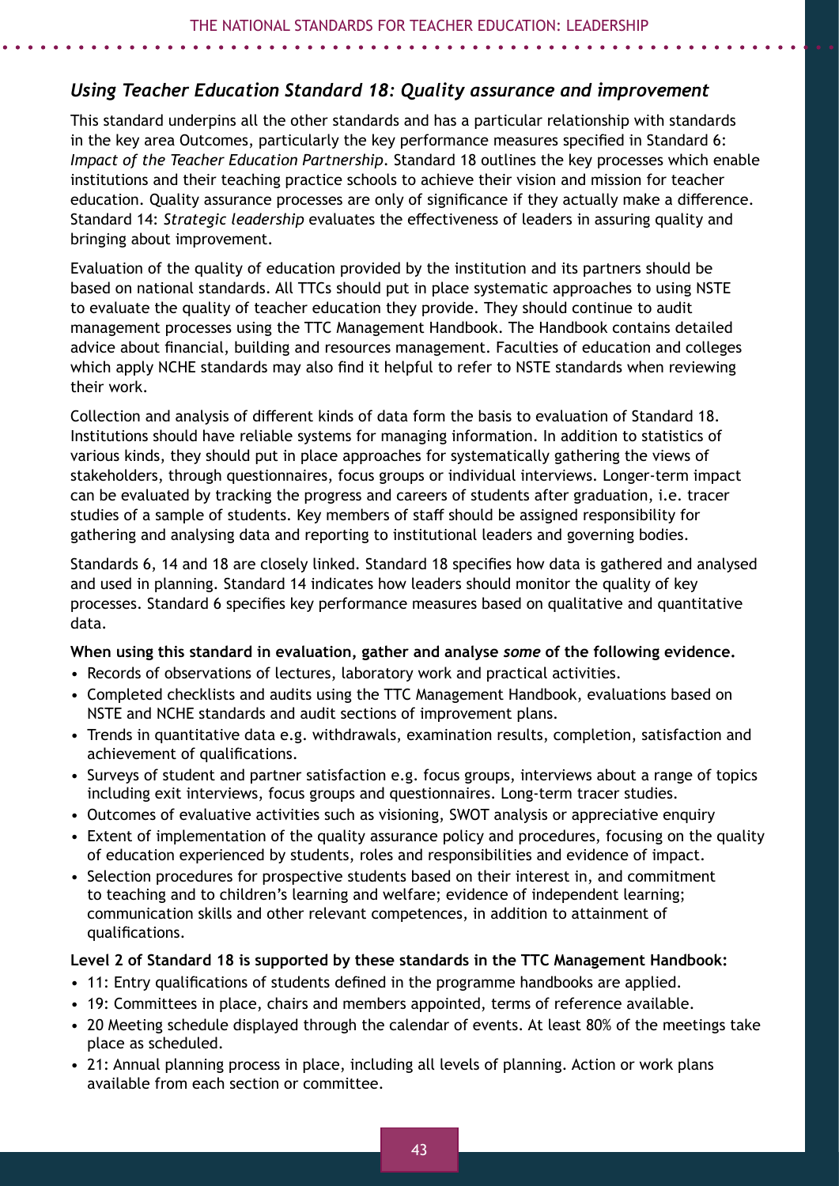## *Using Teacher Education Standard 18: Quality assurance and improvement*

This standard underpins all the other standards and has a particular relationship with standards in the key area Outcomes, particularly the key performance measures specified in Standard 6: *Impact of the Teacher Education Partnership*. Standard 18 outlines the key processes which enable institutions and their teaching practice schools to achieve their vision and mission for teacher education. Quality assurance processes are only of significance if they actually make a difference. Standard 14: *Strategic leadership* evaluates the effectiveness of leaders in assuring quality and bringing about improvement.

Evaluation of the quality of education provided by the institution and its partners should be based on national standards. All TTCs should put in place systematic approaches to using NSTE to evaluate the quality of teacher education they provide. They should continue to audit management processes using the TTC Management Handbook. The Handbook contains detailed advice about financial, building and resources management. Faculties of education and colleges which apply NCHE standards may also find it helpful to refer to NSTE standards when reviewing their work.

Collection and analysis of different kinds of data form the basis to evaluation of Standard 18. Institutions should have reliable systems for managing information. In addition to statistics of various kinds, they should put in place approaches for systematically gathering the views of stakeholders, through questionnaires, focus groups or individual interviews. Longer-term impact can be evaluated by tracking the progress and careers of students after graduation, i.e. tracer studies of a sample of students. Key members of staff should be assigned responsibility for gathering and analysing data and reporting to institutional leaders and governing bodies.

Standards 6, 14 and 18 are closely linked. Standard 18 specifies how data is gathered and analysed and used in planning. Standard 14 indicates how leaders should monitor the quality of key processes. Standard 6 specifies key performance measures based on qualitative and quantitative data.

**When using this standard in evaluation, gather and analyse *some* of the following evidence.**

- Records of observations of lectures, laboratory work and practical activities.
- Completed checklists and audits using the TTC Management Handbook, evaluations based on NSTE and NCHE standards and audit sections of improvement plans.
- Trends in quantitative data e.g. withdrawals, examination results, completion, satisfaction and achievement of qualifications.
- Surveys of student and partner satisfaction e.g. focus groups, interviews about a range of topics including exit interviews, focus groups and questionnaires. Long-term tracer studies.
- Outcomes of evaluative activities such as visioning, SWOT analysis or appreciative enquiry
- Extent of implementation of the quality assurance policy and procedures, focusing on the quality of education experienced by students, roles and responsibilities and evidence of impact.
- Selection procedures for prospective students based on their interest in, and commitment to teaching and to children's learning and welfare; evidence of independent learning; communication skills and other relevant competences, in addition to attainment of qualifications.

**Level 2 of Standard 18 is supported by these standards in the TTC Management Handbook:**

- 11: Entry qualifications of students defined in the programme handbooks are applied.
- 19: Committees in place, chairs and members appointed, terms of reference available.
- 20 Meeting schedule displayed through the calendar of events. At least 80% of the meetings take place as scheduled.
- 21: Annual planning process in place, including all levels of planning. Action or work plans available from each section or committee.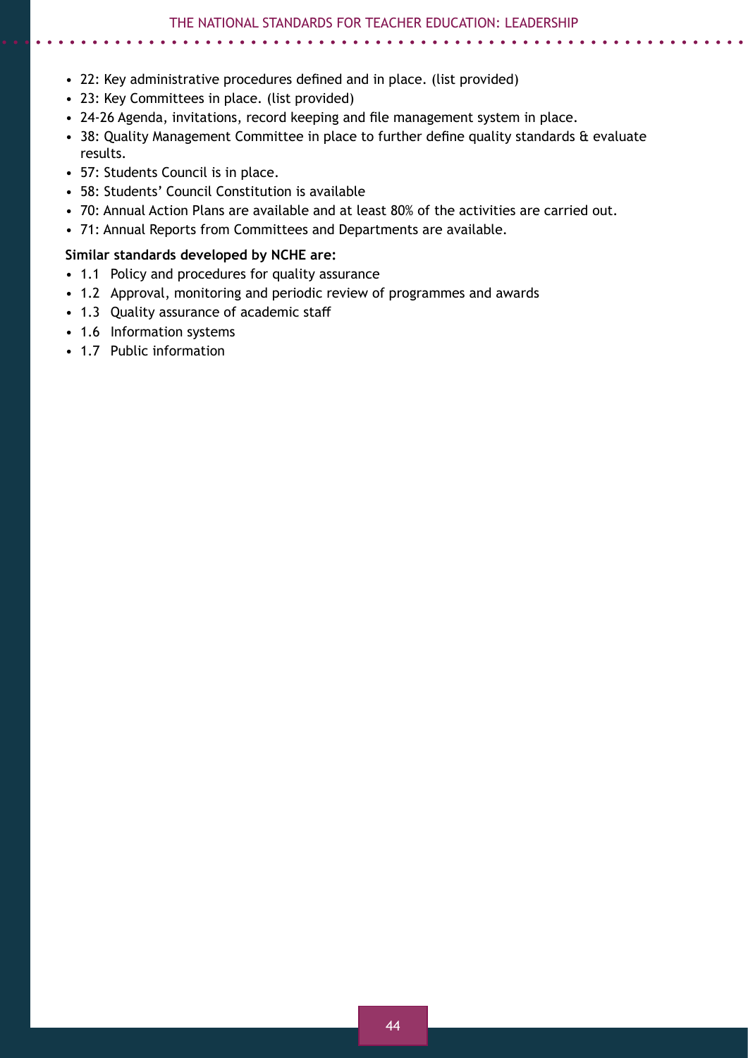- 22: Key administrative procedures defined and in place. (list provided)
- 23: Key Committees in place. (list provided)
- 24-26 Agenda, invitations, record keeping and file management system in place.
- 38: Quality Management Committee in place to further define quality standards & evaluate results.
- 57: Students Council is in place.
- 58: Students' Council Constitution is available
- 70: Annual Action Plans are available and at least 80% of the activities are carried out.
- 71: Annual Reports from Committees and Departments are available.

**Similar standards developed by NCHE are:**

- 1.1 Policy and procedures for quality assurance
- 1.2 Approval, monitoring and periodic review of programmes and awards
- 1.3 Quality assurance of academic staff
- 1.6 Information systems
- 1.7 Public information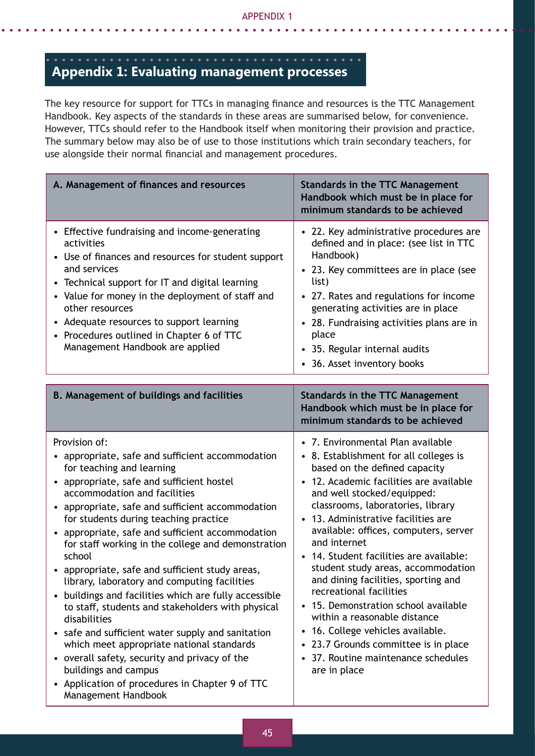## Appendix 1: Evaluating management processes

The key resource for support for TTCs in managing finance and resources is the TTC Management Handbook. Key aspects of the standards in these areas are summarised below, for convenience. However, TTCs should refer to the Handbook itself when monitoring their provision and practice. The summary below may also be of use to those institutions which train secondary teachers, for use alongside their normal financial and management procedures.

| A. Management of finances and resources | Standards in the TTC Management Handbook which must be in place for minimum standards to be achieved |
|---|---|
| • Effective fundraising and income-generating activities<br>• Use of finances and resources for student support and services<br>• Technical support for IT and digital learning<br>• Value for money in the deployment of staff and other resources<br>• Adequate resources to support learning<br>• Procedures outlined in Chapter 6 of TTC Management Handbook are applied | • 22. Key administrative procedures are defined and in place: (see list in TTC Handbook)<br>• 23. Key committees are in place (see list)<br>• 27. Rates and regulations for income generating activities are in place<br>• 28. Fundraising activities plans are in place<br>• 35. Regular internal audits<br>• 36. Asset inventory books |

| B. Management of buildings and facilities | Standards in the TTC Management Handbook which must be in place for minimum standards to be achieved |
|---|---|
| Provision of:<br>• appropriate, safe and sufficient accommodation for teaching and learning<br>• appropriate, safe and sufficient hostel accommodation and facilities<br>• appropriate, safe and sufficient accommodation for students during teaching practice<br>• appropriate, safe and sufficient accommodation for staff working in the college and demonstration school<br>• appropriate, safe and sufficient study areas, library, laboratory and computing facilities<br>• buildings and facilities which are fully accessible to staff, students and stakeholders with physical disabilities<br>• safe and sufficient water supply and sanitation which meet appropriate national standards<br>• overall safety, security and privacy of the buildings and campus<br>• Application of procedures in Chapter 9 of TTC Management Handbook | • 7. Environmental Plan available<br>• 8. Establishment for all colleges is based on the defined capacity<br>• 12. Academic facilities are available and well stocked/equipped: classrooms, laboratories, library<br>• 13. Administrative facilities are available: offices, computers, server and internet<br>• 14. Student facilities are available: student study areas, accommodation and dining facilities, sporting and recreational facilities<br>• 15. Demonstration school available within a reasonable distance<br>• 16. College vehicles available.<br>• 23.7 Grounds committee is in place<br>• 37. Routine maintenance schedules are in place |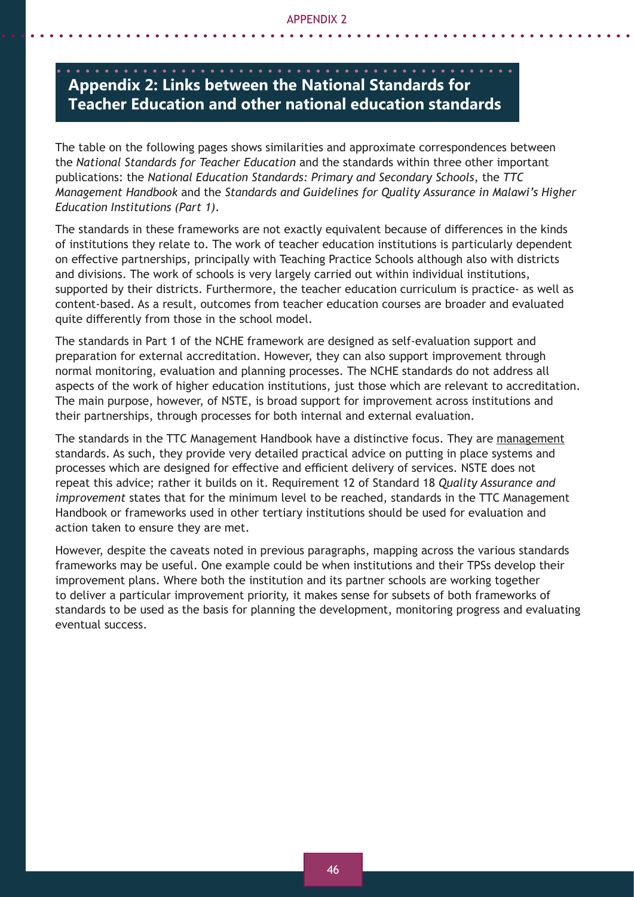## Appendix 2: Links between the National Standards for Teacher Education and other national education standards

The table on the following pages shows similarities and approximate correspondences between the *National Standards for Teacher Education* and the standards within three other important publications: the *National Education Standards: Primary and Secondary Schools*, the *TTC Management Handbook* and the *Standards and Guidelines for Quality Assurance in Malawi's Higher Education Institutions (Part 1)*.

The standards in these frameworks are not exactly equivalent because of differences in the kinds of institutions they relate to. The work of teacher education institutions is particularly dependent on effective partnerships, principally with Teaching Practice Schools although also with districts and divisions. The work of schools is very largely carried out within individual institutions, supported by their districts. Furthermore, the teacher education curriculum is practice- as well as content-based. As a result, outcomes from teacher education courses are broader and evaluated quite differently from those in the school model.

The standards in Part 1 of the NCHE framework are designed as self-evaluation support and preparation for external accreditation. However, they can also support improvement through normal monitoring, evaluation and planning processes. The NCHE standards do not address all aspects of the work of higher education institutions, just those which are relevant to accreditation. The main purpose, however, of NSTE, is broad support for improvement across institutions and their partnerships, through processes for both internal and external evaluation.

The standards in the TTC Management Handbook have a distinctive focus. They are management standards. As such, they provide very detailed practical advice on putting in place systems and processes which are designed for effective and efficient delivery of services. NSTE does not repeat this advice; rather it builds on it. Requirement 12 of Standard 18 *Quality Assurance and improvement* states that for the minimum level to be reached, standards in the TTC Management Handbook or frameworks used in other tertiary institutions should be used for evaluation and action taken to ensure they are met.

However, despite the caveats noted in previous paragraphs, mapping across the various standards frameworks may be useful. One example could be when institutions and their TPSs develop their improvement plans. Where both the institution and its partner schools are working together to deliver a particular improvement priority, it makes sense for subsets of both frameworks of standards to be used as the basis for planning the development, monitoring progress and evaluating eventual success.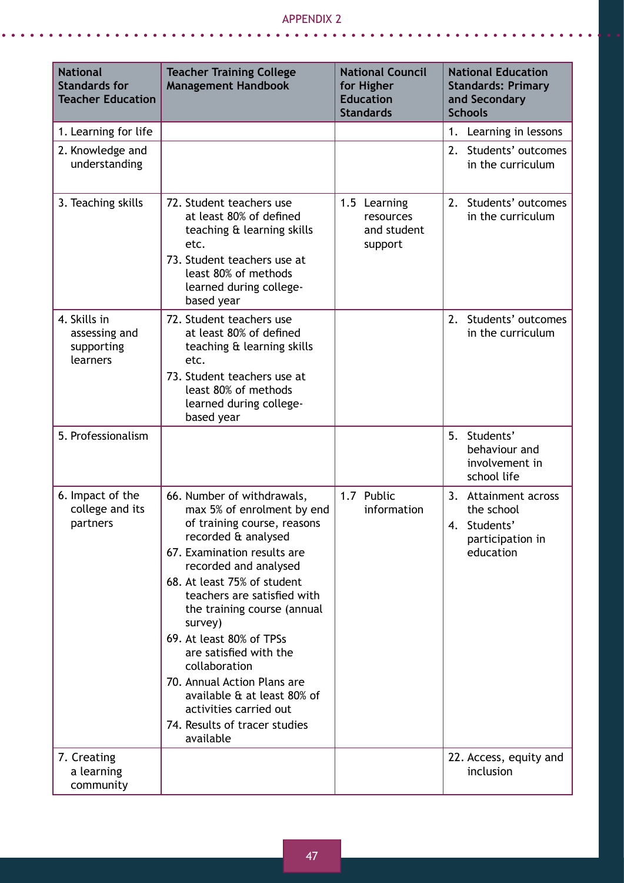| National Standards for Teacher Education | Teacher Training College Management Handbook | National Council for Higher Education Standards | National Education Standards: Primary and Secondary Schools |
|---|---|---|---|
| 1. Learning for life | | | 1. Learning in lessons |
| 2. Knowledge and understanding | | | 2. Students' outcomes in the curriculum |
| 3. Teaching skills | 72. Student teachers use at least 80% of defined teaching & learning skills etc.<br>73. Student teachers use at least 80% of methods learned during college-based year | 1.5 Learning resources and student support | 2. Students' outcomes in the curriculum |
| 4. Skills in assessing and supporting learners | 72. Student teachers use at least 80% of defined teaching & learning skills etc.<br>73. Student teachers use at least 80% of methods learned during college-based year | | 2. Students' outcomes in the curriculum |
| 5. Professionalism | | | 5. Students' behaviour and involvement in school life |
| 6. Impact of the college and its partners | 66. Number of withdrawals, max 5% of enrolment by end of training course, reasons recorded & analysed<br>67. Examination results are recorded and analysed<br>68. At least 75% of student teachers are satisfied with the training course (annual survey)<br>69. At least 80% of TPSs are satisfied with the collaboration<br>70. Annual Action Plans are available & at least 80% of activities carried out<br>74. Results of tracer studies available | 1.7 Public information | 3. Attainment across the school<br>4. Students' participation in education |
| 7. Creating a learning community | | | 22. Access, equity and inclusion |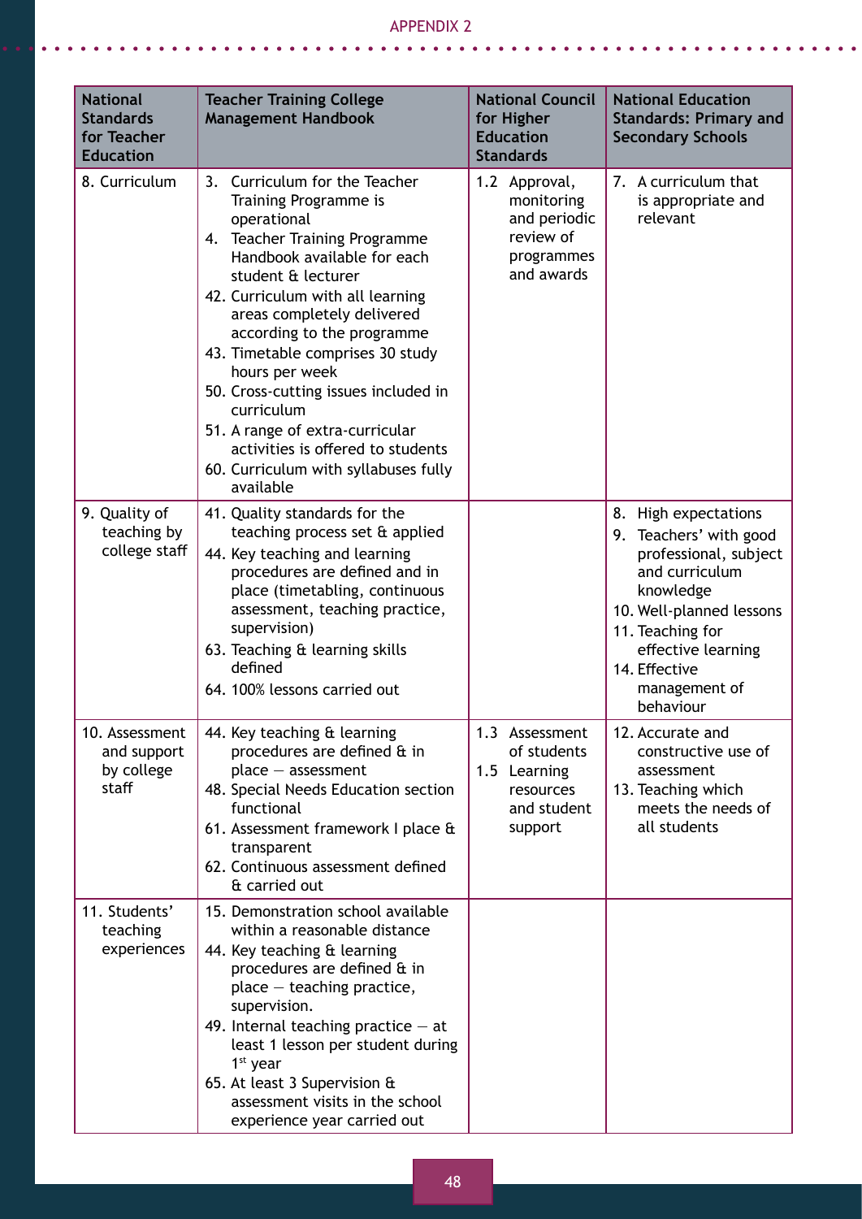| National Standards for Teacher Education | Teacher Training College Management Handbook | National Council for Higher Education Standards | National Education Standards: Primary and Secondary Schools |
|---|---|---|---|
| 8. Curriculum | 3. Curriculum for the Teacher Training Programme is operational<br>4. Teacher Training Programme Handbook available for each student & lecturer<br>42. Curriculum with all learning areas completely delivered according to the programme<br>43. Timetable comprises 30 study hours per week<br>50. Cross-cutting issues included in curriculum<br>51. A range of extra-curricular activities is offered to students<br>60. Curriculum with syllabuses fully available | 1.2 Approval, monitoring and periodic review of programmes and awards | 7. A curriculum that is appropriate and relevant |
| 9. Quality of teaching by college staff | 41. Quality standards for the teaching process set & applied<br>44. Key teaching and learning procedures are defined and in place (timetabling, continuous assessment, teaching practice, supervision)<br>63. Teaching & learning skills defined<br>64. 100% lessons carried out | | 8. High expectations<br>9. Teachers' with good professional, subject and curriculum knowledge<br>10. Well-planned lessons<br>11. Teaching for effective learning<br>14. Effective management of behaviour |
| 10. Assessment and support by college staff | 44. Key teaching & learning procedures are defined & in place – assessment<br>48. Special Needs Education section functional<br>61. Assessment framework I place & transparent<br>62. Continuous assessment defined & carried out | 1.3 Assessment of students<br>1.5 Learning resources and student support | 12. Accurate and constructive use of assessment<br>13. Teaching which meets the needs of all students |
| 11. Students' teaching experiences | 15. Demonstration school available within a reasonable distance<br>44. Key teaching & learning procedures are defined & in place – teaching practice, supervision.<br>49. Internal teaching practice – at least 1 lesson per student during 1st year<br>65. At least 3 Supervision & assessment visits in the school experience year carried out | | |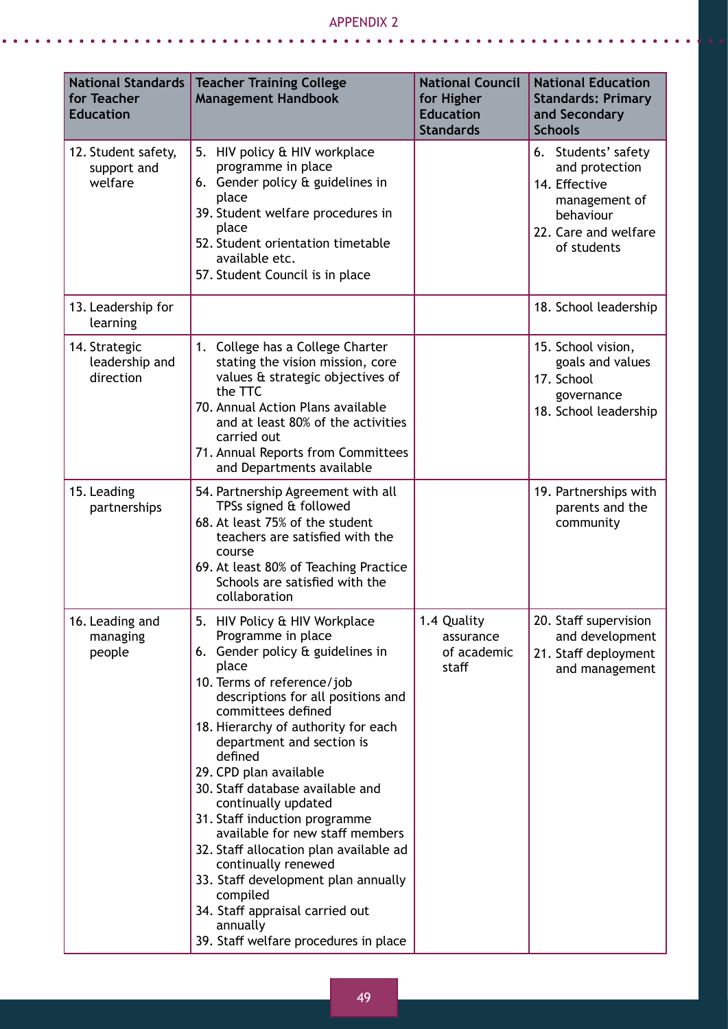APPENDIX 2

| National Standards for Teacher Education | Teacher Training College Management Handbook | National Council for Higher Education Standards | National Education Standards: Primary and Secondary Schools |
|---|---|---|---|
| 12. Student safety, support and welfare | 5. HIV policy & HIV workplace programme in place<br>6. Gender policy & guidelines in place<br>39. Student welfare procedures in place<br>52. Student orientation timetable available etc.<br>57. Student Council is in place | | 6. Students' safety and protection<br>14. Effective management of behaviour<br>22. Care and welfare of students |
| 13. Leadership for learning | | | 18. School leadership |
| 14. Strategic leadership and direction | 1. College has a College Charter stating the vision mission, core values & strategic objectives of the TTC<br>70. Annual Action Plans available and at least 80% of the activities carried out<br>71. Annual Reports from Committees and Departments available | | 15. School vision, goals and values<br>17. School governance<br>18. School leadership |
| 15. Leading partnerships | 54. Partnership Agreement with all TPSs signed & followed<br>68. At least 75% of the student teachers are satisfied with the course<br>69. At least 80% of Teaching Practice Schools are satisfied with the collaboration | | 19. Partnerships with parents and the community |
| 16. Leading and managing people | 5. HIV Policy & HIV Workplace Programme in place<br>6. Gender policy & guidelines in place<br>10. Terms of reference/job descriptions for all positions and committees defined<br>18. Hierarchy of authority for each department and section is defined<br>29. CPD plan available<br>30. Staff database available and continually updated<br>31. Staff induction programme available for new staff members<br>32. Staff allocation plan available ad continually renewed<br>33. Staff development plan annually compiled<br>34. Staff appraisal carried out annually<br>39. Staff welfare procedures in place | 1.4 Quality assurance of academic staff | 20. Staff supervision and development<br>21. Staff deployment and management |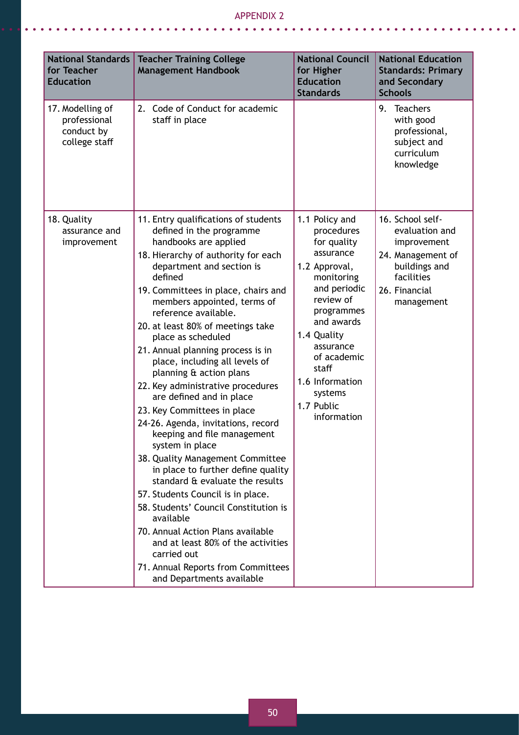APPENDIX 2

| National Standards for Teacher Education | Teacher Training College Management Handbook | National Council for Higher Education Standards | National Education Standards: Primary and Secondary Schools |
|---|---|---|---|
| 17. Modelling of professional conduct by college staff | 2. Code of Conduct for academic staff in place | | 9. Teachers with good professional, subject and curriculum knowledge |
| 18. Quality assurance and improvement | 11. Entry qualifications of students defined in the programme handbooks are applied<br>18. Hierarchy of authority for each department and section is defined<br>19. Committees in place, chairs and members appointed, terms of reference available.<br>20. at least 80% of meetings take place as scheduled<br>21. Annual planning process is in place, including all levels of planning & action plans<br>22. Key administrative procedures are defined and in place<br>23. Key Committees in place<br>24-26. Agenda, invitations, record keeping and file management system in place<br>38. Quality Management Committee in place to further define quality standard & evaluate the results<br>57. Students Council is in place.<br>58. Students' Council Constitution is available<br>70. Annual Action Plans available and at least 80% of the activities carried out<br>71. Annual Reports from Committees and Departments available | 1.1 Policy and procedures for quality assurance<br>1.2 Approval, monitoring and periodic review of programmes and awards<br>1.4 Quality assurance of academic staff<br>1.6 Information systems<br>1.7 Public information | 16. School self-evaluation and improvement<br>24. Management of buildings and facilities<br>26. Financial management |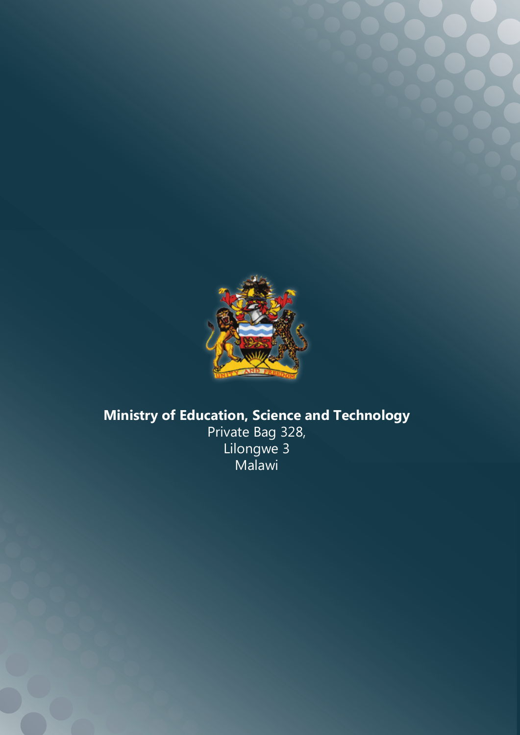**Ministry of Education, Science and Technology**
Private Bag 328,
Lilongwe 3
Malawi